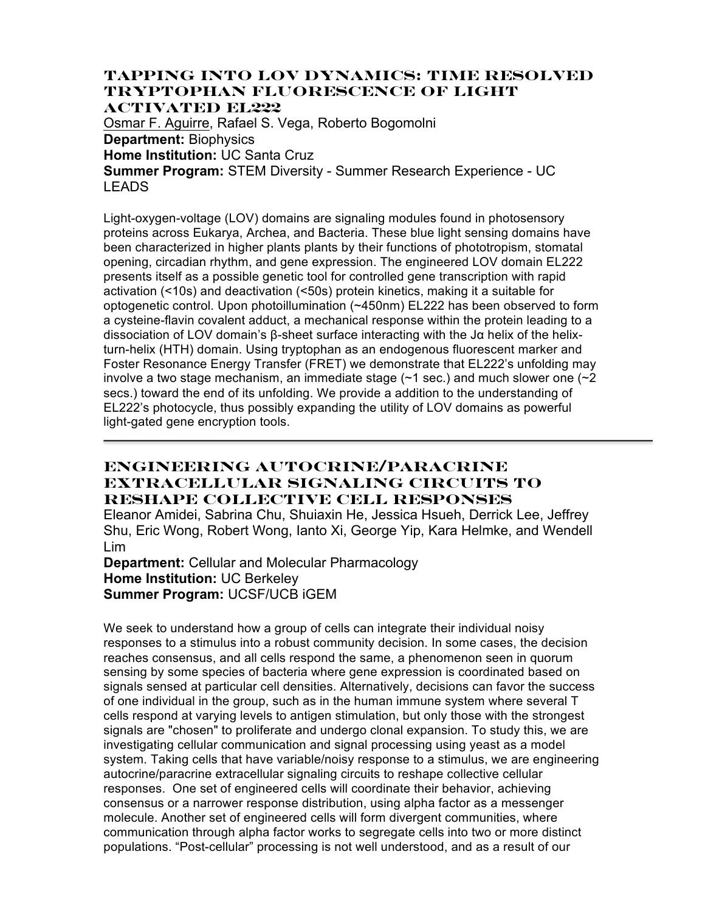## TAPPING INTO LOV DYNAMICS: TIME RESOLVED TRYPTOPHAN FLUORESCENCE OF LIGHT ACTIVATED EL222

Osmar F. Aguirre, Rafael S. Vega, Roberto Bogomolni
**Department:** Biophysics
**Home Institution:** UC Santa Cruz
**Summer Program:** STEM Diversity - Summer Research Experience - UC LEADS

Light-oxygen-voltage (LOV) domains are signaling modules found in photosensory proteins across Eukarya, Archea, and Bacteria. These blue light sensing domains have been characterized in higher plants plants by their functions of phototropism, stomatal opening, circadian rhythm, and gene expression. The engineered LOV domain EL222 presents itself as a possible genetic tool for controlled gene transcription with rapid activation (<10s) and deactivation (<50s) protein kinetics, making it a suitable for optogenetic control. Upon photoillumination (~450nm) EL222 has been observed to form a cysteine-flavin covalent adduct, a mechanical response within the protein leading to a dissociation of LOV domain's β-sheet surface interacting with the Jα helix of the helix-turn-helix (HTH) domain. Using tryptophan as an endogenous fluorescent marker and Foster Resonance Energy Transfer (FRET) we demonstrate that EL222's unfolding may involve a two stage mechanism, an immediate stage (~1 sec.) and much slower one (~2 secs.) toward the end of its unfolding. We provide a addition to the understanding of EL222's photocycle, thus possibly expanding the utility of LOV domains as powerful light-gated gene encryption tools.

---

## ENGINEERING AUTOCRINE/PARACRINE EXTRACELLULAR SIGNALING CIRCUITS TO RESHAPE COLLECTIVE CELL RESPONSES

Eleanor Amidei, Sabrina Chu, Shuiaxin He, Jessica Hsueh, Derrick Lee, Jeffrey Shu, Eric Wong, Robert Wong, Ianto Xi, George Yip, Kara Helmke, and Wendell Lim
**Department:** Cellular and Molecular Pharmacology
**Home Institution:** UC Berkeley
**Summer Program:** UCSF/UCB iGEM

We seek to understand how a group of cells can integrate their individual noisy responses to a stimulus into a robust community decision. In some cases, the decision reaches consensus, and all cells respond the same, a phenomenon seen in quorum sensing by some species of bacteria where gene expression is coordinated based on signals sensed at particular cell densities. Alternatively, decisions can favor the success of one individual in the group, such as in the human immune system where several T cells respond at varying levels to antigen stimulation, but only those with the strongest signals are "chosen" to proliferate and undergo clonal expansion. To study this, we are investigating cellular communication and signal processing using yeast as a model system. Taking cells that have variable/noisy response to a stimulus, we are engineering autocrine/paracrine extracellular signaling circuits to reshape collective cellular responses. One set of engineered cells will coordinate their behavior, achieving consensus or a narrower response distribution, using alpha factor as a messenger molecule. Another set of engineered cells will form divergent communities, where communication through alpha factor works to segregate cells into two or more distinct populations. "Post-cellular" processing is not well understood, and as a result of our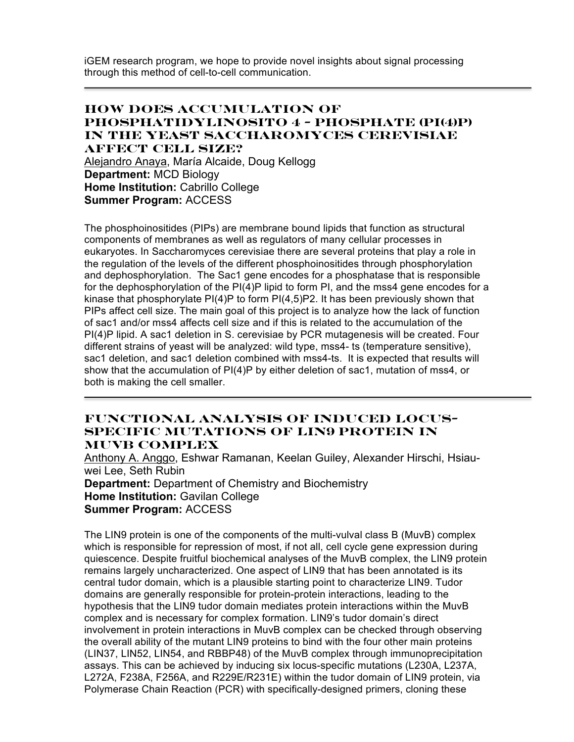iGEM research program, we hope to provide novel insights about signal processing through this method of cell-to-cell communication.

---

## HOW DOES ACCUMULATION OF PHOSPHATIDYLINOSITO 4 – PHOSPHATE (PI(4)P) IN THE YEAST SACCHAROMYCES CEREVISIAE AFFECT CELL SIZE?

Alejandro Anaya, María Alcaide, Doug Kellogg
**Department:** MCD Biology
**Home Institution:** Cabrillo College
**Summer Program:** ACCESS

The phosphoinositides (PIPs) are membrane bound lipids that function as structural components of membranes as well as regulators of many cellular processes in eukaryotes. In Saccharomyces cerevisiae there are several proteins that play a role in the regulation of the levels of the different phosphoinositides through phosphorylation and dephosphorylation. The Sac1 gene encodes for a phosphatase that is responsible for the dephosphorylation of the PI(4)P lipid to form PI, and the mss4 gene encodes for a kinase that phosphorylate PI(4)P to form PI(4,5)P2. It has been previously shown that PIPs affect cell size. The main goal of this project is to analyze how the lack of function of sac1 and/or mss4 affects cell size and if this is related to the accumulation of the PI(4)P lipid. A sac1 deletion in S. cerevisiae by PCR mutagenesis will be created. Four different strains of yeast will be analyzed: wild type, mss4- ts (temperature sensitive), sac1 deletion, and sac1 deletion combined with mss4-ts. It is expected that results will show that the accumulation of PI(4)P by either deletion of sac1, mutation of mss4, or both is making the cell smaller.

---

## FUNCTIONAL ANALYSIS OF INDUCED LOCUS-SPECIFIC MUTATIONS OF LIN9 PROTEIN IN MUVB COMPLEX

Anthony A. Anggo, Eshwar Ramanan, Keelan Guiley, Alexander Hirschi, Hsiau-wei Lee, Seth Rubin
**Department:** Department of Chemistry and Biochemistry
**Home Institution:** Gavilan College
**Summer Program:** ACCESS

The LIN9 protein is one of the components of the multi-vulval class B (MuvB) complex which is responsible for repression of most, if not all, cell cycle gene expression during quiescence. Despite fruitful biochemical analyses of the MuvB complex, the LIN9 protein remains largely uncharacterized. One aspect of LIN9 that has been annotated is its central tudor domain, which is a plausible starting point to characterize LIN9. Tudor domains are generally responsible for protein-protein interactions, leading to the hypothesis that the LIN9 tudor domain mediates protein interactions within the MuvB complex and is necessary for complex formation. LIN9's tudor domain's direct involvement in protein interactions in MuvB complex can be checked through observing the overall ability of the mutant LIN9 proteins to bind with the four other main proteins (LIN37, LIN52, LIN54, and RBBP48) of the MuvB complex through immunoprecipitation assays. This can be achieved by inducing six locus-specific mutations (L230A, L237A, L272A, F238A, F256A, and R229E/R231E) within the tudor domain of LIN9 protein, via Polymerase Chain Reaction (PCR) with specifically-designed primers, cloning these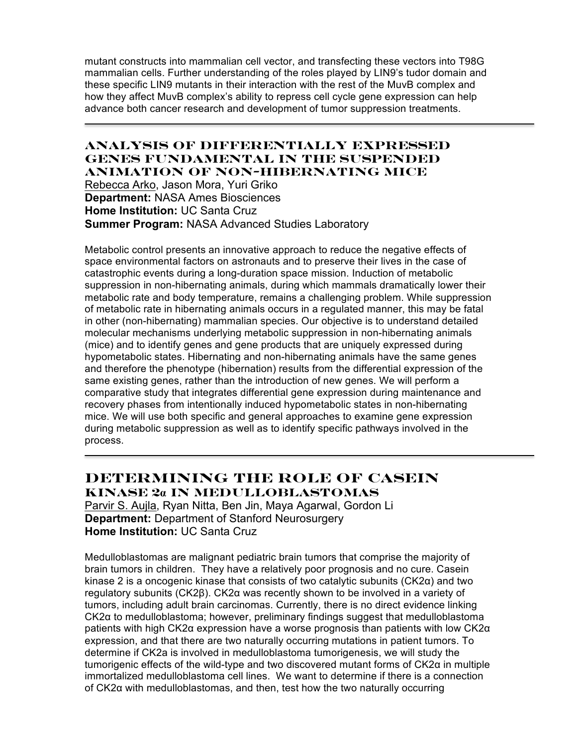mutant constructs into mammalian cell vector, and transfecting these vectors into T98G mammalian cells. Further understanding of the roles played by LIN9's tudor domain and these specific LIN9 mutants in their interaction with the rest of the MuvB complex and how they affect MuvB complex's ability to repress cell cycle gene expression can help advance both cancer research and development of tumor suppression treatments.

---

## Analysis of Differentially Expressed Genes Fundamental in the Suspended Animation of Non-Hibernating Mice

Rebecca Arko, Jason Mora, Yuri Griko
**Department:** NASA Ames Biosciences
**Home Institution:** UC Santa Cruz
**Summer Program:** NASA Advanced Studies Laboratory

Metabolic control presents an innovative approach to reduce the negative effects of space environmental factors on astronauts and to preserve their lives in the case of catastrophic events during a long-duration space mission. Induction of metabolic suppression in non-hibernating animals, during which mammals dramatically lower their metabolic rate and body temperature, remains a challenging problem. While suppression of metabolic rate in hibernating animals occurs in a regulated manner, this may be fatal in other (non-hibernating) mammalian species. Our objective is to understand detailed molecular mechanisms underlying metabolic suppression in non-hibernating animals (mice) and to identify genes and gene products that are uniquely expressed during hypometabolic states. Hibernating and non-hibernating animals have the same genes and therefore the phenotype (hibernation) results from the differential expression of the same existing genes, rather than the introduction of new genes. We will perform a comparative study that integrates differential gene expression during maintenance and recovery phases from intentionally induced hypometabolic states in non-hibernating mice. We will use both specific and general approaches to examine gene expression during metabolic suppression as well as to identify specific pathways involved in the process.

---

## Determining the Role of Casein Kinase 2α in Medulloblastomas

Parvir S. Aujla, Ryan Nitta, Ben Jin, Maya Agarwal, Gordon Li
**Department:** Department of Stanford Neurosurgery
**Home Institution:** UC Santa Cruz

Medulloblastomas are malignant pediatric brain tumors that comprise the majority of brain tumors in children. They have a relatively poor prognosis and no cure. Casein kinase 2 is a oncogenic kinase that consists of two catalytic subunits (CK2α) and two regulatory subunits (CK2β). CK2α was recently shown to be involved in a variety of tumors, including adult brain carcinomas. Currently, there is no direct evidence linking CK2α to medulloblastoma; however, preliminary findings suggest that medulloblastoma patients with high CK2α expression have a worse prognosis than patients with low CK2α expression, and that there are two naturally occurring mutations in patient tumors. To determine if CK2a is involved in medulloblastoma tumorigenesis, we will study the tumorigenic effects of the wild-type and two discovered mutant forms of CK2α in multiple immortalized medulloblastoma cell lines. We want to determine if there is a connection of CK2α with medulloblastomas, and then, test how the two naturally occurring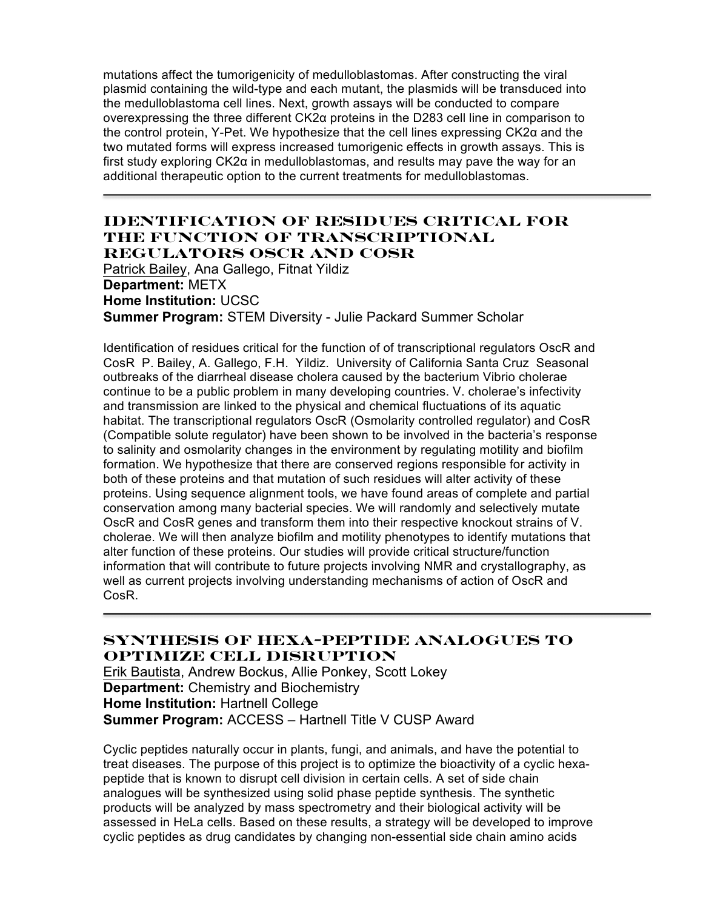mutations affect the tumorigenicity of medulloblastomas. After constructing the viral plasmid containing the wild-type and each mutant, the plasmids will be transduced into the medulloblastoma cell lines. Next, growth assays will be conducted to compare overexpressing the three different CK2α proteins in the D283 cell line in comparison to the control protein, Y-Pet. We hypothesize that the cell lines expressing CK2α and the two mutated forms will express increased tumorigenic effects in growth assays. This is first study exploring CK2α in medulloblastomas, and results may pave the way for an additional therapeutic option to the current treatments for medulloblastomas.

---

## Identification of Residues Critical for the Function of Transcriptional Regulators OscR and CosR

Patrick Bailey, Ana Gallego, Fitnat Yildiz
**Department:** METX
**Home Institution:** UCSC
**Summer Program:** STEM Diversity - Julie Packard Summer Scholar

Identification of residues critical for the function of of transcriptional regulators OscR and CosR P. Bailey, A. Gallego, F.H. Yildiz. University of California Santa Cruz Seasonal outbreaks of the diarrheal disease cholera caused by the bacterium Vibrio cholerae continue to be a public problem in many developing countries. V. cholerae's infectivity and transmission are linked to the physical and chemical fluctuations of its aquatic habitat. The transcriptional regulators OscR (Osmolarity controlled regulator) and CosR (Compatible solute regulator) have been shown to be involved in the bacteria's response to salinity and osmolarity changes in the environment by regulating motility and biofilm formation. We hypothesize that there are conserved regions responsible for activity in both of these proteins and that mutation of such residues will alter activity of these proteins. Using sequence alignment tools, we have found areas of complete and partial conservation among many bacterial species. We will randomly and selectively mutate OscR and CosR genes and transform them into their respective knockout strains of V. cholerae. We will then analyze biofilm and motility phenotypes to identify mutations that alter function of these proteins. Our studies will provide critical structure/function information that will contribute to future projects involving NMR and crystallography, as well as current projects involving understanding mechanisms of action of OscR and CosR.

---

## Synthesis of Hexa-Peptide Analogues to Optimize Cell Disruption

Erik Bautista, Andrew Bockus, Allie Ponkey, Scott Lokey
**Department:** Chemistry and Biochemistry
**Home Institution:** Hartnell College
**Summer Program:** ACCESS – Hartnell Title V CUSP Award

Cyclic peptides naturally occur in plants, fungi, and animals, and have the potential to treat diseases. The purpose of this project is to optimize the bioactivity of a cyclic hexa-peptide that is known to disrupt cell division in certain cells. A set of side chain analogues will be synthesized using solid phase peptide synthesis. The synthetic products will be analyzed by mass spectrometry and their biological activity will be assessed in HeLa cells. Based on these results, a strategy will be developed to improve cyclic peptides as drug candidates by changing non-essential side chain amino acids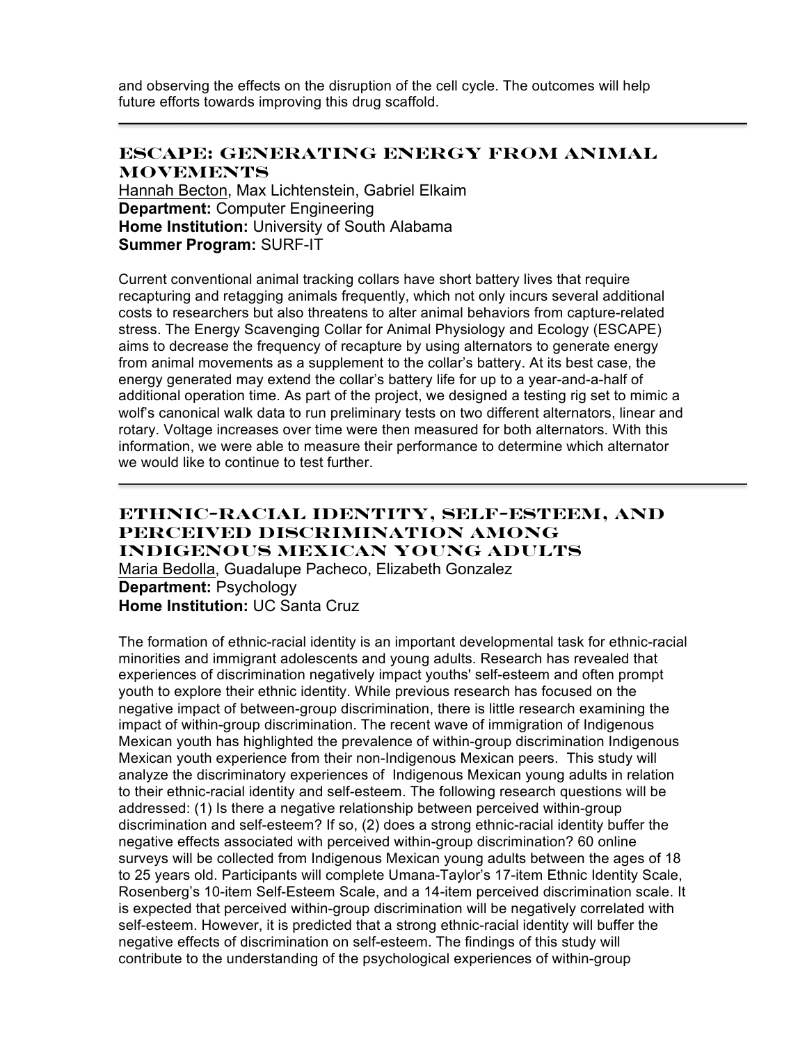and observing the effects on the disruption of the cell cycle. The outcomes will help future efforts towards improving this drug scaffold.

---

## ESCAPE: Generating Energy from Animal Movements

Hannah Becton, Max Lichtenstein, Gabriel Elkaim
**Department:** Computer Engineering
**Home Institution:** University of South Alabama
**Summer Program:** SURF-IT

Current conventional animal tracking collars have short battery lives that require recapturing and retagging animals frequently, which not only incurs several additional costs to researchers but also threatens to alter animal behaviors from capture-related stress. The Energy Scavenging Collar for Animal Physiology and Ecology (ESCAPE) aims to decrease the frequency of recapture by using alternators to generate energy from animal movements as a supplement to the collar's battery. At its best case, the energy generated may extend the collar's battery life for up to a year-and-a-half of additional operation time. As part of the project, we designed a testing rig set to mimic a wolf's canonical walk data to run preliminary tests on two different alternators, linear and rotary. Voltage increases over time were then measured for both alternators. With this information, we were able to measure their performance to determine which alternator we would like to continue to test further.

---

## Ethnic-Racial Identity, Self-Esteem, and Perceived Discrimination Among Indigenous Mexican Young Adults

Maria Bedolla, Guadalupe Pacheco, Elizabeth Gonzalez
**Department:** Psychology
**Home Institution:** UC Santa Cruz

The formation of ethnic-racial identity is an important developmental task for ethnic-racial minorities and immigrant adolescents and young adults. Research has revealed that experiences of discrimination negatively impact youths' self-esteem and often prompt youth to explore their ethnic identity. While previous research has focused on the negative impact of between-group discrimination, there is little research examining the impact of within-group discrimination. The recent wave of immigration of Indigenous Mexican youth has highlighted the prevalence of within-group discrimination Indigenous Mexican youth experience from their non-Indigenous Mexican peers. This study will analyze the discriminatory experiences of Indigenous Mexican young adults in relation to their ethnic-racial identity and self-esteem. The following research questions will be addressed: (1) Is there a negative relationship between perceived within-group discrimination and self-esteem? If so, (2) does a strong ethnic-racial identity buffer the negative effects associated with perceived within-group discrimination? 60 online surveys will be collected from Indigenous Mexican young adults between the ages of 18 to 25 years old. Participants will complete Umana-Taylor's 17-item Ethnic Identity Scale, Rosenberg's 10-item Self-Esteem Scale, and a 14-item perceived discrimination scale. It is expected that perceived within-group discrimination will be negatively correlated with self-esteem. However, it is predicted that a strong ethnic-racial identity will buffer the negative effects of discrimination on self-esteem. The findings of this study will contribute to the understanding of the psychological experiences of within-group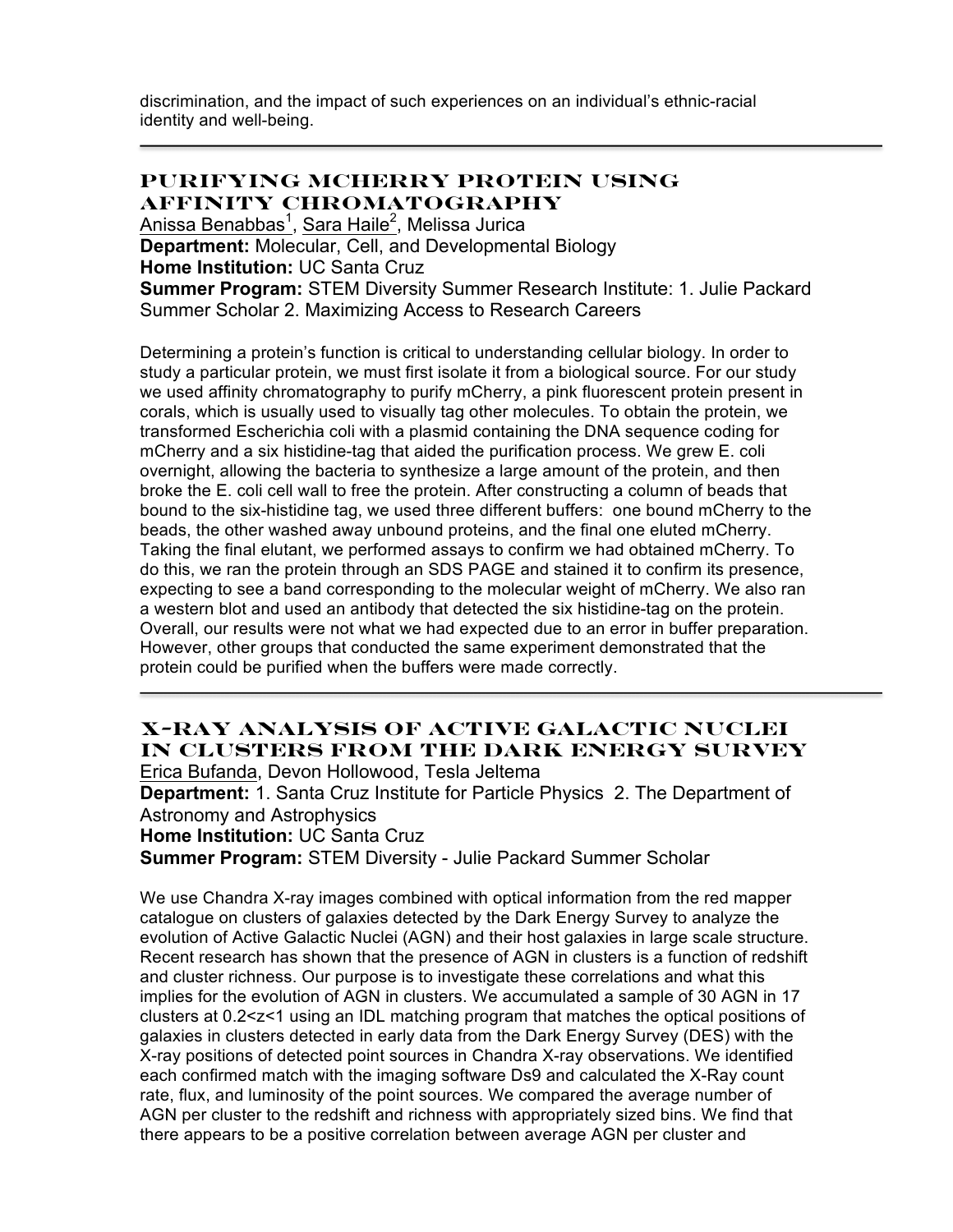discrimination, and the impact of such experiences on an individual's ethnic-racial identity and well-being.

---

## PURIFYING MCHERRY PROTEIN USING AFFINITY CHROMATOGRAPHY

Anissa Benabbas[1], Sara Haile[2], Melissa Jurica

**Department:** Molecular, Cell, and Developmental Biology

**Home Institution:** UC Santa Cruz

**Summer Program:** STEM Diversity Summer Research Institute: 1. Julie Packard Summer Scholar 2. Maximizing Access to Research Careers

Determining a protein's function is critical to understanding cellular biology. In order to study a particular protein, we must first isolate it from a biological source. For our study we used affinity chromatography to purify mCherry, a pink fluorescent protein present in corals, which is usually used to visually tag other molecules. To obtain the protein, we transformed Escherichia coli with a plasmid containing the DNA sequence coding for mCherry and a six histidine-tag that aided the purification process. We grew E. coli overnight, allowing the bacteria to synthesize a large amount of the protein, and then broke the E. coli cell wall to free the protein. After constructing a column of beads that bound to the six-histidine tag, we used three different buffers: one bound mCherry to the beads, the other washed away unbound proteins, and the final one eluted mCherry. Taking the final elutant, we performed assays to confirm we had obtained mCherry. To do this, we ran the protein through an SDS PAGE and stained it to confirm its presence, expecting to see a band corresponding to the molecular weight of mCherry. We also ran a western blot and used an antibody that detected the six histidine-tag on the protein. Overall, our results were not what we had expected due to an error in buffer preparation. However, other groups that conducted the same experiment demonstrated that the protein could be purified when the buffers were made correctly.

---

## X-RAY ANALYSIS OF ACTIVE GALACTIC NUCLEI IN CLUSTERS FROM THE DARK ENERGY SURVEY

Erica Bufanda, Devon Hollowood, Tesla Jeltema

**Department:** 1. Santa Cruz Institute for Particle Physics 2. The Department of Astronomy and Astrophysics

**Home Institution:** UC Santa Cruz

**Summer Program:** STEM Diversity - Julie Packard Summer Scholar

We use Chandra X-ray images combined with optical information from the red mapper catalogue on clusters of galaxies detected by the Dark Energy Survey to analyze the evolution of Active Galactic Nuclei (AGN) and their host galaxies in large scale structure. Recent research has shown that the presence of AGN in clusters is a function of redshift and cluster richness. Our purpose is to investigate these correlations and what this implies for the evolution of AGN in clusters. We accumulated a sample of 30 AGN in 17 clusters at $0.2<z<1$ using an IDL matching program that matches the optical positions of galaxies in clusters detected in early data from the Dark Energy Survey (DES) with the X-ray positions of detected point sources in Chandra X-ray observations. We identified each confirmed match with the imaging software Ds9 and calculated the X-Ray count rate, flux, and luminosity of the point sources. We compared the average number of AGN per cluster to the redshift and richness with appropriately sized bins. We find that there appears to be a positive correlation between average AGN per cluster and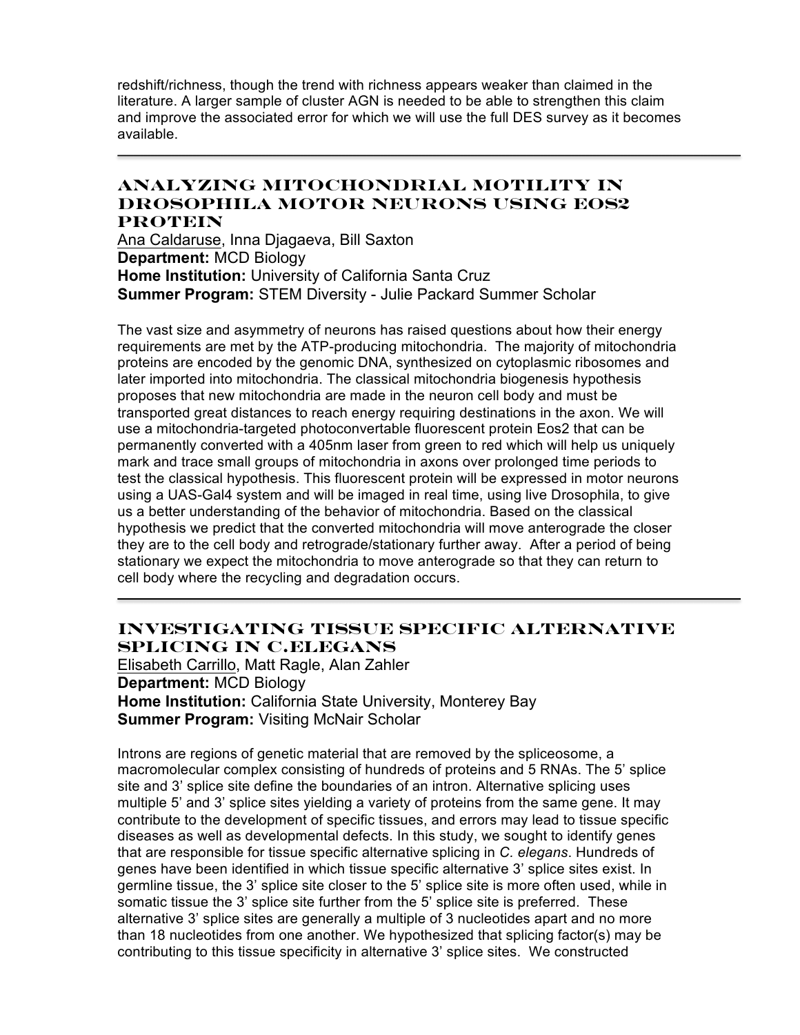redshift/richness, though the trend with richness appears weaker than claimed in the literature. A larger sample of cluster AGN is needed to be able to strengthen this claim and improve the associated error for which we will use the full DES survey as it becomes available.

---

## Analyzing Mitochondrial Motility in Drosophila Motor Neurons Using Eos2 Protein

Ana Caldaruse, Inna Djagaeva, Bill Saxton
**Department:** MCD Biology
**Home Institution:** University of California Santa Cruz
**Summer Program:** STEM Diversity - Julie Packard Summer Scholar

The vast size and asymmetry of neurons has raised questions about how their energy requirements are met by the ATP-producing mitochondria. The majority of mitochondria proteins are encoded by the genomic DNA, synthesized on cytoplasmic ribosomes and later imported into mitochondria. The classical mitochondria biogenesis hypothesis proposes that new mitochondria are made in the neuron cell body and must be transported great distances to reach energy requiring destinations in the axon. We will use a mitochondria-targeted photoconvertable fluorescent protein Eos2 that can be permanently converted with a 405nm laser from green to red which will help us uniquely mark and trace small groups of mitochondria in axons over prolonged time periods to test the classical hypothesis. This fluorescent protein will be expressed in motor neurons using a UAS-Gal4 system and will be imaged in real time, using live Drosophila, to give us a better understanding of the behavior of mitochondria. Based on the classical hypothesis we predict that the converted mitochondria will move anterograde the closer they are to the cell body and retrograde/stationary further away. After a period of being stationary we expect the mitochondria to move anterograde so that they can return to cell body where the recycling and degradation occurs.

---

## Investigating Tissue Specific Alternative Splicing in C.elegans

Elisabeth Carrillo, Matt Ragle, Alan Zahler
**Department:** MCD Biology
**Home Institution:** California State University, Monterey Bay
**Summer Program:** Visiting McNair Scholar

Introns are regions of genetic material that are removed by the spliceosome, a macromolecular complex consisting of hundreds of proteins and 5 RNAs. The 5' splice site and 3' splice site define the boundaries of an intron. Alternative splicing uses multiple 5' and 3' splice sites yielding a variety of proteins from the same gene. It may contribute to the development of specific tissues, and errors may lead to tissue specific diseases as well as developmental defects. In this study, we sought to identify genes that are responsible for tissue specific alternative splicing in *C. elegans*. Hundreds of genes have been identified in which tissue specific alternative 3' splice sites exist. In germline tissue, the 3' splice site closer to the 5' splice site is more often used, while in somatic tissue the 3' splice site further from the 5' splice site is preferred. These alternative 3' splice sites are generally a multiple of 3 nucleotides apart and no more than 18 nucleotides from one another. We hypothesized that splicing factor(s) may be contributing to this tissue specificity in alternative 3' splice sites. We constructed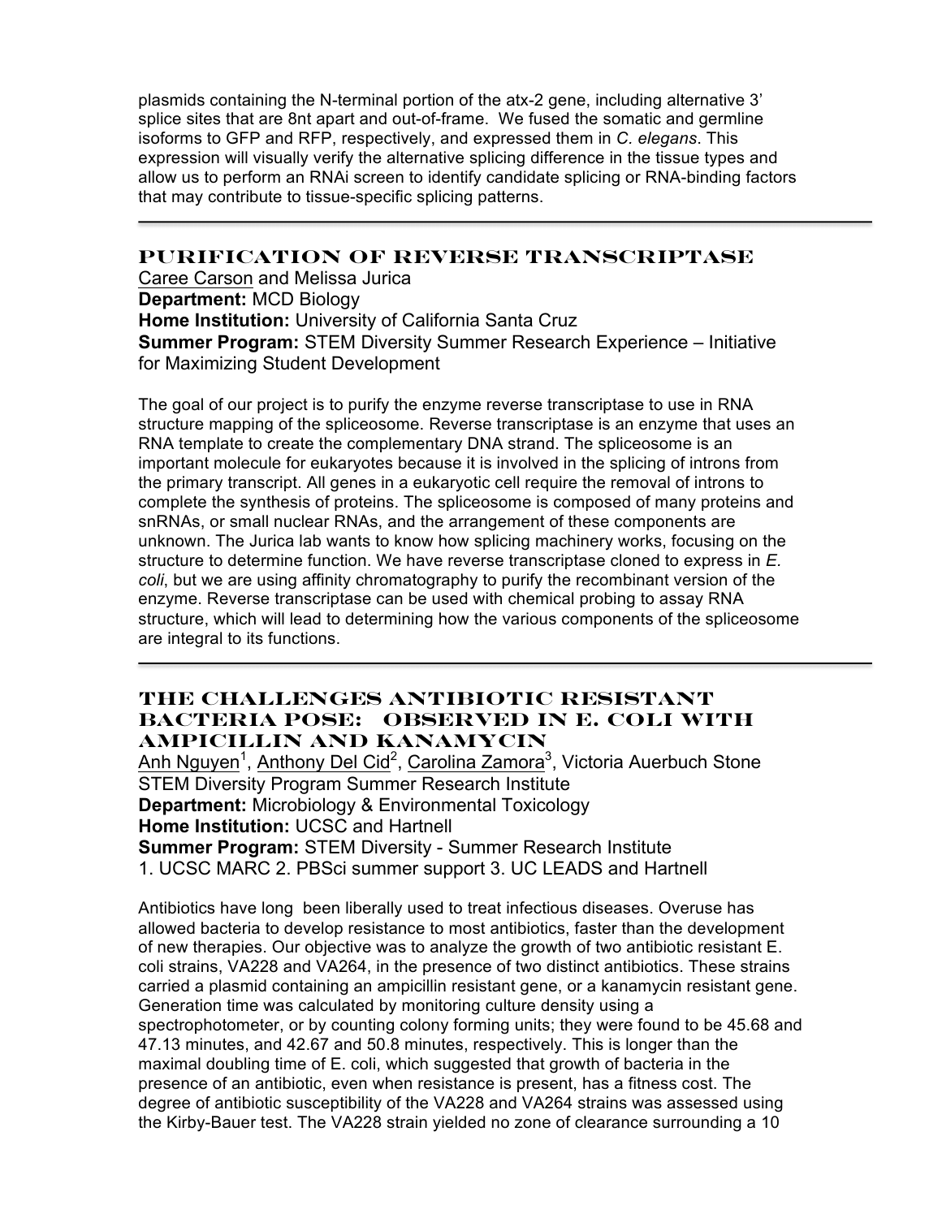plasmids containing the N-terminal portion of the atx-2 gene, including alternative 3' splice sites that are 8nt apart and out-of-frame. We fused the somatic and germline isoforms to GFP and RFP, respectively, and expressed them in *C. elegans*. This expression will visually verify the alternative splicing difference in the tissue types and allow us to perform an RNAi screen to identify candidate splicing or RNA-binding factors that may contribute to tissue-specific splicing patterns.

---

## Purification of Reverse Transcriptase

Caree Carson and Melissa Jurica
**Department:** MCD Biology
**Home Institution:** University of California Santa Cruz
**Summer Program:** STEM Diversity Summer Research Experience – Initiative for Maximizing Student Development

The goal of our project is to purify the enzyme reverse transcriptase to use in RNA structure mapping of the spliceosome. Reverse transcriptase is an enzyme that uses an RNA template to create the complementary DNA strand. The spliceosome is an important molecule for eukaryotes because it is involved in the splicing of introns from the primary transcript. All genes in a eukaryotic cell require the removal of introns to complete the synthesis of proteins. The spliceosome is composed of many proteins and snRNAs, or small nuclear RNAs, and the arrangement of these components are unknown. The Jurica lab wants to know how splicing machinery works, focusing on the structure to determine function. We have reverse transcriptase cloned to express in *E. coli*, but we are using affinity chromatography to purify the recombinant version of the enzyme. Reverse transcriptase can be used with chemical probing to assay RNA structure, which will lead to determining how the various components of the spliceosome are integral to its functions.

---

## The Challenges Antibiotic Resistant Bacteria Pose: Observed in E. coli with Ampicillin and Kanamycin

Anh Nguyen[1], Anthony Del Cid[2], Carolina Zamora[3], Victoria Auerbuch Stone
STEM Diversity Program Summer Research Institute
**Department:** Microbiology & Environmental Toxicology
**Home Institution:** UCSC and Hartnell
**Summer Program:** STEM Diversity - Summer Research Institute
1. UCSC MARC 2. PBSci summer support 3. UC LEADS and Hartnell

Antibiotics have long been liberally used to treat infectious diseases. Overuse has allowed bacteria to develop resistance to most antibiotics, faster than the development of new therapies. Our objective was to analyze the growth of two antibiotic resistant E. coli strains, VA228 and VA264, in the presence of two distinct antibiotics. These strains carried a plasmid containing an ampicillin resistant gene, or a kanamycin resistant gene. Generation time was calculated by monitoring culture density using a spectrophotometer, or by counting colony forming units; they were found to be 45.68 and 47.13 minutes, and 42.67 and 50.8 minutes, respectively. This is longer than the maximal doubling time of E. coli, which suggested that growth of bacteria in the presence of an antibiotic, even when resistance is present, has a fitness cost. The degree of antibiotic susceptibility of the VA228 and VA264 strains was assessed using the Kirby-Bauer test. The VA228 strain yielded no zone of clearance surrounding a 10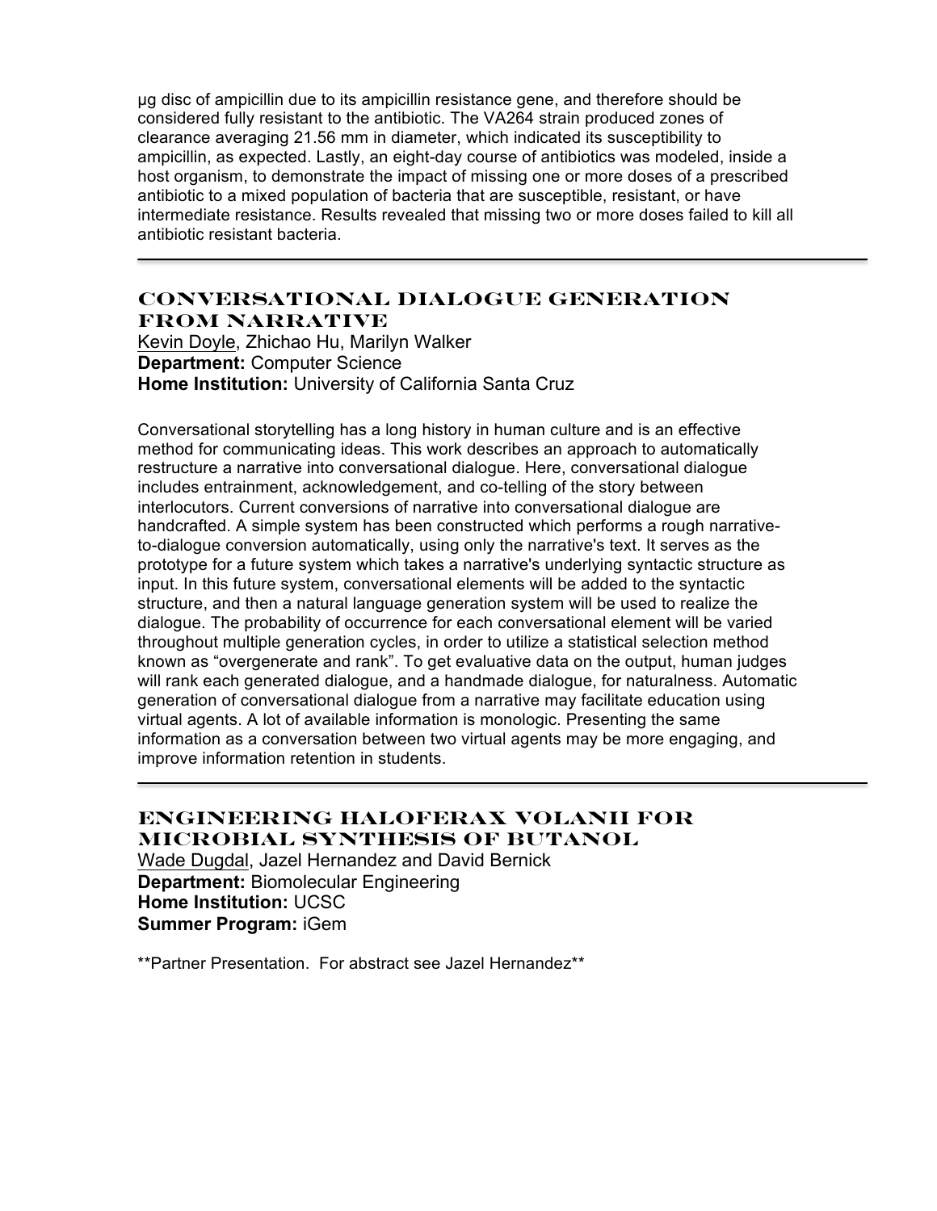μg disc of ampicillin due to its ampicillin resistance gene, and therefore should be considered fully resistant to the antibiotic. The VA264 strain produced zones of clearance averaging 21.56 mm in diameter, which indicated its susceptibility to ampicillin, as expected. Lastly, an eight-day course of antibiotics was modeled, inside a host organism, to demonstrate the impact of missing one or more doses of a prescribed antibiotic to a mixed population of bacteria that are susceptible, resistant, or have intermediate resistance. Results revealed that missing two or more doses failed to kill all antibiotic resistant bacteria.

---

## CONVERSATIONAL DIALOGUE GENERATION FROM NARRATIVE

Kevin Doyle, Zhichao Hu, Marilyn Walker
**Department:** Computer Science
**Home Institution:** University of California Santa Cruz

Conversational storytelling has a long history in human culture and is an effective method for communicating ideas. This work describes an approach to automatically restructure a narrative into conversational dialogue. Here, conversational dialogue includes entrainment, acknowledgement, and co-telling of the story between interlocutors. Current conversions of narrative into conversational dialogue are handcrafted. A simple system has been constructed which performs a rough narrative-to-dialogue conversion automatically, using only the narrative's text. It serves as the prototype for a future system which takes a narrative's underlying syntactic structure as input. In this future system, conversational elements will be added to the syntactic structure, and then a natural language generation system will be used to realize the dialogue. The probability of occurrence for each conversational element will be varied throughout multiple generation cycles, in order to utilize a statistical selection method known as "overgenerate and rank". To get evaluative data on the output, human judges will rank each generated dialogue, and a handmade dialogue, for naturalness. Automatic generation of conversational dialogue from a narrative may facilitate education using virtual agents. A lot of available information is monologic. Presenting the same information as a conversation between two virtual agents may be more engaging, and improve information retention in students.

---

## ENGINEERING HALOFERAX VOLANII FOR MICROBIAL SYNTHESIS OF BUTANOL

Wade Dugdal, Jazel Hernandez and David Bernick
**Department:** Biomolecular Engineering
**Home Institution:** UCSC
**Summer Program:** iGem

**Partner Presentation. For abstract see Jazel Hernandez**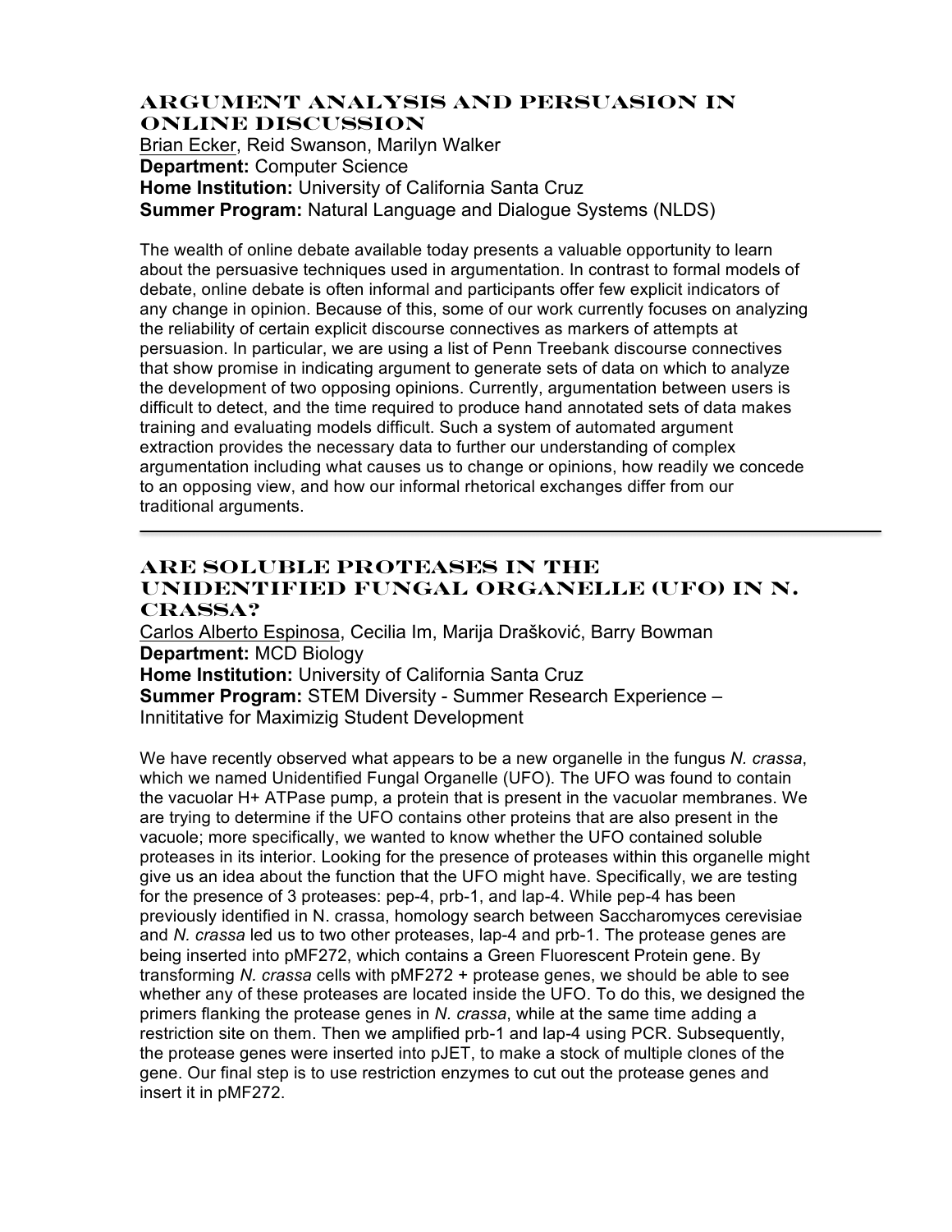## ARGUMENT ANALYSIS AND PERSUASION IN ONLINE DISCUSSION

Brian Ecker, Reid Swanson, Marilyn Walker
**Department:** Computer Science
**Home Institution:** University of California Santa Cruz
**Summer Program:** Natural Language and Dialogue Systems (NLDS)

The wealth of online debate available today presents a valuable opportunity to learn about the persuasive techniques used in argumentation. In contrast to formal models of debate, online debate is often informal and participants offer few explicit indicators of any change in opinion. Because of this, some of our work currently focuses on analyzing the reliability of certain explicit discourse connectives as markers of attempts at persuasion. In particular, we are using a list of Penn Treebank discourse connectives that show promise in indicating argument to generate sets of data on which to analyze the development of two opposing opinions. Currently, argumentation between users is difficult to detect, and the time required to produce hand annotated sets of data makes training and evaluating models difficult. Such a system of automated argument extraction provides the necessary data to further our understanding of complex argumentation including what causes us to change or opinions, how readily we concede to an opposing view, and how our informal rhetorical exchanges differ from our traditional arguments.

---

## ARE SOLUBLE PROTEASES IN THE UNIDENTIFIED FUNGAL ORGANELLE (UFO) IN N. CRASSA?

Carlos Alberto Espinosa, Cecilia Im, Marija Drašković, Barry Bowman
**Department:** MCD Biology
**Home Institution:** University of California Santa Cruz
**Summer Program:** STEM Diversity - Summer Research Experience – Innititative for Maximizig Student Development

We have recently observed what appears to be a new organelle in the fungus *N. crassa*, which we named Unidentified Fungal Organelle (UFO). The UFO was found to contain the vacuolar H+ ATPase pump, a protein that is present in the vacuolar membranes. We are trying to determine if the UFO contains other proteins that are also present in the vacuole; more specifically, we wanted to know whether the UFO contained soluble proteases in its interior. Looking for the presence of proteases within this organelle might give us an idea about the function that the UFO might have. Specifically, we are testing for the presence of 3 proteases: pep-4, prb-1, and lap-4. While pep-4 has been previously identified in N. crassa, homology search between Saccharomyces cerevisiae and *N. crassa* led us to two other proteases, lap-4 and prb-1. The protease genes are being inserted into pMF272, which contains a Green Fluorescent Protein gene. By transforming *N. crassa* cells with pMF272 + protease genes, we should be able to see whether any of these proteases are located inside the UFO. To do this, we designed the primers flanking the protease genes in *N. crassa*, while at the same time adding a restriction site on them. Then we amplified prb-1 and lap-4 using PCR. Subsequently, the protease genes were inserted into pJET, to make a stock of multiple clones of the gene. Our final step is to use restriction enzymes to cut out the protease genes and insert it in pMF272.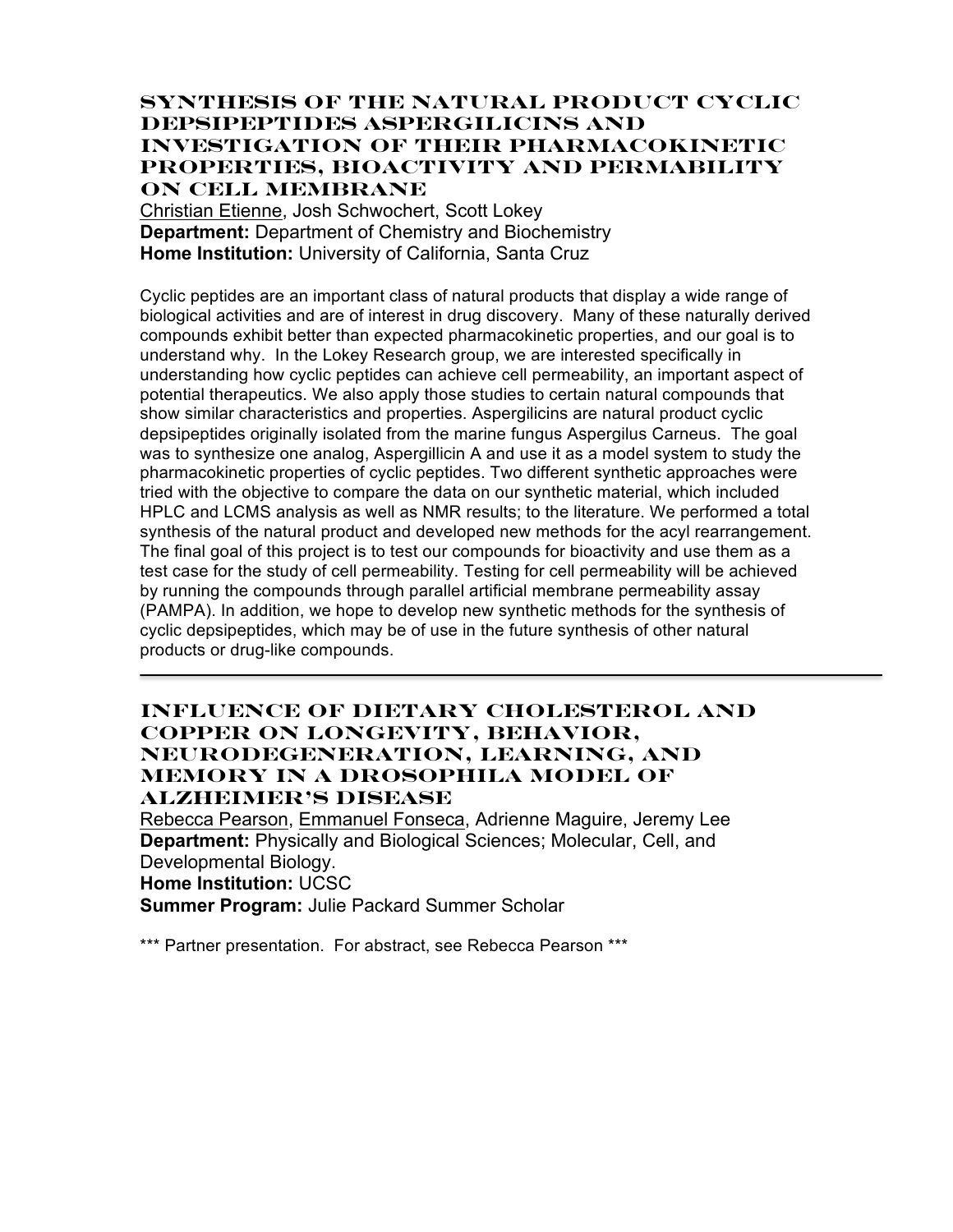## SYNTHESIS OF THE NATURAL PRODUCT CYCLIC DEPSIPEPTIDES ASPERGILICINS AND INVESTIGATION OF THEIR PHARMACOKINETIC PROPERTIES, BIOACTIVITY AND PERMABILITY ON CELL MEMBRANE

Christian Etienne, Josh Schwochert, Scott Lokey
**Department:** Department of Chemistry and Biochemistry
**Home Institution:** University of California, Santa Cruz

Cyclic peptides are an important class of natural products that display a wide range of biological activities and are of interest in drug discovery. Many of these naturally derived compounds exhibit better than expected pharmacokinetic properties, and our goal is to understand why. In the Lokey Research group, we are interested specifically in understanding how cyclic peptides can achieve cell permeability, an important aspect of potential therapeutics. We also apply those studies to certain natural compounds that show similar characteristics and properties. Aspergilicins are natural product cyclic depsipeptides originally isolated from the marine fungus Aspergilus Carneus. The goal was to synthesize one analog, Aspergillicin A and use it as a model system to study the pharmacokinetic properties of cyclic peptides. Two different synthetic approaches were tried with the objective to compare the data on our synthetic material, which included HPLC and LCMS analysis as well as NMR results; to the literature. We performed a total synthesis of the natural product and developed new methods for the acyl rearrangement. The final goal of this project is to test our compounds for bioactivity and use them as a test case for the study of cell permeability. Testing for cell permeability will be achieved by running the compounds through parallel artificial membrane permeability assay (PAMPA). In addition, we hope to develop new synthetic methods for the synthesis of cyclic depsipeptides, which may be of use in the future synthesis of other natural products or drug-like compounds.

---

## INFLUENCE OF DIETARY CHOLESTEROL AND COPPER ON LONGEVITY, BEHAVIOR, NEURODEGENERATION, LEARNING, AND MEMORY IN A DROSOPHILA MODEL OF ALZHEIMER'S DISEASE

Rebecca Pearson, Emmanuel Fonseca, Adrienne Maguire, Jeremy Lee
**Department:** Physically and Biological Sciences; Molecular, Cell, and Developmental Biology.
**Home Institution:** UCSC
**Summer Program:** Julie Packard Summer Scholar

*** Partner presentation. For abstract, see Rebecca Pearson ***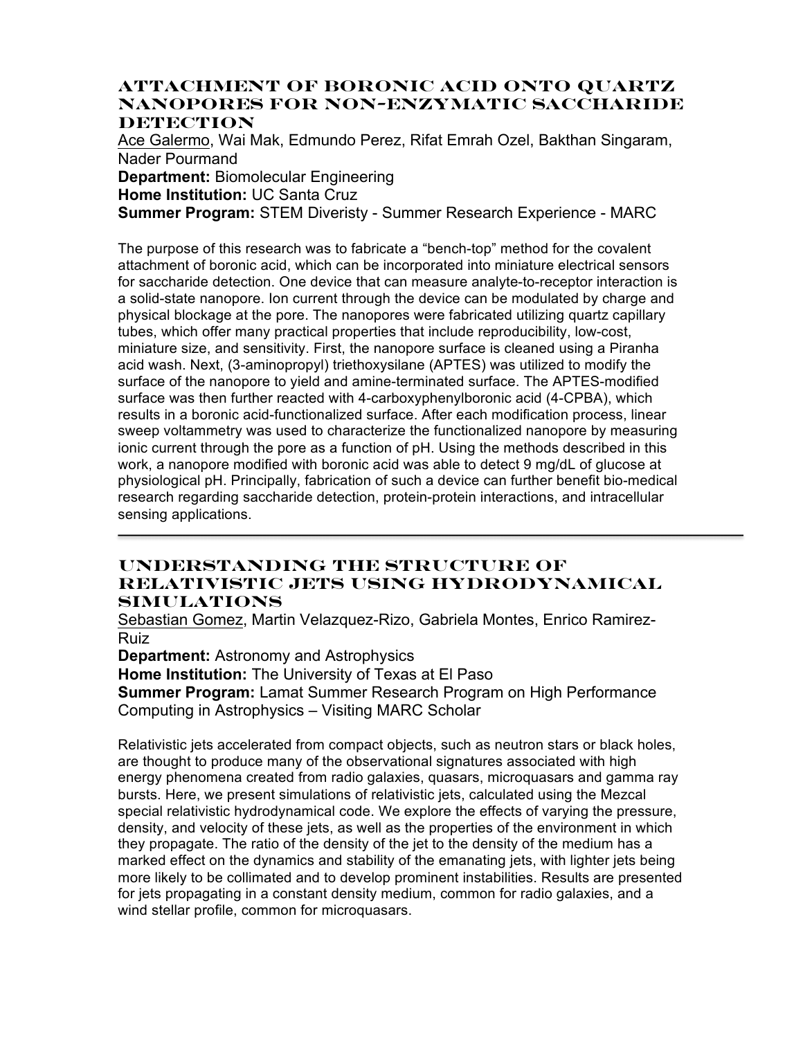## ATTACHMENT OF BORONIC ACID ONTO QUARTZ NANOPORES FOR NON-ENZYMATIC SACCHARIDE DETECTION

Ace Galermo, Wai Mak, Edmundo Perez, Rifat Emrah Ozel, Bakthan Singaram, Nader Pourmand

**Department:** Biomolecular Engineering

**Home Institution:** UC Santa Cruz

**Summer Program:** STEM Diveristy - Summer Research Experience - MARC

The purpose of this research was to fabricate a "bench-top" method for the covalent attachment of boronic acid, which can be incorporated into miniature electrical sensors for saccharide detection. One device that can measure analyte-to-receptor interaction is a solid-state nanopore. Ion current through the device can be modulated by charge and physical blockage at the pore. The nanopores were fabricated utilizing quartz capillary tubes, which offer many practical properties that include reproducibility, low-cost, miniature size, and sensitivity. First, the nanopore surface is cleaned using a Piranha acid wash. Next, (3-aminopropyl) triethoxysilane (APTES) was utilized to modify the surface of the nanopore to yield and amine-terminated surface. The APTES-modified surface was then further reacted with 4-carboxyphenylboronic acid (4-CPBA), which results in a boronic acid-functionalized surface. After each modification process, linear sweep voltammetry was used to characterize the functionalized nanopore by measuring ionic current through the pore as a function of pH. Using the methods described in this work, a nanopore modified with boronic acid was able to detect 9 mg/dL of glucose at physiological pH. Principally, fabrication of such a device can further benefit bio-medical research regarding saccharide detection, protein-protein interactions, and intracellular sensing applications.

---

## UNDERSTANDING THE STRUCTURE OF RELATIVISTIC JETS USING HYDRODYNAMICAL SIMULATIONS

Sebastian Gomez, Martin Velazquez-Rizo, Gabriela Montes, Enrico Ramirez-Ruiz

**Department:** Astronomy and Astrophysics

**Home Institution:** The University of Texas at El Paso

**Summer Program:** Lamat Summer Research Program on High Performance Computing in Astrophysics – Visiting MARC Scholar

Relativistic jets accelerated from compact objects, such as neutron stars or black holes, are thought to produce many of the observational signatures associated with high energy phenomena created from radio galaxies, quasars, microquasars and gamma ray bursts. Here, we present simulations of relativistic jets, calculated using the Mezcal special relativistic hydrodynamical code. We explore the effects of varying the pressure, density, and velocity of these jets, as well as the properties of the environment in which they propagate. The ratio of the density of the jet to the density of the medium has a marked effect on the dynamics and stability of the emanating jets, with lighter jets being more likely to be collimated and to develop prominent instabilities. Results are presented for jets propagating in a constant density medium, common for radio galaxies, and a wind stellar profile, common for microquasars.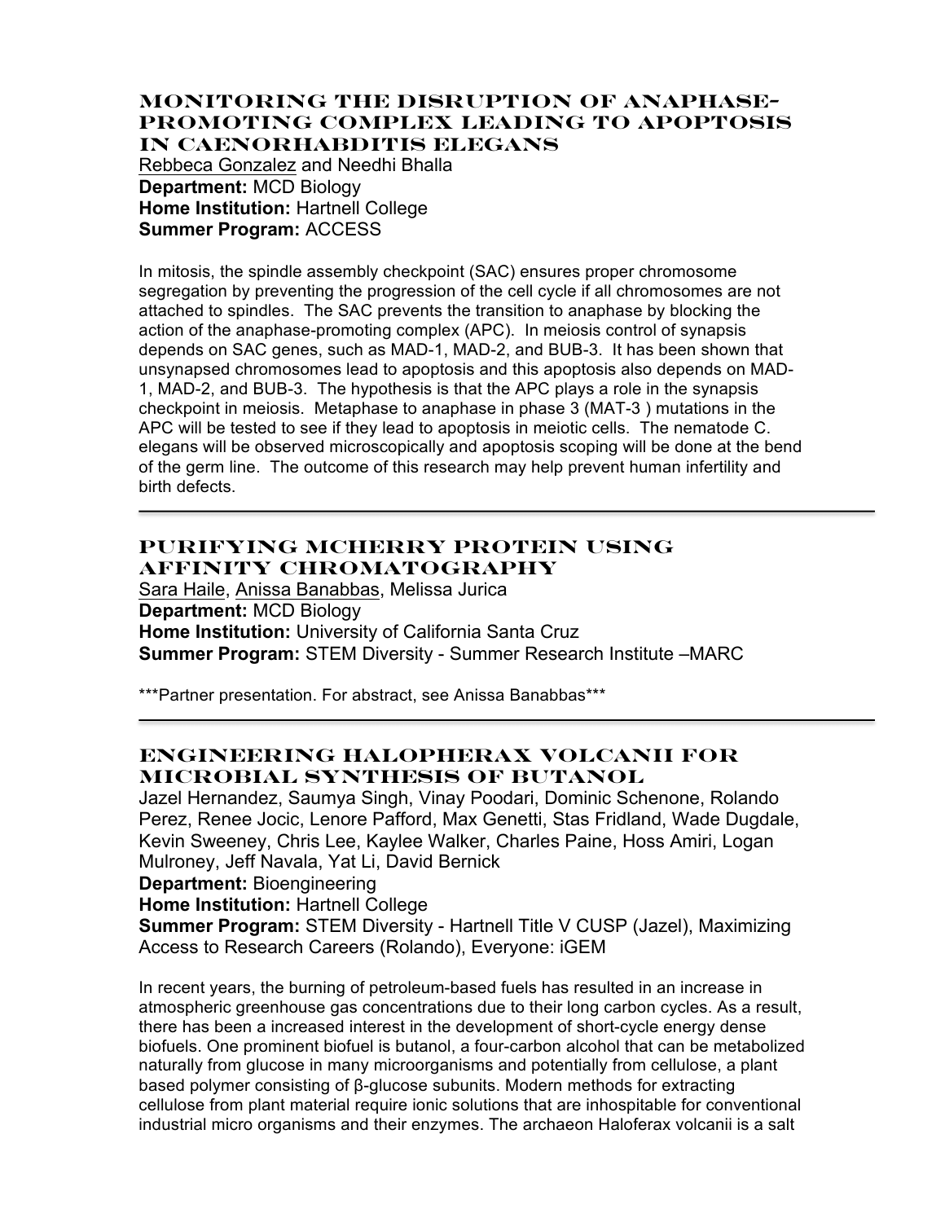## Monitoring the Disruption of Anaphase-Promoting Complex Leading to Apoptosis in Caenorhabditis Elegans

Rebbeca Gonzalez and Needhi Bhalla
**Department:** MCD Biology
**Home Institution:** Hartnell College
**Summer Program:** ACCESS

In mitosis, the spindle assembly checkpoint (SAC) ensures proper chromosome segregation by preventing the progression of the cell cycle if all chromosomes are not attached to spindles. The SAC prevents the transition to anaphase by blocking the action of the anaphase-promoting complex (APC). In meiosis control of synapsis depends on SAC genes, such as MAD-1, MAD-2, and BUB-3. It has been shown that unsynapsed chromosomes lead to apoptosis and this apoptosis also depends on MAD-1, MAD-2, and BUB-3. The hypothesis is that the APC plays a role in the synapsis checkpoint in meiosis. Metaphase to anaphase in phase 3 (MAT-3 ) mutations in the APC will be tested to see if they lead to apoptosis in meiotic cells. The nematode C. elegans will be observed microscopically and apoptosis scoping will be done at the bend of the germ line. The outcome of this research may help prevent human infertility and birth defects.

---

## Purifying mCherry Protein Using Affinity Chromatography

Sara Haile, Anissa Banabbas, Melissa Jurica
**Department:** MCD Biology
**Home Institution:** University of California Santa Cruz
**Summer Program:** STEM Diversity - Summer Research Institute –MARC

***Partner presentation. For abstract, see Anissa Banabbas***

---

## Engineering Halopherax Volcanii for Microbial Synthesis of Butanol

Jazel Hernandez, Saumya Singh, Vinay Poodari, Dominic Schenone, Rolando Perez, Renee Jocic, Lenore Pafford, Max Genetti, Stas Fridland, Wade Dugdale, Kevin Sweeney, Chris Lee, Kaylee Walker, Charles Paine, Hoss Amiri, Logan Mulroney, Jeff Navala, Yat Li, David Bernick
**Department:** Bioengineering
**Home Institution:** Hartnell College
**Summer Program:** STEM Diversity - Hartnell Title V CUSP (Jazel), Maximizing Access to Research Careers (Rolando), Everyone: iGEM

In recent years, the burning of petroleum-based fuels has resulted in an increase in atmospheric greenhouse gas concentrations due to their long carbon cycles. As a result, there has been a increased interest in the development of short-cycle energy dense biofuels. One prominent biofuel is butanol, a four-carbon alcohol that can be metabolized naturally from glucose in many microorganisms and potentially from cellulose, a plant based polymer consisting of β-glucose subunits. Modern methods for extracting cellulose from plant material require ionic solutions that are inhospitable for conventional industrial micro organisms and their enzymes. The archaeon Haloferax volcanii is a salt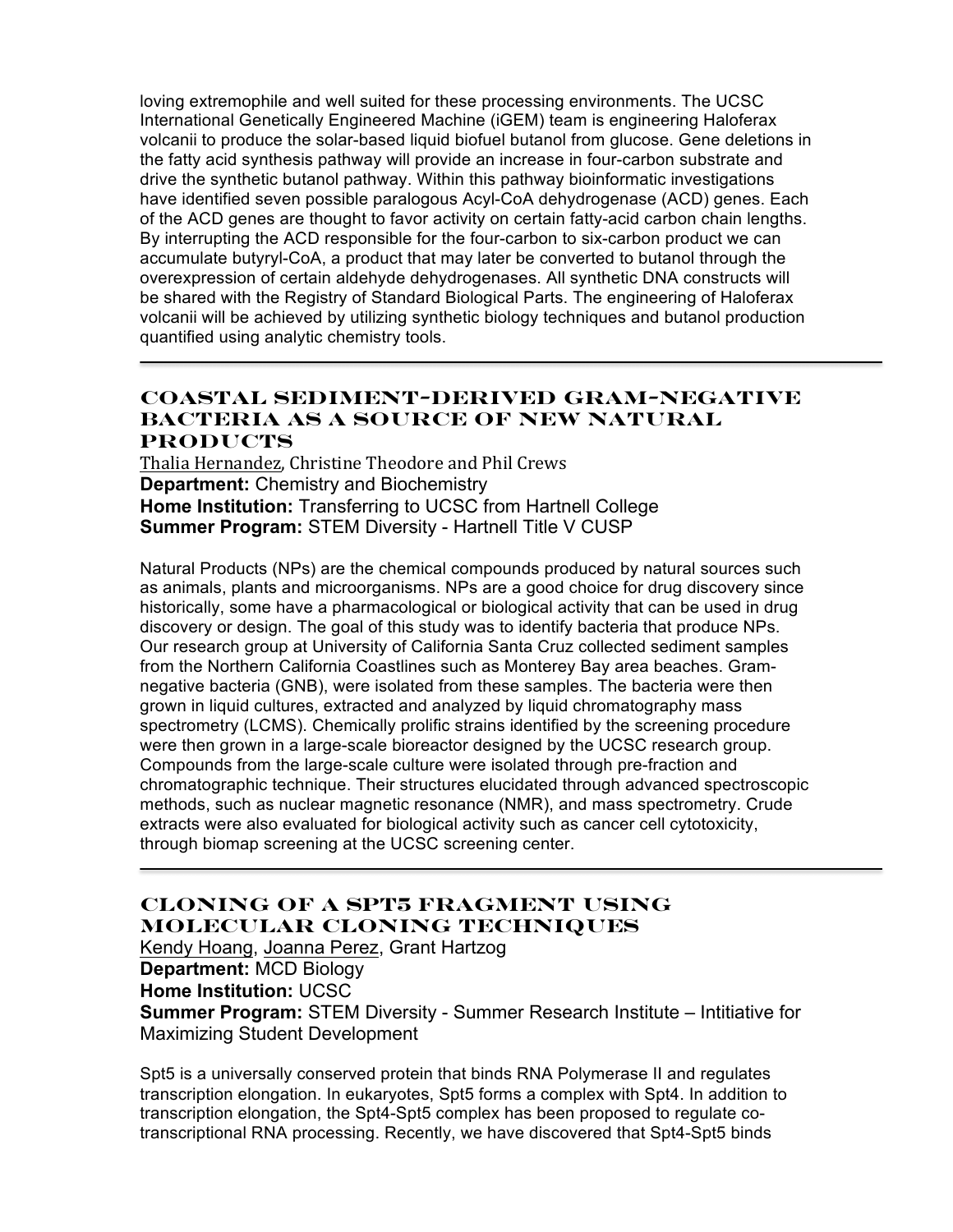loving extremophile and well suited for these processing environments. The UCSC International Genetically Engineered Machine (iGEM) team is engineering Haloferax volcanii to produce the solar-based liquid biofuel butanol from glucose. Gene deletions in the fatty acid synthesis pathway will provide an increase in four-carbon substrate and drive the synthetic butanol pathway. Within this pathway bioinformatic investigations have identified seven possible paralogous Acyl-CoA dehydrogenase (ACD) genes. Each of the ACD genes are thought to favor activity on certain fatty-acid carbon chain lengths. By interrupting the ACD responsible for the four-carbon to six-carbon product we can accumulate butyryl-CoA, a product that may later be converted to butanol through the overexpression of certain aldehyde dehydrogenases. All synthetic DNA constructs will be shared with the Registry of Standard Biological Parts. The engineering of Haloferax volcanii will be achieved by utilizing synthetic biology techniques and butanol production quantified using analytic chemistry tools.

---

## Coastal Sediment-Derived Gram-Negative Bacteria as a Source of New Natural Products

Thalia Hernandez, Christine Theodore and Phil Crews

**Department:** Chemistry and Biochemistry

**Home Institution:** Transferring to UCSC from Hartnell College

**Summer Program:** STEM Diversity - Hartnell Title V CUSP

Natural Products (NPs) are the chemical compounds produced by natural sources such as animals, plants and microorganisms. NPs are a good choice for drug discovery since historically, some have a pharmacological or biological activity that can be used in drug discovery or design. The goal of this study was to identify bacteria that produce NPs. Our research group at University of California Santa Cruz collected sediment samples from the Northern California Coastlines such as Monterey Bay area beaches. Gram-negative bacteria (GNB), were isolated from these samples. The bacteria were then grown in liquid cultures, extracted and analyzed by liquid chromatography mass spectrometry (LCMS). Chemically prolific strains identified by the screening procedure were then grown in a large-scale bioreactor designed by the UCSC research group. Compounds from the large-scale culture were isolated through pre-fraction and chromatographic technique. Their structures elucidated through advanced spectroscopic methods, such as nuclear magnetic resonance (NMR), and mass spectrometry. Crude extracts were also evaluated for biological activity such as cancer cell cytotoxicity, through biomap screening at the UCSC screening center.

---

## Cloning of a Spt5 Fragment Using Molecular Cloning Techniques

Kendy Hoang, Joanna Perez, Grant Hartzog

**Department:** MCD Biology

**Home Institution:** UCSC

**Summer Program:** STEM Diversity - Summer Research Institute – Intitiative for Maximizing Student Development

Spt5 is a universally conserved protein that binds RNA Polymerase II and regulates transcription elongation. In eukaryotes, Spt5 forms a complex with Spt4. In addition to transcription elongation, the Spt4-Spt5 complex has been proposed to regulate co-transcriptional RNA processing. Recently, we have discovered that Spt4-Spt5 binds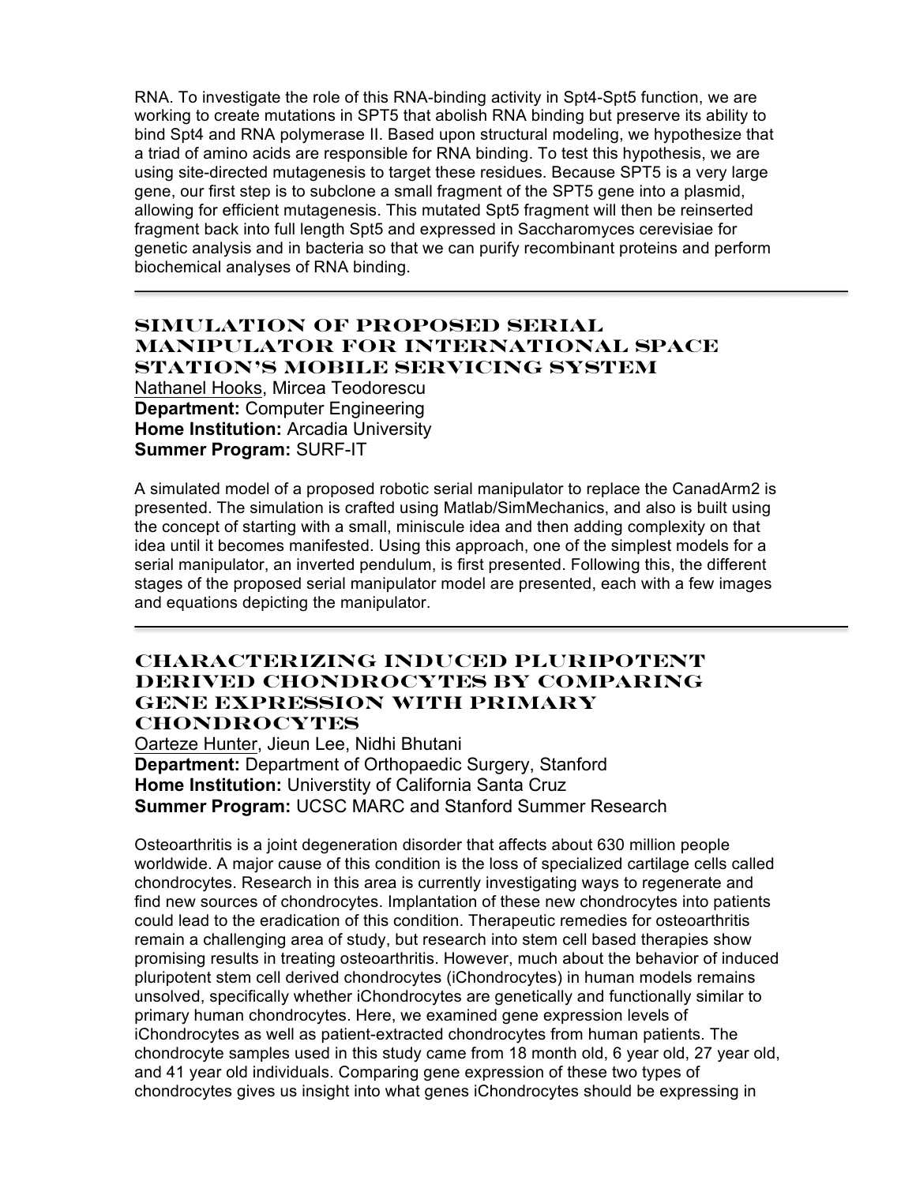RNA. To investigate the role of this RNA-binding activity in Spt4-Spt5 function, we are working to create mutations in SPT5 that abolish RNA binding but preserve its ability to bind Spt4 and RNA polymerase II. Based upon structural modeling, we hypothesize that a triad of amino acids are responsible for RNA binding. To test this hypothesis, we are using site-directed mutagenesis to target these residues. Because SPT5 is a very large gene, our first step is to subclone a small fragment of the SPT5 gene into a plasmid, allowing for efficient mutagenesis. This mutated Spt5 fragment will then be reinserted fragment back into full length Spt5 and expressed in Saccharomyces cerevisiae for genetic analysis and in bacteria so that we can purify recombinant proteins and perform biochemical analyses of RNA binding.

---

## Simulation of Proposed Serial Manipulator for International Space Station's Mobile Servicing System

Nathanel Hooks, Mircea Teodorescu
**Department:** Computer Engineering
**Home Institution:** Arcadia University
**Summer Program:** SURF-IT

A simulated model of a proposed robotic serial manipulator to replace the CanadArm2 is presented. The simulation is crafted using Matlab/SimMechanics, and also is built using the concept of starting with a small, miniscule idea and then adding complexity on that idea until it becomes manifested. Using this approach, one of the simplest models for a serial manipulator, an inverted pendulum, is first presented. Following this, the different stages of the proposed serial manipulator model are presented, each with a few images and equations depicting the manipulator.

---

## Characterizing Induced Pluripotent Derived Chondrocytes by Comparing Gene Expression with Primary Chondrocytes

Oarteze Hunter, Jieun Lee, Nidhi Bhutani
**Department:** Department of Orthopaedic Surgery, Stanford
**Home Institution:** Universtity of California Santa Cruz
**Summer Program:** UCSC MARC and Stanford Summer Research

Osteoarthritis is a joint degeneration disorder that affects about 630 million people worldwide. A major cause of this condition is the loss of specialized cartilage cells called chondrocytes. Research in this area is currently investigating ways to regenerate and find new sources of chondrocytes. Implantation of these new chondrocytes into patients could lead to the eradication of this condition. Therapeutic remedies for osteoarthritis remain a challenging area of study, but research into stem cell based therapies show promising results in treating osteoarthritis. However, much about the behavior of induced pluripotent stem cell derived chondrocytes (iChondrocytes) in human models remains unsolved, specifically whether iChondrocytes are genetically and functionally similar to primary human chondrocytes. Here, we examined gene expression levels of iChondrocytes as well as patient-extracted chondrocytes from human patients. The chondrocyte samples used in this study came from 18 month old, 6 year old, 27 year old, and 41 year old individuals. Comparing gene expression of these two types of chondrocytes gives us insight into what genes iChondrocytes should be expressing in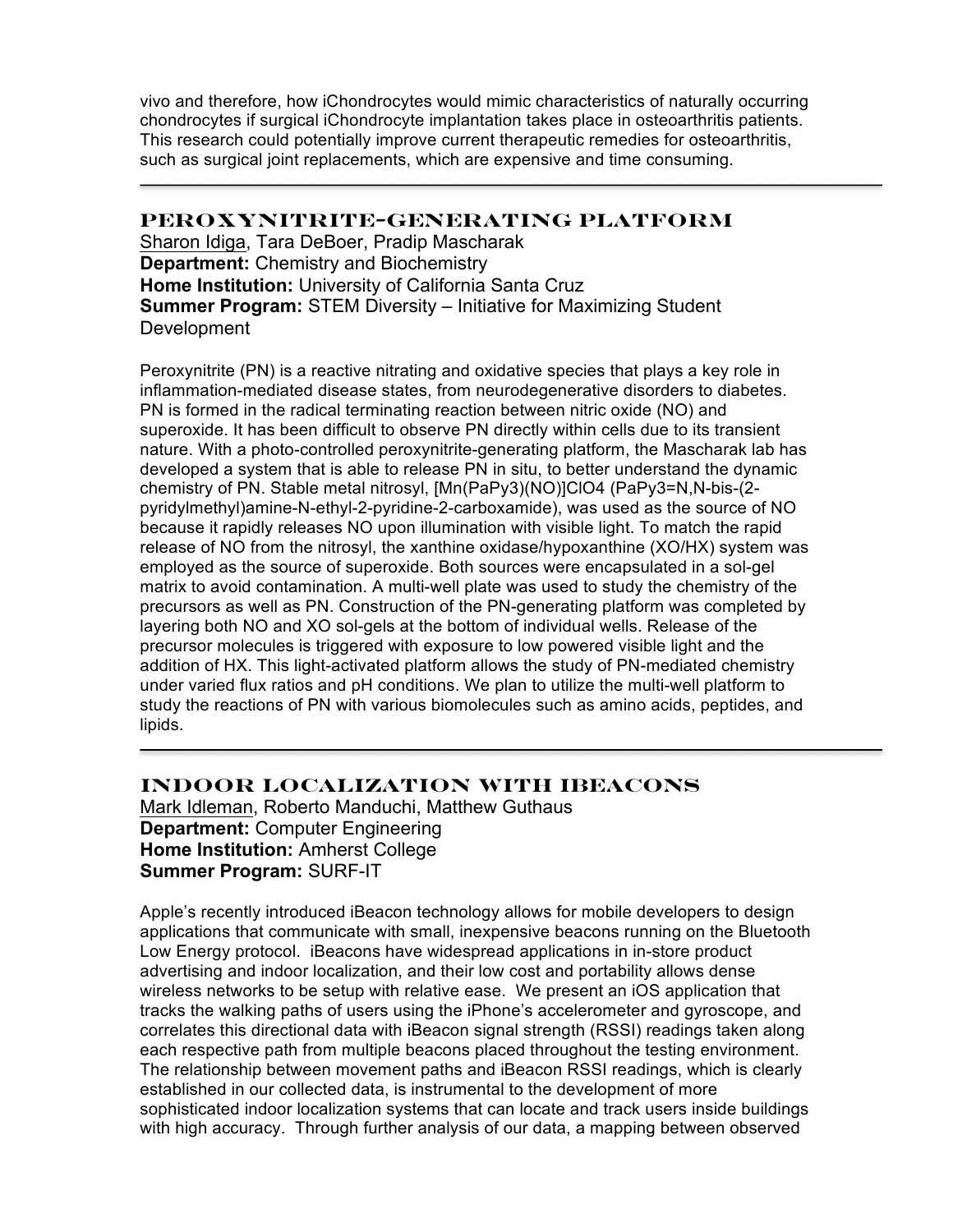vivo and therefore, how iChondrocytes would mimic characteristics of naturally occurring chondrocytes if surgical iChondrocyte implantation takes place in osteoarthritis patients. This research could potentially improve current therapeutic remedies for osteoarthritis, such as surgical joint replacements, which are expensive and time consuming.

---

## PEROXYNITRITE-GENERATING PLATFORM

Sharon Idiga, Tara DeBoer, Pradip Mascharak
**Department:** Chemistry and Biochemistry
**Home Institution:** University of California Santa Cruz
**Summer Program:** STEM Diversity – Initiative for Maximizing Student Development

Peroxynitrite (PN) is a reactive nitrating and oxidative species that plays a key role in inflammation-mediated disease states, from neurodegenerative disorders to diabetes. PN is formed in the radical terminating reaction between nitric oxide (NO) and superoxide. It has been difficult to observe PN directly within cells due to its transient nature. With a photo-controlled peroxynitrite-generating platform, the Mascharak lab has developed a system that is able to release PN in situ, to better understand the dynamic chemistry of PN. Stable metal nitrosyl, $[Mn(PaPy_3)(NO)]ClO_4$ ($PaPy_3$=N,N-bis-(2-pyridylmethyl)amine-N-ethyl-2-pyridine-2-carboxamide), was used as the source of NO because it rapidly releases NO upon illumination with visible light. To match the rapid release of NO from the nitrosyl, the xanthine oxidase/hypoxanthine (XO/HX) system was employed as the source of superoxide. Both sources were encapsulated in a sol-gel matrix to avoid contamination. A multi-well plate was used to study the chemistry of the precursors as well as PN. Construction of the PN-generating platform was completed by layering both NO and XO sol-gels at the bottom of individual wells. Release of the precursor molecules is triggered with exposure to low powered visible light and the addition of HX. This light-activated platform allows the study of PN-mediated chemistry under varied flux ratios and pH conditions. We plan to utilize the multi-well platform to study the reactions of PN with various biomolecules such as amino acids, peptides, and lipids.

---

## INDOOR LOCALIZATION WITH IBEACONS

Mark Idleman, Roberto Manduchi, Matthew Guthaus
**Department:** Computer Engineering
**Home Institution:** Amherst College
**Summer Program:** SURF-IT

Apple's recently introduced iBeacon technology allows for mobile developers to design applications that communicate with small, inexpensive beacons running on the Bluetooth Low Energy protocol. iBeacons have widespread applications in in-store product advertising and indoor localization, and their low cost and portability allows dense wireless networks to be setup with relative ease. We present an iOS application that tracks the walking paths of users using the iPhone's accelerometer and gyroscope, and correlates this directional data with iBeacon signal strength (RSSI) readings taken along each respective path from multiple beacons placed throughout the testing environment. The relationship between movement paths and iBeacon RSSI readings, which is clearly established in our collected data, is instrumental to the development of more sophisticated indoor localization systems that can locate and track users inside buildings with high accuracy. Through further analysis of our data, a mapping between observed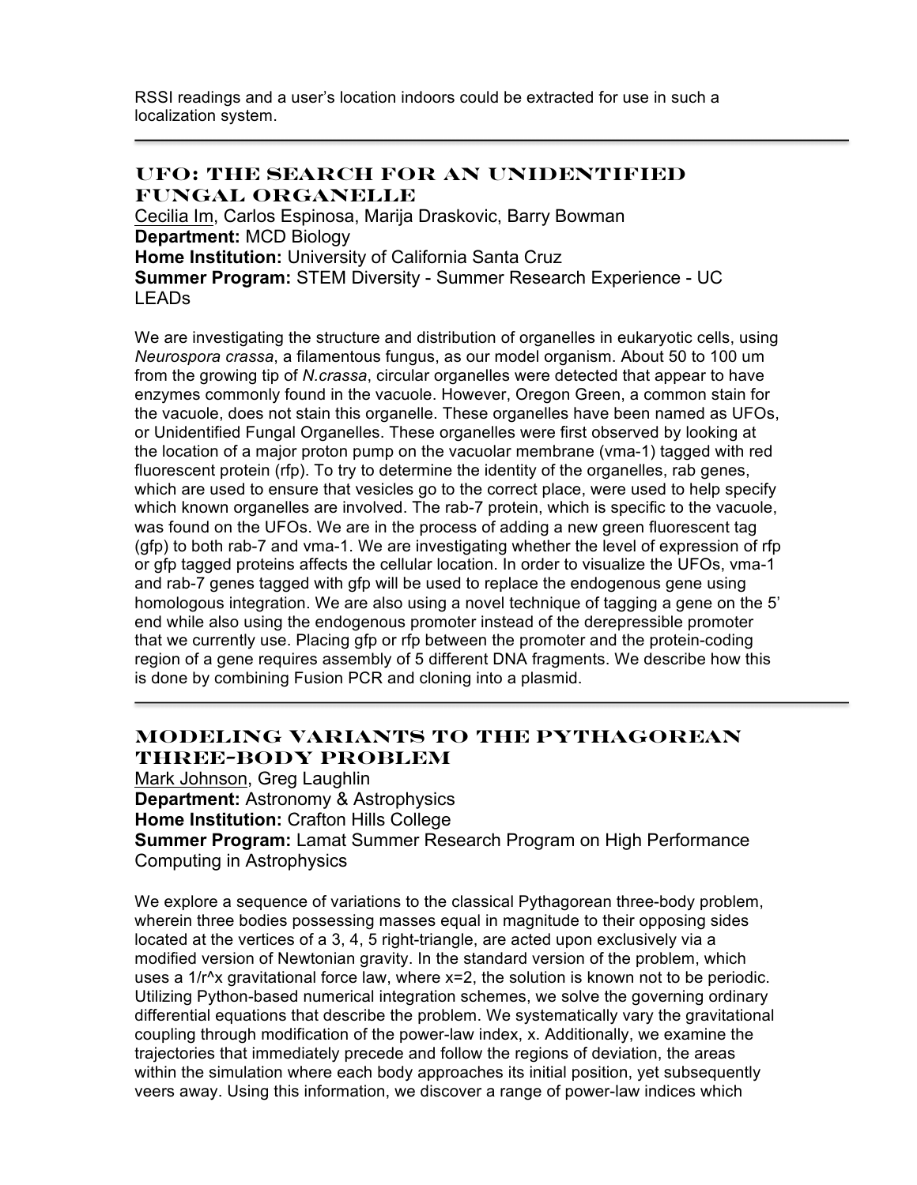RSSI readings and a user's location indoors could be extracted for use in such a localization system.

---

## UFO: The Search for an Unidentified Fungal Organelle

Cecilia Im, Carlos Espinosa, Marija Draskovic, Barry Bowman
**Department:** MCD Biology
**Home Institution:** University of California Santa Cruz
**Summer Program:** STEM Diversity - Summer Research Experience - UC LEADs

We are investigating the structure and distribution of organelles in eukaryotic cells, using *Neurospora crassa*, a filamentous fungus, as our model organism. About 50 to 100 um from the growing tip of *N.crassa*, circular organelles were detected that appear to have enzymes commonly found in the vacuole. However, Oregon Green, a common stain for the vacuole, does not stain this organelle. These organelles have been named as UFOs, or Unidentified Fungal Organelles. These organelles were first observed by looking at the location of a major proton pump on the vacuolar membrane (vma-1) tagged with red fluorescent protein (rfp). To try to determine the identity of the organelles, rab genes, which are used to ensure that vesicles go to the correct place, were used to help specify which known organelles are involved. The rab-7 protein, which is specific to the vacuole, was found on the UFOs. We are in the process of adding a new green fluorescent tag (gfp) to both rab-7 and vma-1. We are investigating whether the level of expression of rfp or gfp tagged proteins affects the cellular location. In order to visualize the UFOs, vma-1 and rab-7 genes tagged with gfp will be used to replace the endogenous gene using homologous integration. We are also using a novel technique of tagging a gene on the 5' end while also using the endogenous promoter instead of the derepressible promoter that we currently use. Placing gfp or rfp between the promoter and the protein-coding region of a gene requires assembly of 5 different DNA fragments. We describe how this is done by combining Fusion PCR and cloning into a plasmid.

---

## Modeling Variants to the Pythagorean Three-Body Problem

Mark Johnson, Greg Laughlin
**Department:** Astronomy & Astrophysics
**Home Institution:** Crafton Hills College
**Summer Program:** Lamat Summer Research Program on High Performance Computing in Astrophysics

We explore a sequence of variations to the classical Pythagorean three-body problem, wherein three bodies possessing masses equal in magnitude to their opposing sides located at the vertices of a 3, 4, 5 right-triangle, are acted upon exclusively via a modified version of Newtonian gravity. In the standard version of the problem, which uses a $1/r^x$ gravitational force law, where $x=2$, the solution is known not to be periodic. Utilizing Python-based numerical integration schemes, we solve the governing ordinary differential equations that describe the problem. We systematically vary the gravitational coupling through modification of the power-law index, $x$. Additionally, we examine the trajectories that immediately precede and follow the regions of deviation, the areas within the simulation where each body approaches its initial position, yet subsequently veers away. Using this information, we discover a range of power-law indices which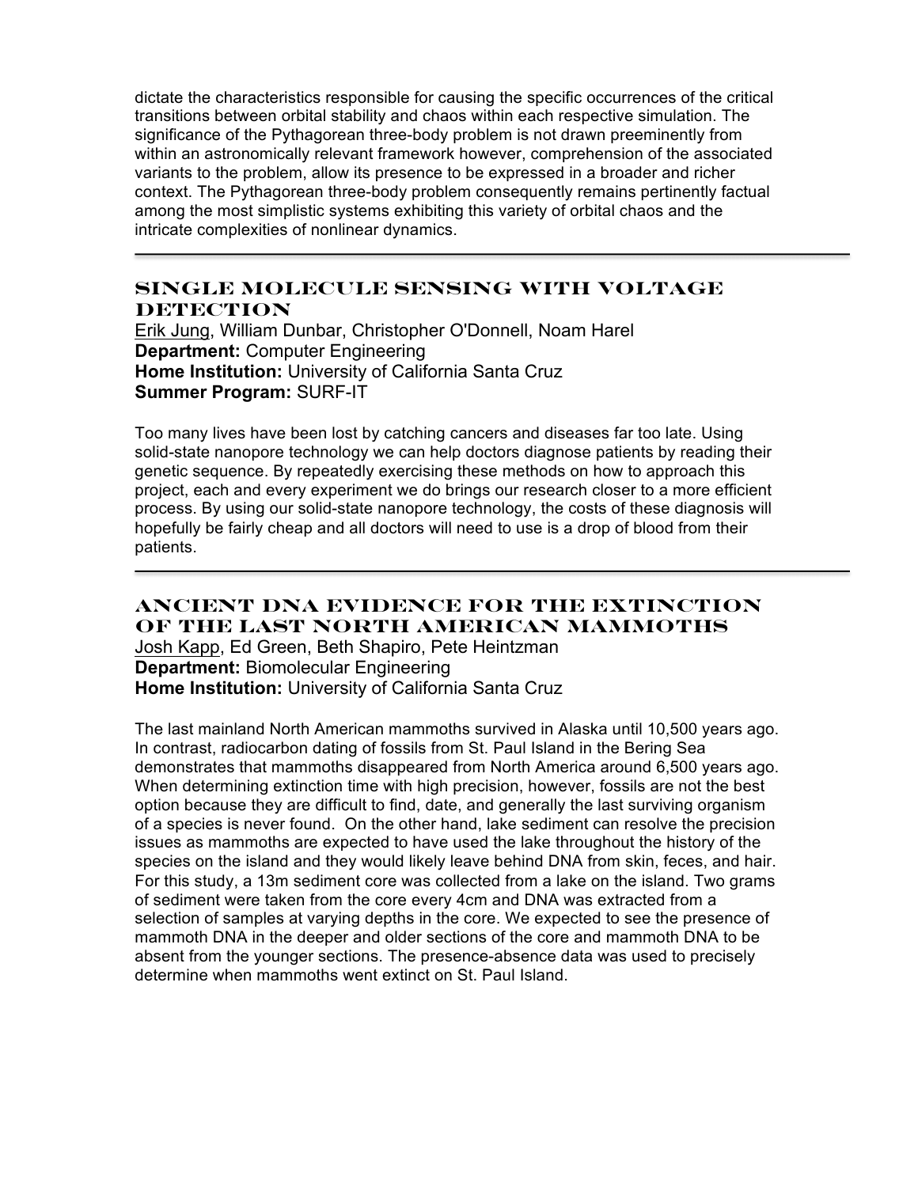dictate the characteristics responsible for causing the specific occurrences of the critical transitions between orbital stability and chaos within each respective simulation. The significance of the Pythagorean three-body problem is not drawn preeminently from within an astronomically relevant framework however, comprehension of the associated variants to the problem, allow its presence to be expressed in a broader and richer context. The Pythagorean three-body problem consequently remains pertinently factual among the most simplistic systems exhibiting this variety of orbital chaos and the intricate complexities of nonlinear dynamics.

---

## SINGLE MOLECULE SENSING WITH VOLTAGE DETECTION

Erik Jung, William Dunbar, Christopher O'Donnell, Noam Harel
**Department:** Computer Engineering
**Home Institution:** University of California Santa Cruz
**Summer Program:** SURF-IT

Too many lives have been lost by catching cancers and diseases far too late. Using solid-state nanopore technology we can help doctors diagnose patients by reading their genetic sequence. By repeatedly exercising these methods on how to approach this project, each and every experiment we do brings our research closer to a more efficient process. By using our solid-state nanopore technology, the costs of these diagnosis will hopefully be fairly cheap and all doctors will need to use is a drop of blood from their patients.

---

## ANCIENT DNA EVIDENCE FOR THE EXTINCTION OF THE LAST NORTH AMERICAN MAMMOTHS

Josh Kapp, Ed Green, Beth Shapiro, Pete Heintzman
**Department:** Biomolecular Engineering
**Home Institution:** University of California Santa Cruz

The last mainland North American mammoths survived in Alaska until 10,500 years ago. In contrast, radiocarbon dating of fossils from St. Paul Island in the Bering Sea demonstrates that mammoths disappeared from North America around 6,500 years ago. When determining extinction time with high precision, however, fossils are not the best option because they are difficult to find, date, and generally the last surviving organism of a species is never found. On the other hand, lake sediment can resolve the precision issues as mammoths are expected to have used the lake throughout the history of the species on the island and they would likely leave behind DNA from skin, feces, and hair. For this study, a 13m sediment core was collected from a lake on the island. Two grams of sediment were taken from the core every 4cm and DNA was extracted from a selection of samples at varying depths in the core. We expected to see the presence of mammoth DNA in the deeper and older sections of the core and mammoth DNA to be absent from the younger sections. The presence-absence data was used to precisely determine when mammoths went extinct on St. Paul Island.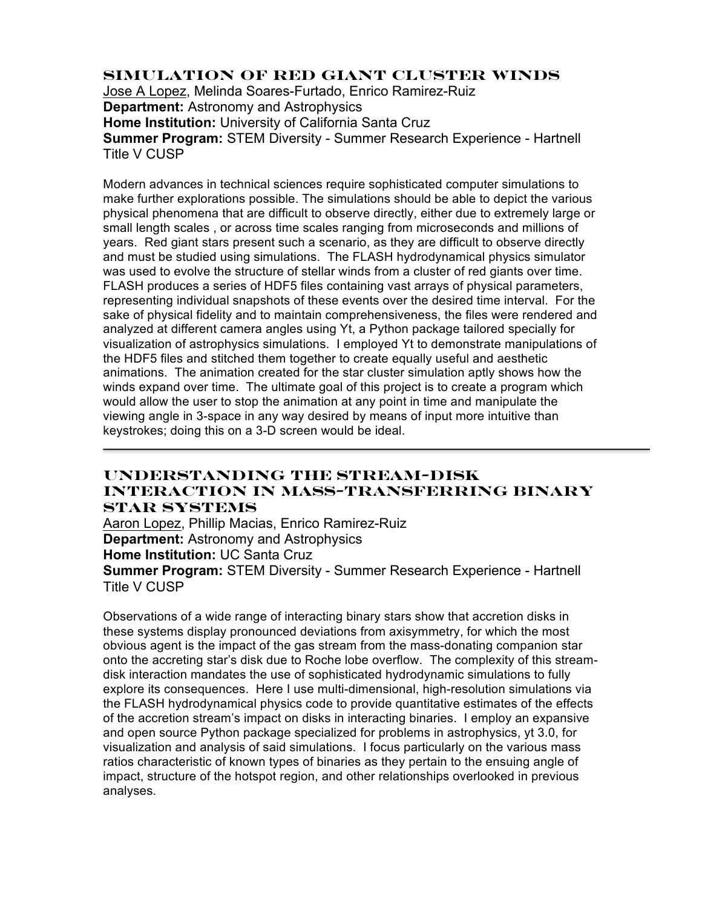## SIMULATION OF RED GIANT CLUSTER WINDS

Jose A Lopez, Melinda Soares-Furtado, Enrico Ramirez-Ruiz
**Department:** Astronomy and Astrophysics
**Home Institution:** University of California Santa Cruz
**Summer Program:** STEM Diversity - Summer Research Experience - Hartnell Title V CUSP

Modern advances in technical sciences require sophisticated computer simulations to make further explorations possible. The simulations should be able to depict the various physical phenomena that are difficult to observe directly, either due to extremely large or small length scales , or across time scales ranging from microseconds and millions of years. Red giant stars present such a scenario, as they are difficult to observe directly and must be studied using simulations. The FLASH hydrodynamical physics simulator was used to evolve the structure of stellar winds from a cluster of red giants over time. FLASH produces a series of HDF5 files containing vast arrays of physical parameters, representing individual snapshots of these events over the desired time interval. For the sake of physical fidelity and to maintain comprehensiveness, the files were rendered and analyzed at different camera angles using Yt, a Python package tailored specially for visualization of astrophysics simulations. I employed Yt to demonstrate manipulations of the HDF5 files and stitched them together to create equally useful and aesthetic animations. The animation created for the star cluster simulation aptly shows how the winds expand over time. The ultimate goal of this project is to create a program which would allow the user to stop the animation at any point in time and manipulate the viewing angle in 3-space in any way desired by means of input more intuitive than keystrokes; doing this on a 3-D screen would be ideal.

---

## UNDERSTANDING THE STREAM-DISK INTERACTION IN MASS-TRANSFERRING BINARY STAR SYSTEMS

Aaron Lopez, Phillip Macias, Enrico Ramirez-Ruiz
**Department:** Astronomy and Astrophysics
**Home Institution:** UC Santa Cruz
**Summer Program:** STEM Diversity - Summer Research Experience - Hartnell Title V CUSP

Observations of a wide range of interacting binary stars show that accretion disks in these systems display pronounced deviations from axisymmetry, for which the most obvious agent is the impact of the gas stream from the mass-donating companion star onto the accreting star's disk due to Roche lobe overflow. The complexity of this stream-disk interaction mandates the use of sophisticated hydrodynamic simulations to fully explore its consequences. Here I use multi-dimensional, high-resolution simulations via the FLASH hydrodynamical physics code to provide quantitative estimates of the effects of the accretion stream's impact on disks in interacting binaries. I employ an expansive and open source Python package specialized for problems in astrophysics, yt 3.0, for visualization and analysis of said simulations. I focus particularly on the various mass ratios characteristic of known types of binaries as they pertain to the ensuing angle of impact, structure of the hotspot region, and other relationships overlooked in previous analyses.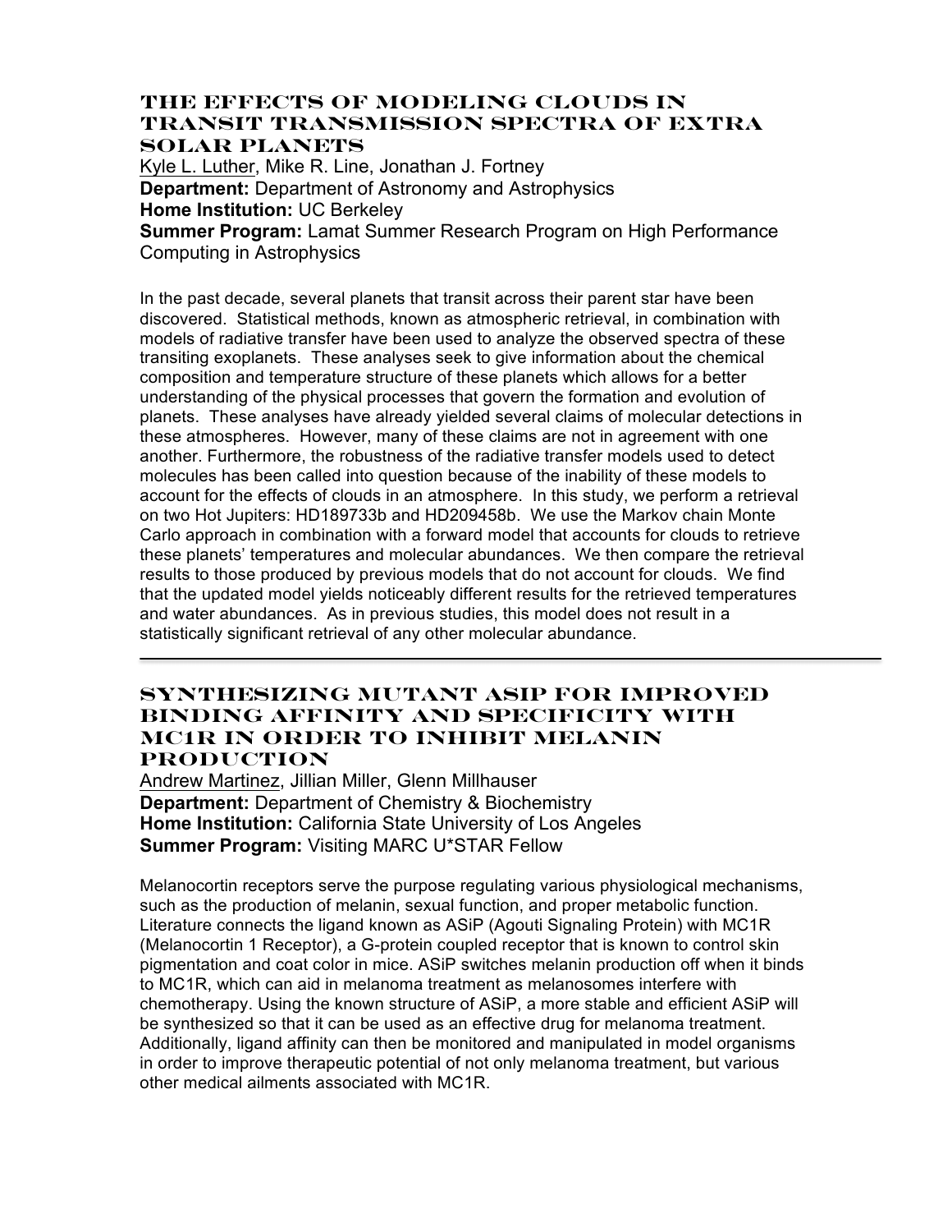## The Effects of Modeling Clouds in Transit Transmission Spectra of Extra Solar Planets

Kyle L. Luther, Mike R. Line, Jonathan J. Fortney
**Department:** Department of Astronomy and Astrophysics
**Home Institution:** UC Berkeley
**Summer Program:** Lamat Summer Research Program on High Performance Computing in Astrophysics

In the past decade, several planets that transit across their parent star have been discovered. Statistical methods, known as atmospheric retrieval, in combination with models of radiative transfer have been used to analyze the observed spectra of these transiting exoplanets. These analyses seek to give information about the chemical composition and temperature structure of these planets which allows for a better understanding of the physical processes that govern the formation and evolution of planets. These analyses have already yielded several claims of molecular detections in these atmospheres. However, many of these claims are not in agreement with one another. Furthermore, the robustness of the radiative transfer models used to detect molecules has been called into question because of the inability of these models to account for the effects of clouds in an atmosphere. In this study, we perform a retrieval on two Hot Jupiters: HD189733b and HD209458b. We use the Markov chain Monte Carlo approach in combination with a forward model that accounts for clouds to retrieve these planets' temperatures and molecular abundances. We then compare the retrieval results to those produced by previous models that do not account for clouds. We find that the updated model yields noticeably different results for the retrieved temperatures and water abundances. As in previous studies, this model does not result in a statistically significant retrieval of any other molecular abundance.

---

## Synthesizing Mutant ASIP for Improved Binding Affinity and Specificity with MC1R in Order to Inhibit Melanin Production

Andrew Martinez, Jillian Miller, Glenn Millhauser
**Department:** Department of Chemistry & Biochemistry
**Home Institution:** California State University of Los Angeles
**Summer Program:** Visiting MARC U*STAR Fellow

Melanocortin receptors serve the purpose regulating various physiological mechanisms, such as the production of melanin, sexual function, and proper metabolic function. Literature connects the ligand known as ASiP (Agouti Signaling Protein) with MC1R (Melanocortin 1 Receptor), a G-protein coupled receptor that is known to control skin pigmentation and coat color in mice. ASiP switches melanin production off when it binds to MC1R, which can aid in melanoma treatment as melanosomes interfere with chemotherapy. Using the known structure of ASiP, a more stable and efficient ASiP will be synthesized so that it can be used as an effective drug for melanoma treatment. Additionally, ligand affinity can then be monitored and manipulated in model organisms in order to improve therapeutic potential of not only melanoma treatment, but various other medical ailments associated with MC1R.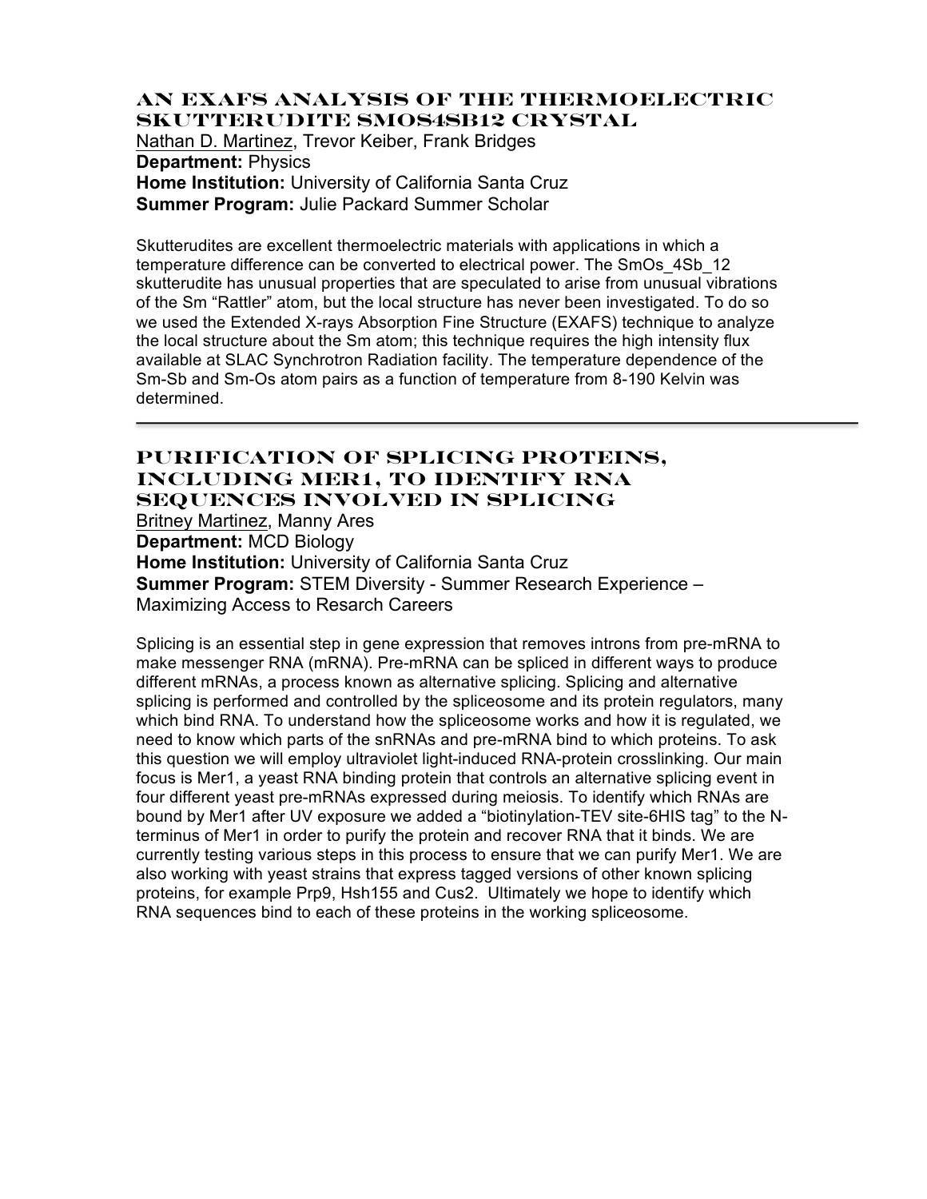## An EXAFS Analysis of the Thermoelectric Skutterudite SmOs4Sb12 Crystal

Nathan D. Martinez, Trevor Keiber, Frank Bridges
**Department:** Physics
**Home Institution:** University of California Santa Cruz
**Summer Program:** Julie Packard Summer Scholar

Skutterudites are excellent thermoelectric materials with applications in which a temperature difference can be converted to electrical power. The SmOs_4Sb_12 skutterudite has unusual properties that are speculated to arise from unusual vibrations of the Sm "Rattler" atom, but the local structure has never been investigated. To do so we used the Extended X-rays Absorption Fine Structure (EXAFS) technique to analyze the local structure about the Sm atom; this technique requires the high intensity flux available at SLAC Synchrotron Radiation facility. The temperature dependence of the Sm-Sb and Sm-Os atom pairs as a function of temperature from 8-190 Kelvin was determined.

---

## Purification of Splicing Proteins, Including Mer1, to Identify RNA Sequences Involved in Splicing

Britney Martinez, Manny Ares
**Department:** MCD Biology
**Home Institution:** University of California Santa Cruz
**Summer Program:** STEM Diversity - Summer Research Experience – Maximizing Access to Resarch Careers

Splicing is an essential step in gene expression that removes introns from pre-mRNA to make messenger RNA (mRNA). Pre-mRNA can be spliced in different ways to produce different mRNAs, a process known as alternative splicing. Splicing and alternative splicing is performed and controlled by the spliceosome and its protein regulators, many which bind RNA. To understand how the spliceosome works and how it is regulated, we need to know which parts of the snRNAs and pre-mRNA bind to which proteins. To ask this question we will employ ultraviolet light-induced RNA-protein crosslinking. Our main focus is Mer1, a yeast RNA binding protein that controls an alternative splicing event in four different yeast pre-mRNAs expressed during meiosis. To identify which RNAs are bound by Mer1 after UV exposure we added a "biotinylation-TEV site-6HIS tag" to the N-terminus of Mer1 in order to purify the protein and recover RNA that it binds. We are currently testing various steps in this process to ensure that we can purify Mer1. We are also working with yeast strains that express tagged versions of other known splicing proteins, for example Prp9, Hsh155 and Cus2. Ultimately we hope to identify which RNA sequences bind to each of these proteins in the working spliceosome.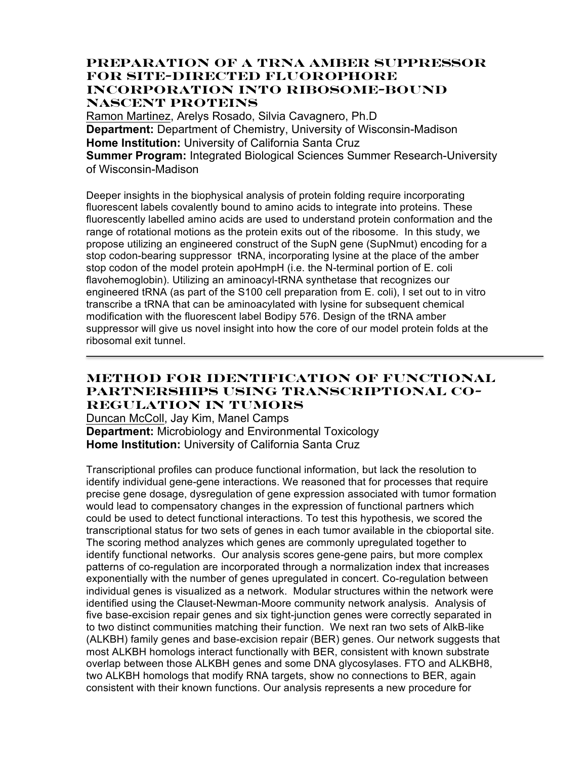## PREPARATION OF A TRNA AMBER SUPPRESSOR FOR SITE-DIRECTED FLUOROPHORE INCORPORATION INTO RIBOSOME-BOUND NASCENT PROTEINS

Ramon Martinez, Arelys Rosado, Silvia Cavagnero, Ph.D
**Department:** Department of Chemistry, University of Wisconsin-Madison
**Home Institution:** University of California Santa Cruz
**Summer Program:** Integrated Biological Sciences Summer Research-University of Wisconsin-Madison

Deeper insights in the biophysical analysis of protein folding require incorporating fluorescent labels covalently bound to amino acids to integrate into proteins. These fluorescently labelled amino acids are used to understand protein conformation and the range of rotational motions as the protein exits out of the ribosome. In this study, we propose utilizing an engineered construct of the SupN gene (SupNmut) encoding for a stop codon-bearing suppressor tRNA, incorporating lysine at the place of the amber stop codon of the model protein apoHmpH (i.e. the N-terminal portion of E. coli flavohemoglobin). Utilizing an aminoacyl-tRNA synthetase that recognizes our engineered tRNA (as part of the S100 cell preparation from E. coli), I set out to in vitro transcribe a tRNA that can be aminoacylated with lysine for subsequent chemical modification with the fluorescent label Bodipy 576. Design of the tRNA amber suppressor will give us novel insight into how the core of our model protein folds at the ribosomal exit tunnel.

---

## METHOD FOR IDENTIFICATION OF FUNCTIONAL PARTNERSHIPS USING TRANSCRIPTIONAL CO-REGULATION IN TUMORS

Duncan McColl, Jay Kim, Manel Camps
**Department:** Microbiology and Environmental Toxicology
**Home Institution:** University of California Santa Cruz

Transcriptional profiles can produce functional information, but lack the resolution to identify individual gene-gene interactions. We reasoned that for processes that require precise gene dosage, dysregulation of gene expression associated with tumor formation would lead to compensatory changes in the expression of functional partners which could be used to detect functional interactions. To test this hypothesis, we scored the transcriptional status for two sets of genes in each tumor available in the cbioportal site. The scoring method analyzes which genes are commonly upregulated together to identify functional networks. Our analysis scores gene-gene pairs, but more complex patterns of co-regulation are incorporated through a normalization index that increases exponentially with the number of genes upregulated in concert. Co-regulation between individual genes is visualized as a network. Modular structures within the network were identified using the Clauset-Newman-Moore community network analysis. Analysis of five base-excision repair genes and six tight-junction genes were correctly separated in to two distinct communities matching their function. We next ran two sets of AlkB-like (ALKBH) family genes and base-excision repair (BER) genes. Our network suggests that most ALKBH homologs interact functionally with BER, consistent with known substrate overlap between those ALKBH genes and some DNA glycosylases. FTO and ALKBH8, two ALKBH homologs that modify RNA targets, show no connections to BER, again consistent with their known functions. Our analysis represents a new procedure for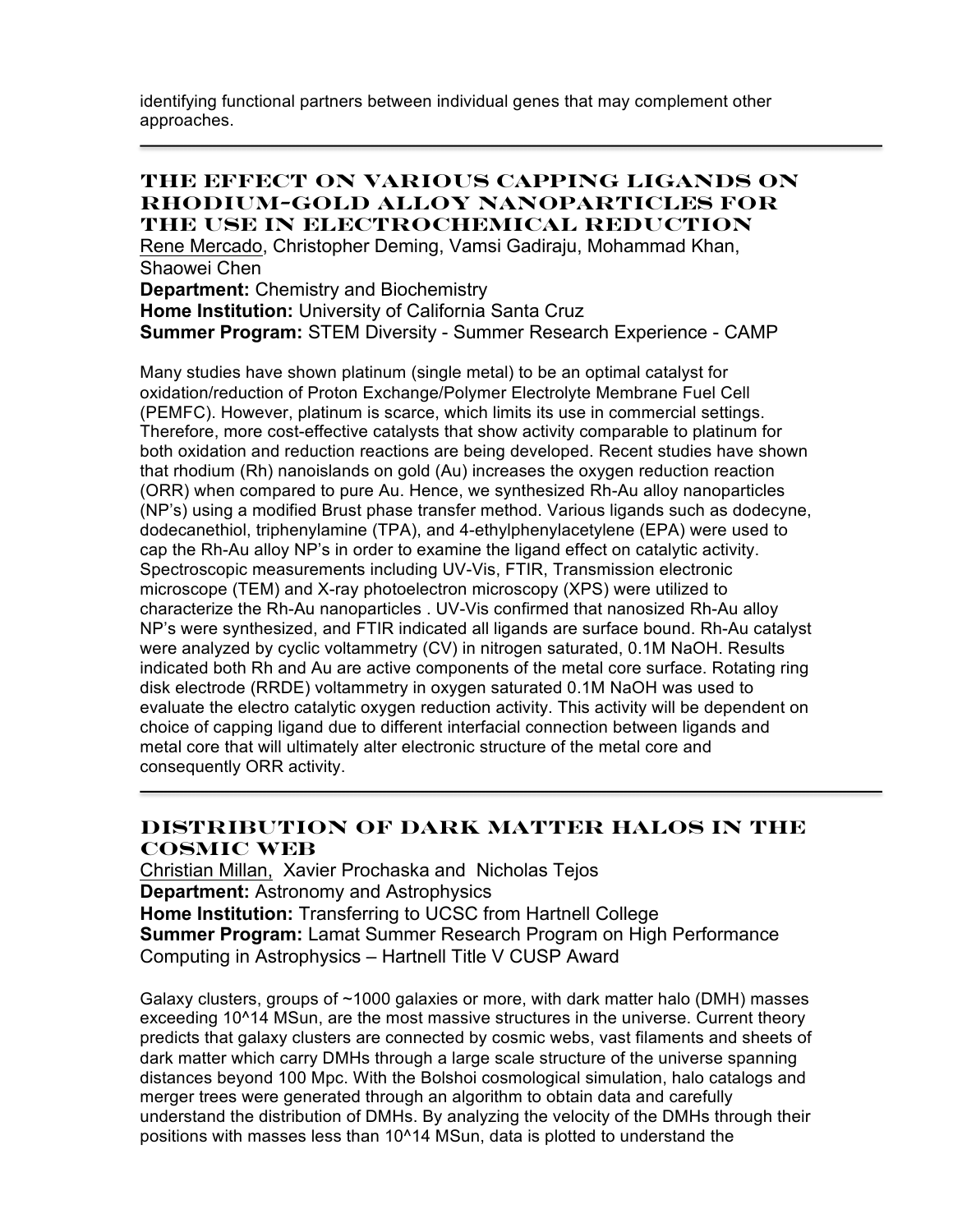identifying functional partners between individual genes that may complement other approaches.

---

## The Effect on Various Capping Ligands on Rhodium-Gold Alloy Nanoparticles for the Use in Electrochemical Reduction

Rene Mercado, Christopher Deming, Vamsi Gadiraju, Mohammad Khan, Shaowei Chen

**Department:** Chemistry and Biochemistry

**Home Institution:** University of California Santa Cruz

**Summer Program:** STEM Diversity - Summer Research Experience - CAMP

Many studies have shown platinum (single metal) to be an optimal catalyst for oxidation/reduction of Proton Exchange/Polymer Electrolyte Membrane Fuel Cell (PEMFC). However, platinum is scarce, which limits its use in commercial settings. Therefore, more cost-effective catalysts that show activity comparable to platinum for both oxidation and reduction reactions are being developed. Recent studies have shown that rhodium (Rh) nanoislands on gold (Au) increases the oxygen reduction reaction (ORR) when compared to pure Au. Hence, we synthesized Rh-Au alloy nanoparticles (NP's) using a modified Brust phase transfer method. Various ligands such as dodecyne, dodecanethiol, triphenylamine (TPA), and 4-ethylphenylacetylene (EPA) were used to cap the Rh-Au alloy NP's in order to examine the ligand effect on catalytic activity. Spectroscopic measurements including UV-Vis, FTIR, Transmission electronic microscope (TEM) and X-ray photoelectron microscopy (XPS) were utilized to characterize the Rh-Au nanoparticles . UV-Vis confirmed that nanosized Rh-Au alloy NP's were synthesized, and FTIR indicated all ligands are surface bound. Rh-Au catalyst were analyzed by cyclic voltammetry (CV) in nitrogen saturated, 0.1M NaOH. Results indicated both Rh and Au are active components of the metal core surface. Rotating ring disk electrode (RRDE) voltammetry in oxygen saturated 0.1M NaOH was used to evaluate the electro catalytic oxygen reduction activity. This activity will be dependent on choice of capping ligand due to different interfacial connection between ligands and metal core that will ultimately alter electronic structure of the metal core and consequently ORR activity.

---

## Distribution of Dark Matter Halos in the Cosmic Web

Christian Millan, Xavier Prochaska and Nicholas Tejos

**Department:** Astronomy and Astrophysics

**Home Institution:** Transferring to UCSC from Hartnell College

**Summer Program:** Lamat Summer Research Program on High Performance Computing in Astrophysics – Hartnell Title V CUSP Award

Galaxy clusters, groups of ~1000 galaxies or more, with dark matter halo (DMH) masses exceeding 10^14 MSun, are the most massive structures in the universe. Current theory predicts that galaxy clusters are connected by cosmic webs, vast filaments and sheets of dark matter which carry DMHs through a large scale structure of the universe spanning distances beyond 100 Mpc. With the Bolshoi cosmological simulation, halo catalogs and merger trees were generated through an algorithm to obtain data and carefully understand the distribution of DMHs. By analyzing the velocity of the DMHs through their positions with masses less than 10^14 MSun, data is plotted to understand the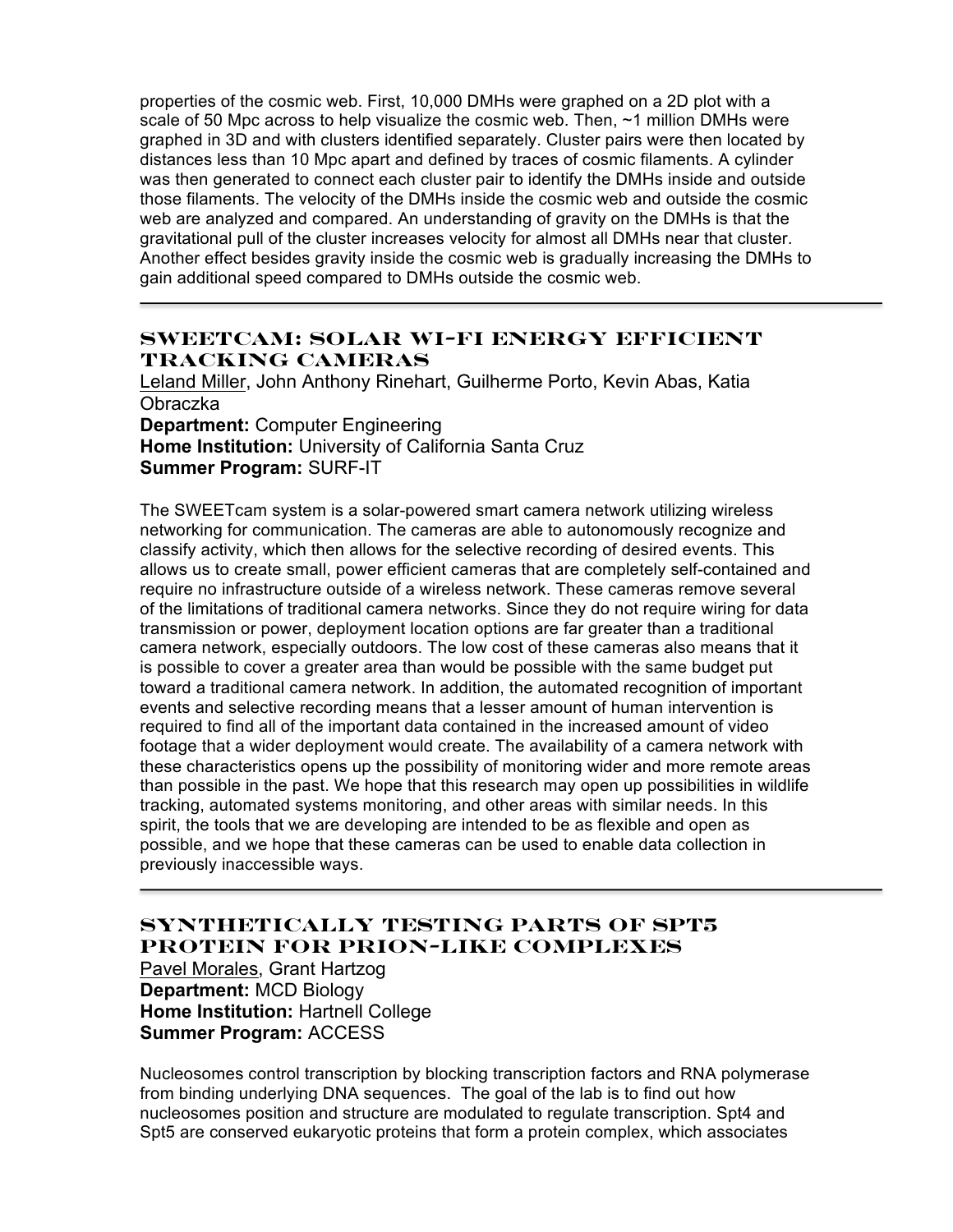properties of the cosmic web. First, 10,000 DMHs were graphed on a 2D plot with a scale of 50 Mpc across to help visualize the cosmic web. Then, ~1 million DMHs were graphed in 3D and with clusters identified separately. Cluster pairs were then located by distances less than 10 Mpc apart and defined by traces of cosmic filaments. A cylinder was then generated to connect each cluster pair to identify the DMHs inside and outside those filaments. The velocity of the DMHs inside the cosmic web and outside the cosmic web are analyzed and compared. An understanding of gravity on the DMHs is that the gravitational pull of the cluster increases velocity for almost all DMHs near that cluster. Another effect besides gravity inside the cosmic web is gradually increasing the DMHs to gain additional speed compared to DMHs outside the cosmic web.

---

## SWEETcam: Solar Wi-Fi Energy Efficient Tracking Cameras

Leland Miller, John Anthony Rinehart, Guilherme Porto, Kevin Abas, Katia Obraczka
**Department:** Computer Engineering
**Home Institution:** University of California Santa Cruz
**Summer Program:** SURF-IT

The SWEETcam system is a solar-powered smart camera network utilizing wireless networking for communication. The cameras are able to autonomously recognize and classify activity, which then allows for the selective recording of desired events. This allows us to create small, power efficient cameras that are completely self-contained and require no infrastructure outside of a wireless network. These cameras remove several of the limitations of traditional camera networks. Since they do not require wiring for data transmission or power, deployment location options are far greater than a traditional camera network, especially outdoors. The low cost of these cameras also means that it is possible to cover a greater area than would be possible with the same budget put toward a traditional camera network. In addition, the automated recognition of important events and selective recording means that a lesser amount of human intervention is required to find all of the important data contained in the increased amount of video footage that a wider deployment would create. The availability of a camera network with these characteristics opens up the possibility of monitoring wider and more remote areas than possible in the past. We hope that this research may open up possibilities in wildlife tracking, automated systems monitoring, and other areas with similar needs. In this spirit, the tools that we are developing are intended to be as flexible and open as possible, and we hope that these cameras can be used to enable data collection in previously inaccessible ways.

---

## Synthetically Testing Parts of Spt5 Protein for Prion-Like Complexes

Pavel Morales, Grant Hartzog
**Department:** MCD Biology
**Home Institution:** Hartnell College
**Summer Program:** ACCESS

Nucleosomes control transcription by blocking transcription factors and RNA polymerase from binding underlying DNA sequences. The goal of the lab is to find out how nucleosomes position and structure are modulated to regulate transcription. Spt4 and Spt5 are conserved eukaryotic proteins that form a protein complex, which associates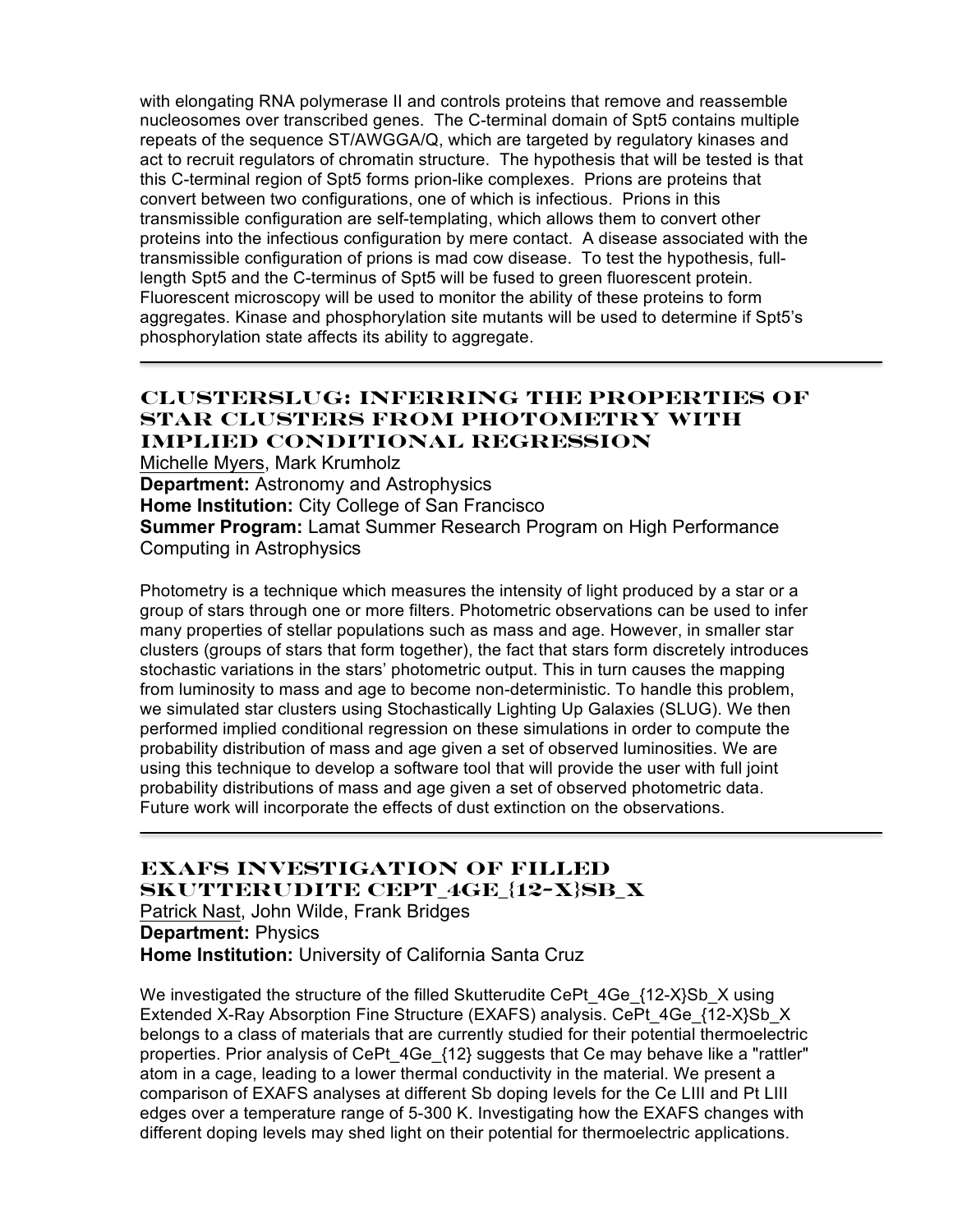with elongating RNA polymerase II and controls proteins that remove and reassemble nucleosomes over transcribed genes. The C-terminal domain of Spt5 contains multiple repeats of the sequence ST/AWGGA/Q, which are targeted by regulatory kinases and act to recruit regulators of chromatin structure. The hypothesis that will be tested is that this C-terminal region of Spt5 forms prion-like complexes. Prions are proteins that convert between two configurations, one of which is infectious. Prions in this transmissible configuration are self-templating, which allows them to convert other proteins into the infectious configuration by mere contact. A disease associated with the transmissible configuration of prions is mad cow disease. To test the hypothesis, full-length Spt5 and the C-terminus of Spt5 will be fused to green fluorescent protein. Fluorescent microscopy will be used to monitor the ability of these proteins to form aggregates. Kinase and phosphorylation site mutants will be used to determine if Spt5's phosphorylation state affects its ability to aggregate.

---

## CLUSTERSLUG: INFERRING THE PROPERTIES OF STAR CLUSTERS FROM PHOTOMETRY WITH IMPLIED CONDITIONAL REGRESSION

Michelle Myers, Mark Krumholz
**Department:** Astronomy and Astrophysics
**Home Institution:** City College of San Francisco
**Summer Program:** Lamat Summer Research Program on High Performance Computing in Astrophysics

Photometry is a technique which measures the intensity of light produced by a star or a group of stars through one or more filters. Photometric observations can be used to infer many properties of stellar populations such as mass and age. However, in smaller star clusters (groups of stars that form together), the fact that stars form discretely introduces stochastic variations in the stars' photometric output. This in turn causes the mapping from luminosity to mass and age to become non-deterministic. To handle this problem, we simulated star clusters using Stochastically Lighting Up Galaxies (SLUG). We then performed implied conditional regression on these simulations in order to compute the probability distribution of mass and age given a set of observed luminosities. We are using this technique to develop a software tool that will provide the user with full joint probability distributions of mass and age given a set of observed photometric data. Future work will incorporate the effects of dust extinction on the observations.

---

## EXAFS INVESTIGATION OF FILLED SKUTTERUDITE $CePt_4Ge_{12-X}Sb_X$

Patrick Nast, John Wilde, Frank Bridges
**Department:** Physics
**Home Institution:** University of California Santa Cruz

We investigated the structure of the filled Skutterudite $CePt_4Ge_{12-X}Sb_X$ using Extended X-Ray Absorption Fine Structure (EXAFS) analysis. $CePt_4Ge_{12-X}Sb_X$ belongs to a class of materials that are currently studied for their potential thermoelectric properties. Prior analysis of $CePt_4Ge_{12}$ suggests that Ce may behave like a "rattler" atom in a cage, leading to a lower thermal conductivity in the material. We present a comparison of EXAFS analyses at different Sb doping levels for the Ce LIII and Pt LIII edges over a temperature range of 5-300 K. Investigating how the EXAFS changes with different doping levels may shed light on their potential for thermoelectric applications.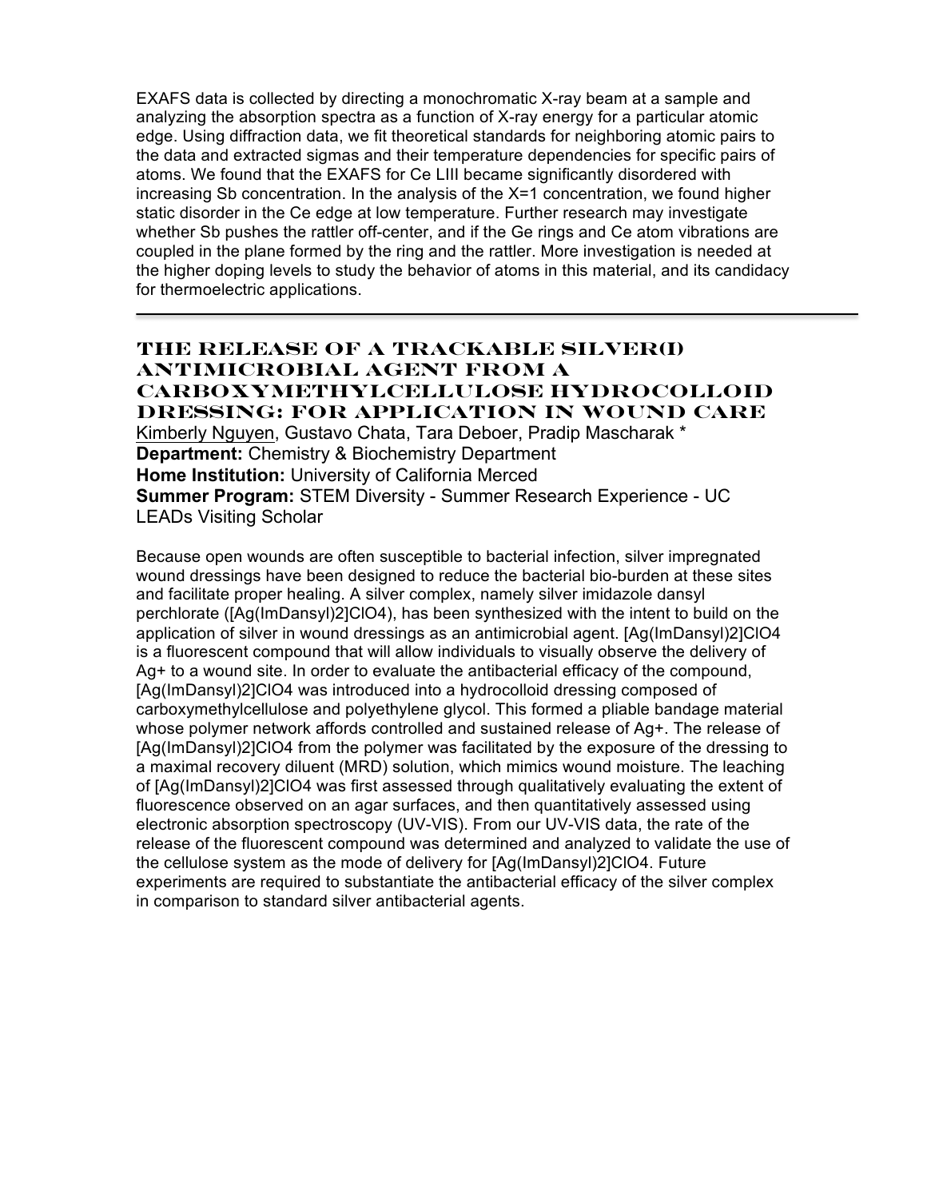EXAFS data is collected by directing a monochromatic X-ray beam at a sample and analyzing the absorption spectra as a function of X-ray energy for a particular atomic edge. Using diffraction data, we fit theoretical standards for neighboring atomic pairs to the data and extracted sigmas and their temperature dependencies for specific pairs of atoms. We found that the EXAFS for Ce LIII became significantly disordered with increasing Sb concentration. In the analysis of the X=1 concentration, we found higher static disorder in the Ce edge at low temperature. Further research may investigate whether Sb pushes the rattler off-center, and if the Ge rings and Ce atom vibrations are coupled in the plane formed by the ring and the rattler. More investigation is needed at the higher doping levels to study the behavior of atoms in this material, and its candidacy for thermoelectric applications.

---

## THE RELEASE OF A TRACKABLE SILVER(I) ANTIMICROBIAL AGENT FROM A CARBOXYMETHYLCELLULOSE HYDROCOLLOID DRESSING: FOR APPLICATION IN WOUND CARE

Kimberly Nguyen, Gustavo Chata, Tara Deboer, Pradip Mascharak *

**Department:** Chemistry & Biochemistry Department

**Home Institution:** University of California Merced

**Summer Program:** STEM Diversity - Summer Research Experience - UC LEADs Visiting Scholar

Because open wounds are often susceptible to bacterial infection, silver impregnated wound dressings have been designed to reduce the bacterial bio-burden at these sites and facilitate proper healing. A silver complex, namely silver imidazole dansyl perchlorate ($[Ag(ImDansyl)_2]ClO_4$), has been synthesized with the intent to build on the application of silver in wound dressings as an antimicrobial agent. $[Ag(ImDansyl)_2]ClO_4$ is a fluorescent compound that will allow individuals to visually observe the delivery of $Ag^+$ to a wound site. In order to evaluate the antibacterial efficacy of the compound, $[Ag(ImDansyl)_2]ClO_4$ was introduced into a hydrocolloid dressing composed of carboxymethylcellulose and polyethylene glycol. This formed a pliable bandage material whose polymer network affords controlled and sustained release of $Ag^+$. The release of $[Ag(ImDansyl)_2]ClO_4$ from the polymer was facilitated by the exposure of the dressing to a maximal recovery diluent (MRD) solution, which mimics wound moisture. The leaching of $[Ag(ImDansyl)_2]ClO_4$ was first assessed through qualitatively evaluating the extent of fluorescence observed on an agar surfaces, and then quantitatively assessed using electronic absorption spectroscopy (UV-VIS). From our UV-VIS data, the rate of the release of the fluorescent compound was determined and analyzed to validate the use of the cellulose system as the mode of delivery for $[Ag(ImDansyl)_2]ClO_4$. Future experiments are required to substantiate the antibacterial efficacy of the silver complex in comparison to standard silver antibacterial agents.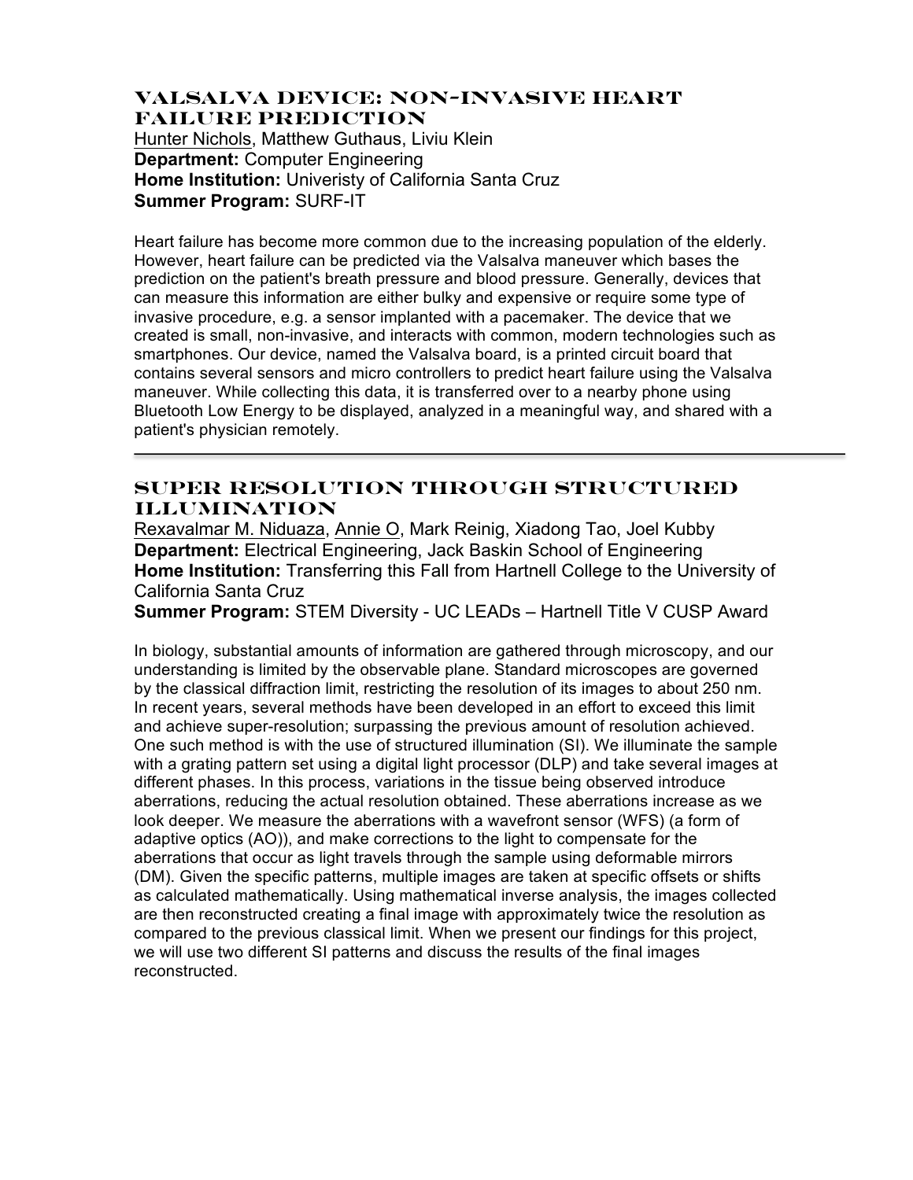## Valsalva Device: Non-Invasive Heart Failure Prediction

Hunter Nichols, Matthew Guthaus, Liviu Klein
**Department:** Computer Engineering
**Home Institution:** Univeristy of California Santa Cruz
**Summer Program:** SURF-IT

Heart failure has become more common due to the increasing population of the elderly. However, heart failure can be predicted via the Valsalva maneuver which bases the prediction on the patient's breath pressure and blood pressure. Generally, devices that can measure this information are either bulky and expensive or require some type of invasive procedure, e.g. a sensor implanted with a pacemaker. The device that we created is small, non-invasive, and interacts with common, modern technologies such as smartphones. Our device, named the Valsalva board, is a printed circuit board that contains several sensors and micro controllers to predict heart failure using the Valsalva maneuver. While collecting this data, it is transferred over to a nearby phone using Bluetooth Low Energy to be displayed, analyzed in a meaningful way, and shared with a patient's physician remotely.

---

## Super Resolution Through Structured Illumination

Rexavalmar M. Niduaza, Annie O, Mark Reinig, Xiadong Tao, Joel Kubby
**Department:** Electrical Engineering, Jack Baskin School of Engineering
**Home Institution:** Transferring this Fall from Hartnell College to the University of California Santa Cruz
**Summer Program:** STEM Diversity - UC LEADs – Hartnell Title V CUSP Award

In biology, substantial amounts of information are gathered through microscopy, and our understanding is limited by the observable plane. Standard microscopes are governed by the classical diffraction limit, restricting the resolution of its images to about 250 nm. In recent years, several methods have been developed in an effort to exceed this limit and achieve super-resolution; surpassing the previous amount of resolution achieved. One such method is with the use of structured illumination (SI). We illuminate the sample with a grating pattern set using a digital light processor (DLP) and take several images at different phases. In this process, variations in the tissue being observed introduce aberrations, reducing the actual resolution obtained. These aberrations increase as we look deeper. We measure the aberrations with a wavefront sensor (WFS) (a form of adaptive optics (AO)), and make corrections to the light to compensate for the aberrations that occur as light travels through the sample using deformable mirrors (DM). Given the specific patterns, multiple images are taken at specific offsets or shifts as calculated mathematically. Using mathematical inverse analysis, the images collected are then reconstructed creating a final image with approximately twice the resolution as compared to the previous classical limit. When we present our findings for this project, we will use two different SI patterns and discuss the results of the final images reconstructed.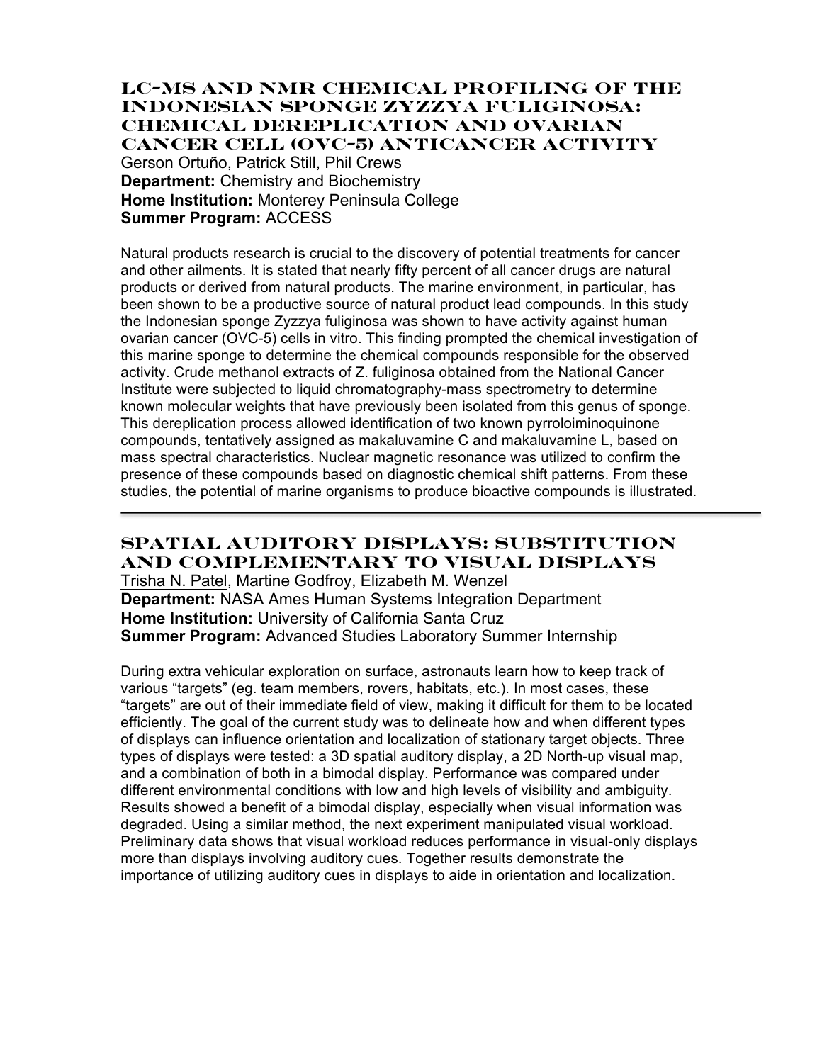## LC-MS AND NMR CHEMICAL PROFILING OF THE INDONESIAN SPONGE ZYZZYA FULIGINOSA: CHEMICAL DEREPLICATION AND OVARIAN CANCER CELL (OVC-5) ANTICANCER ACTIVITY

Gerson Ortuño, Patrick Still, Phil Crews
**Department:** Chemistry and Biochemistry
**Home Institution:** Monterey Peninsula College
**Summer Program:** ACCESS

Natural products research is crucial to the discovery of potential treatments for cancer and other ailments. It is stated that nearly fifty percent of all cancer drugs are natural products or derived from natural products. The marine environment, in particular, has been shown to be a productive source of natural product lead compounds. In this study the Indonesian sponge Zyzzya fuliginosa was shown to have activity against human ovarian cancer (OVC-5) cells in vitro. This finding prompted the chemical investigation of this marine sponge to determine the chemical compounds responsible for the observed activity. Crude methanol extracts of Z. fuliginosa obtained from the National Cancer Institute were subjected to liquid chromatography-mass spectrometry to determine known molecular weights that have previously been isolated from this genus of sponge. This dereplication process allowed identification of two known pyrroloiminoquinone compounds, tentatively assigned as makaluvamine C and makaluvamine L, based on mass spectral characteristics. Nuclear magnetic resonance was utilized to confirm the presence of these compounds based on diagnostic chemical shift patterns. From these studies, the potential of marine organisms to produce bioactive compounds is illustrated.

---

## SPATIAL AUDITORY DISPLAYS: SUBSTITUTION AND COMPLEMENTARY TO VISUAL DISPLAYS

Trisha N. Patel, Martine Godfroy, Elizabeth M. Wenzel
**Department:** NASA Ames Human Systems Integration Department
**Home Institution:** University of California Santa Cruz
**Summer Program:** Advanced Studies Laboratory Summer Internship

During extra vehicular exploration on surface, astronauts learn how to keep track of various “targets” (eg. team members, rovers, habitats, etc.). In most cases, these “targets” are out of their immediate field of view, making it difficult for them to be located efficiently. The goal of the current study was to delineate how and when different types of displays can influence orientation and localization of stationary target objects. Three types of displays were tested: a 3D spatial auditory display, a 2D North-up visual map, and a combination of both in a bimodal display. Performance was compared under different environmental conditions with low and high levels of visibility and ambiguity. Results showed a benefit of a bimodal display, especially when visual information was degraded. Using a similar method, the next experiment manipulated visual workload. Preliminary data shows that visual workload reduces performance in visual-only displays more than displays involving auditory cues. Together results demonstrate the importance of utilizing auditory cues in displays to aide in orientation and localization.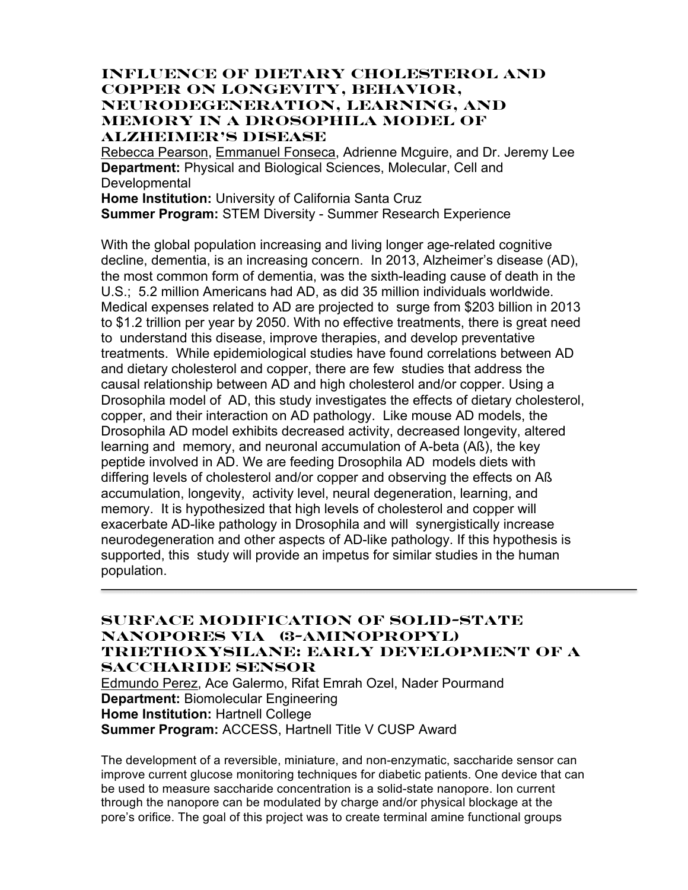## INFLUENCE OF DIETARY CHOLESTEROL AND COPPER ON LONGEVITY, BEHAVIOR, NEURODEGENERATION, LEARNING, AND MEMORY IN A DROSOPHILA MODEL OF ALZHEIMER'S DISEASE

Rebecca Pearson, Emmanuel Fonseca, Adrienne Mcguire, and Dr. Jeremy Lee
**Department:** Physical and Biological Sciences, Molecular, Cell and Developmental
**Home Institution:** University of California Santa Cruz
**Summer Program:** STEM Diversity - Summer Research Experience

With the global population increasing and living longer age-related cognitive decline, dementia, is an increasing concern. In 2013, Alzheimer's disease (AD), the most common form of dementia, was the sixth-leading cause of death in the U.S.; 5.2 million Americans had AD, as did 35 million individuals worldwide. Medical expenses related to AD are projected to surge from $203 billion in 2013 to $1.2 trillion per year by 2050. With no effective treatments, there is great need to understand this disease, improve therapies, and develop preventative treatments. While epidemiological studies have found correlations between AD and dietary cholesterol and copper, there are few studies that address the causal relationship between AD and high cholesterol and/or copper. Using a Drosophila model of AD, this study investigates the effects of dietary cholesterol, copper, and their interaction on AD pathology. Like mouse AD models, the Drosophila AD model exhibits decreased activity, decreased longevity, altered learning and memory, and neuronal accumulation of A-beta (Aß), the key peptide involved in AD. We are feeding Drosophila AD models diets with differing levels of cholesterol and/or copper and observing the effects on Aß accumulation, longevity, activity level, neural degeneration, learning, and memory. It is hypothesized that high levels of cholesterol and copper will exacerbate AD-like pathology in Drosophila and will synergistically increase neurodegeneration and other aspects of AD-like pathology. If this hypothesis is supported, this study will provide an impetus for similar studies in the human population.

---

## SURFACE MODIFICATION OF SOLID-STATE NANOPORES VIA (3-AMINOPROPYL) TRIETHOXYSILANE: EARLY DEVELOPMENT OF A SACCHARIDE SENSOR

Edmundo Perez, Ace Galermo, Rifat Emrah Ozel, Nader Pourmand
**Department:** Biomolecular Engineering
**Home Institution:** Hartnell College
**Summer Program:** ACCESS, Hartnell Title V CUSP Award

The development of a reversible, miniature, and non-enzymatic, saccharide sensor can improve current glucose monitoring techniques for diabetic patients. One device that can be used to measure saccharide concentration is a solid-state nanopore. Ion current through the nanopore can be modulated by charge and/or physical blockage at the pore's orifice. The goal of this project was to create terminal amine functional groups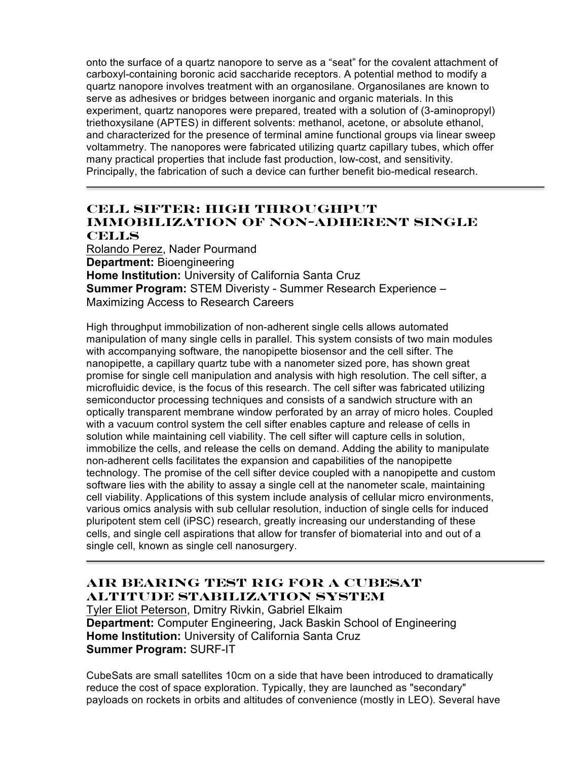onto the surface of a quartz nanopore to serve as a "seat" for the covalent attachment of carboxyl-containing boronic acid saccharide receptors. A potential method to modify a quartz nanopore involves treatment with an organosilane. Organosilanes are known to serve as adhesives or bridges between inorganic and organic materials. In this experiment, quartz nanopores were prepared, treated with a solution of (3-aminopropyl) triethoxysilane (APTES) in different solvents: methanol, acetone, or absolute ethanol, and characterized for the presence of terminal amine functional groups via linear sweep voltammetry. The nanopores were fabricated utilizing quartz capillary tubes, which offer many practical properties that include fast production, low-cost, and sensitivity. Principally, the fabrication of such a device can further benefit bio-medical research.

---

## CELL SIFTER: HIGH THROUGHPUT IMMOBILIZATION OF NON-ADHERENT SINGLE CELLS

Rolando Perez, Nader Pourmand
**Department:** Bioengineering
**Home Institution:** University of California Santa Cruz
**Summer Program:** STEM Diveristy - Summer Research Experience – Maximizing Access to Research Careers

High throughput immobilization of non-adherent single cells allows automated manipulation of many single cells in parallel. This system consists of two main modules with accompanying software, the nanopipette biosensor and the cell sifter. The nanopipette, a capillary quartz tube with a nanometer sized pore, has shown great promise for single cell manipulation and analysis with high resolution. The cell sifter, a microfluidic device, is the focus of this research. The cell sifter was fabricated utilizing semiconductor processing techniques and consists of a sandwich structure with an optically transparent membrane window perforated by an array of micro holes. Coupled with a vacuum control system the cell sifter enables capture and release of cells in solution while maintaining cell viability. The cell sifter will capture cells in solution, immobilize the cells, and release the cells on demand. Adding the ability to manipulate non-adherent cells facilitates the expansion and capabilities of the nanopipette technology. The promise of the cell sifter device coupled with a nanopipette and custom software lies with the ability to assay a single cell at the nanometer scale, maintaining cell viability. Applications of this system include analysis of cellular micro environments, various omics analysis with sub cellular resolution, induction of single cells for induced pluripotent stem cell (iPSC) research, greatly increasing our understanding of these cells, and single cell aspirations that allow for transfer of biomaterial into and out of a single cell, known as single cell nanosurgery.

---

## AIR BEARING TEST RIG FOR A CUBESAT ALTITUDE STABILIZATION SYSTEM

Tyler Eliot Peterson, Dmitry Rivkin, Gabriel Elkaim
**Department:** Computer Engineering, Jack Baskin School of Engineering
**Home Institution:** University of California Santa Cruz
**Summer Program:** SURF-IT

CubeSats are small satellites 10cm on a side that have been introduced to dramatically reduce the cost of space exploration. Typically, they are launched as "secondary" payloads on rockets in orbits and altitudes of convenience (mostly in LEO). Several have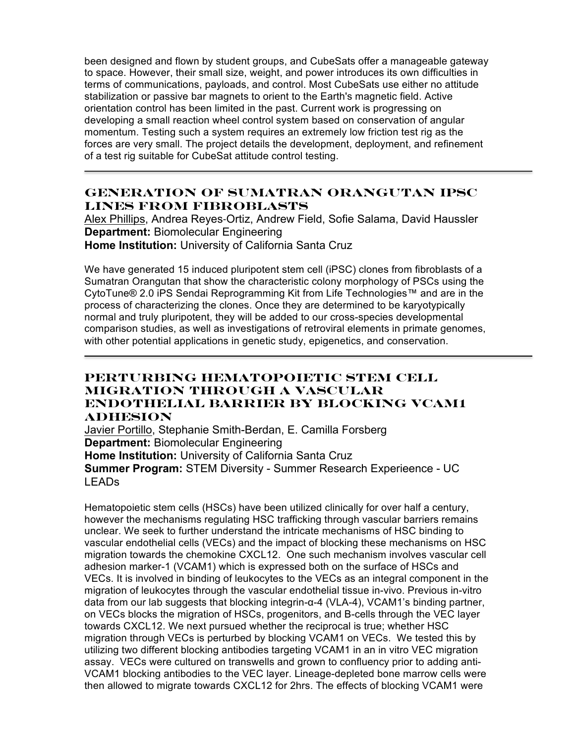been designed and flown by student groups, and CubeSats offer a manageable gateway to space. However, their small size, weight, and power introduces its own difficulties in terms of communications, payloads, and control. Most CubeSats use either no attitude stabilization or passive bar magnets to orient to the Earth's magnetic field. Active orientation control has been limited in the past. Current work is progressing on developing a small reaction wheel control system based on conservation of angular momentum. Testing such a system requires an extremely low friction test rig as the forces are very small. The project details the development, deployment, and refinement of a test rig suitable for CubeSat attitude control testing.

---

## Generation of Sumatran Orangutan iPSC Lines from Fibroblasts

Alex Phillips, Andrea Reyes-Ortiz, Andrew Field, Sofie Salama, David Haussler
**Department:** Biomolecular Engineering
**Home Institution:** University of California Santa Cruz

We have generated 15 induced pluripotent stem cell (iPSC) clones from fibroblasts of a Sumatran Orangutan that show the characteristic colony morphology of PSCs using the CytoTune® 2.0 iPS Sendai Reprogramming Kit from Life Technologies™ and are in the process of characterizing the clones. Once they are determined to be karyotypically normal and truly pluripotent, they will be added to our cross-species developmental comparison studies, as well as investigations of retroviral elements in primate genomes, with other potential applications in genetic study, epigenetics, and conservation.

---

## Perturbing Hematopoietic Stem Cell Migration through a Vascular Endothelial Barrier by Blocking VCAM1 Adhesion

Javier Portillo, Stephanie Smith-Berdan, E. Camilla Forsberg
**Department:** Biomolecular Engineering
**Home Institution:** University of California Santa Cruz
**Summer Program:** STEM Diversity - Summer Research Experieence - UC LEADs

Hematopoietic stem cells (HSCs) have been utilized clinically for over half a century, however the mechanisms regulating HSC trafficking through vascular barriers remains unclear. We seek to further understand the intricate mechanisms of HSC binding to vascular endothelial cells (VECs) and the impact of blocking these mechanisms on HSC migration towards the chemokine CXCL12. One such mechanism involves vascular cell adhesion marker-1 (VCAM1) which is expressed both on the surface of HSCs and VECs. It is involved in binding of leukocytes to the VECs as an integral component in the migration of leukocytes through the vascular endothelial tissue in-vivo. Previous in-vitro data from our lab suggests that blocking integrin-α-4 (VLA-4), VCAM1's binding partner, on VECs blocks the migration of HSCs, progenitors, and B-cells through the VEC layer towards CXCL12. We next pursued whether the reciprocal is true; whether HSC migration through VECs is perturbed by blocking VCAM1 on VECs. We tested this by utilizing two different blocking antibodies targeting VCAM1 in an in vitro VEC migration assay. VECs were cultured on transwells and grown to confluency prior to adding anti-VCAM1 blocking antibodies to the VEC layer. Lineage-depleted bone marrow cells were then allowed to migrate towards CXCL12 for 2hrs. The effects of blocking VCAM1 were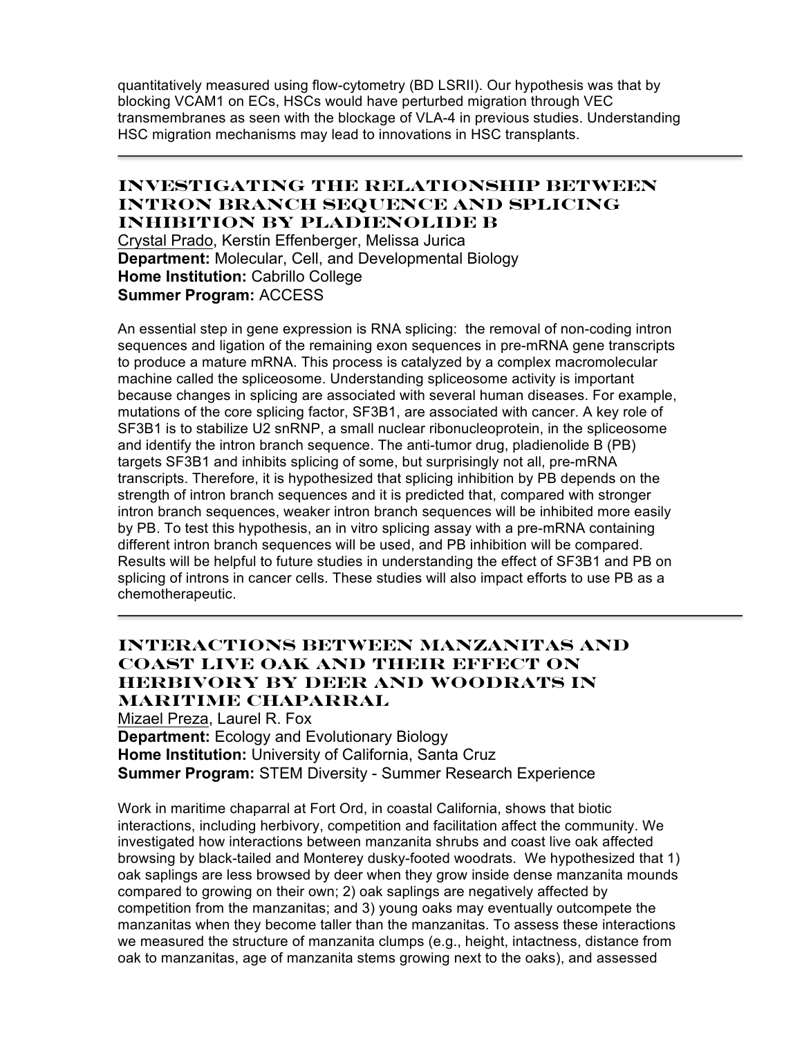quantitatively measured using flow-cytometry (BD LSRII). Our hypothesis was that by blocking VCAM1 on ECs, HSCs would have perturbed migration through VEC transmembranes as seen with the blockage of VLA-4 in previous studies. Understanding HSC migration mechanisms may lead to innovations in HSC transplants.

---

## Investigating the Relationship Between Intron Branch Sequence and Splicing Inhibition by Pladienolide B

Crystal Prado, Kerstin Effenberger, Melissa Jurica
**Department:** Molecular, Cell, and Developmental Biology
**Home Institution:** Cabrillo College
**Summer Program:** ACCESS

An essential step in gene expression is RNA splicing: the removal of non-coding intron sequences and ligation of the remaining exon sequences in pre-mRNA gene transcripts to produce a mature mRNA. This process is catalyzed by a complex macromolecular machine called the spliceosome. Understanding spliceosome activity is important because changes in splicing are associated with several human diseases. For example, mutations of the core splicing factor, SF3B1, are associated with cancer. A key role of SF3B1 is to stabilize U2 snRNP, a small nuclear ribonucleoprotein, in the spliceosome and identify the intron branch sequence. The anti-tumor drug, pladienolide B (PB) targets SF3B1 and inhibits splicing of some, but surprisingly not all, pre-mRNA transcripts. Therefore, it is hypothesized that splicing inhibition by PB depends on the strength of intron branch sequences and it is predicted that, compared with stronger intron branch sequences, weaker intron branch sequences will be inhibited more easily by PB. To test this hypothesis, an in vitro splicing assay with a pre-mRNA containing different intron branch sequences will be used, and PB inhibition will be compared. Results will be helpful to future studies in understanding the effect of SF3B1 and PB on splicing of introns in cancer cells. These studies will also impact efforts to use PB as a chemotherapeutic.

---

## Interactions Between Manzanitas and Coast Live Oak and Their Effect on Herbivory by Deer and Woodrats in Maritime Chaparral

Mizael Preza, Laurel R. Fox
**Department:** Ecology and Evolutionary Biology
**Home Institution:** University of California, Santa Cruz
**Summer Program:** STEM Diversity - Summer Research Experience

Work in maritime chaparral at Fort Ord, in coastal California, shows that biotic interactions, including herbivory, competition and facilitation affect the community. We investigated how interactions between manzanita shrubs and coast live oak affected browsing by black-tailed and Monterey dusky-footed woodrats. We hypothesized that 1) oak saplings are less browsed by deer when they grow inside dense manzanita mounds compared to growing on their own; 2) oak saplings are negatively affected by competition from the manzanitas; and 3) young oaks may eventually outcompete the manzanitas when they become taller than the manzanitas. To assess these interactions we measured the structure of manzanita clumps (e.g., height, intactness, distance from oak to manzanitas, age of manzanita stems growing next to the oaks), and assessed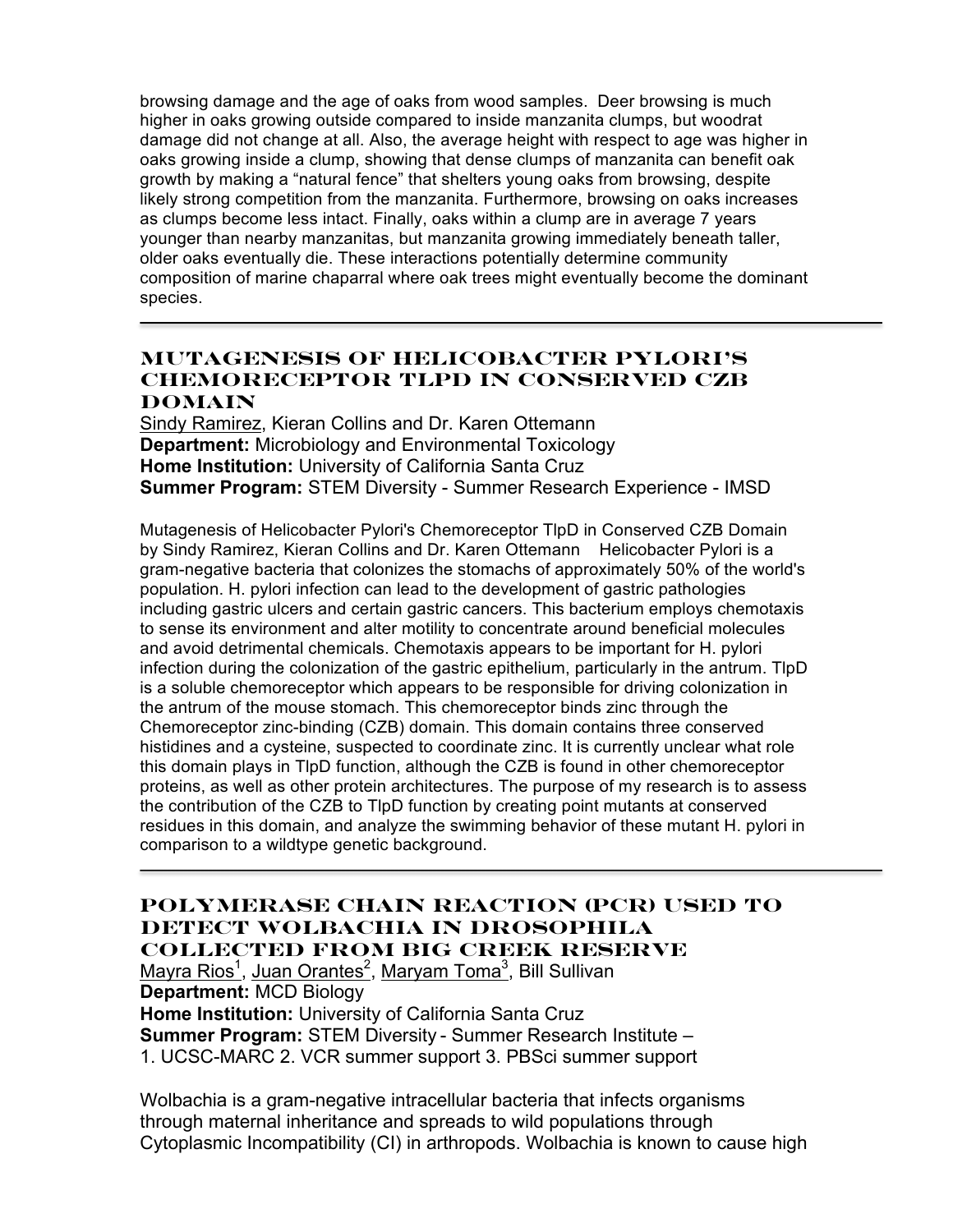browsing damage and the age of oaks from wood samples. Deer browsing is much higher in oaks growing outside compared to inside manzanita clumps, but woodrat damage did not change at all. Also, the average height with respect to age was higher in oaks growing inside a clump, showing that dense clumps of manzanita can benefit oak growth by making a "natural fence" that shelters young oaks from browsing, despite likely strong competition from the manzanita. Furthermore, browsing on oaks increases as clumps become less intact. Finally, oaks within a clump are in average 7 years younger than nearby manzanitas, but manzanita growing immediately beneath taller, older oaks eventually die. These interactions potentially determine community composition of marine chaparral where oak trees might eventually become the dominant species.

---

## Mutagenesis of Helicobacter Pylori's Chemoreceptor TlpD in Conserved CZB Domain

Sindy Ramirez, Kieran Collins and Dr. Karen Ottemann
**Department:** Microbiology and Environmental Toxicology
**Home Institution:** University of California Santa Cruz
**Summer Program:** STEM Diversity - Summer Research Experience - IMSD

Mutagenesis of Helicobacter Pylori's Chemoreceptor TlpD in Conserved CZB Domain by Sindy Ramirez, Kieran Collins and Dr. Karen Ottemann Helicobacter Pylori is a gram-negative bacteria that colonizes the stomachs of approximately 50% of the world's population. H. pylori infection can lead to the development of gastric pathologies including gastric ulcers and certain gastric cancers. This bacterium employs chemotaxis to sense its environment and alter motility to concentrate around beneficial molecules and avoid detrimental chemicals. Chemotaxis appears to be important for H. pylori infection during the colonization of the gastric epithelium, particularly in the antrum. TlpD is a soluble chemoreceptor which appears to be responsible for driving colonization in the antrum of the mouse stomach. This chemoreceptor binds zinc through the Chemoreceptor zinc-binding (CZB) domain. This domain contains three conserved histidines and a cysteine, suspected to coordinate zinc. It is currently unclear what role this domain plays in TlpD function, although the CZB is found in other chemoreceptor proteins, as well as other protein architectures. The purpose of my research is to assess the contribution of the CZB to TlpD function by creating point mutants at conserved residues in this domain, and analyze the swimming behavior of these mutant H. pylori in comparison to a wildtype genetic background.

---

## Polymerase Chain Reaction (PCR) Used to Detect Wolbachia in Drosophila Collected from Big Creek Reserve

Mayra Rios[1], Juan Orantes[2], Maryam Toma[3], Bill Sullivan
**Department:** MCD Biology
**Home Institution:** University of California Santa Cruz
**Summer Program:** STEM Diversity - Summer Research Institute –
1. UCSC-MARC 2. VCR summer support 3. PBSci summer support

Wolbachia is a gram-negative intracellular bacteria that infects organisms through maternal inheritance and spreads to wild populations through Cytoplasmic Incompatibility (CI) in arthropods. Wolbachia is known to cause high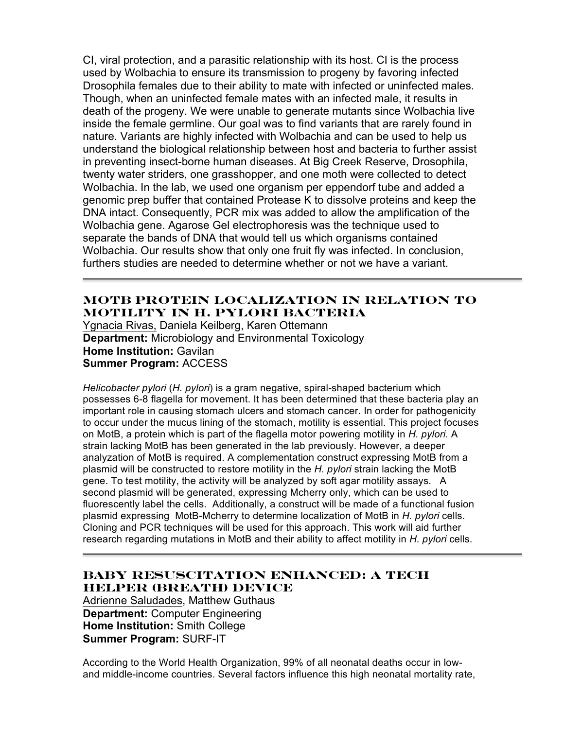CI, viral protection, and a parasitic relationship with its host. CI is the process used by Wolbachia to ensure its transmission to progeny by favoring infected Drosophila females due to their ability to mate with infected or uninfected males. Though, when an uninfected female mates with an infected male, it results in death of the progeny. We were unable to generate mutants since Wolbachia live inside the female germline. Our goal was to find variants that are rarely found in nature. Variants are highly infected with Wolbachia and can be used to help us understand the biological relationship between host and bacteria to further assist in preventing insect-borne human diseases. At Big Creek Reserve, Drosophila, twenty water striders, one grasshopper, and one moth were collected to detect Wolbachia. In the lab, we used one organism per eppendorf tube and added a genomic prep buffer that contained Protease K to dissolve proteins and keep the DNA intact. Consequently, PCR mix was added to allow the amplification of the Wolbachia gene. Agarose Gel electrophoresis was the technique used to separate the bands of DNA that would tell us which organisms contained Wolbachia. Our results show that only one fruit fly was infected. In conclusion, furthers studies are needed to determine whether or not we have a variant.

---

## MOTB PROTEIN LOCALIZATION IN RELATION TO MOTILITY IN H. PYLORI BACTERIA

Ygnacia Rivas, Daniela Keilberg, Karen Ottemann
**Department:** Microbiology and Environmental Toxicology
**Home Institution:** Gavilan
**Summer Program:** ACCESS

*Helicobacter pylori* (*H. pylori*) is a gram negative, spiral-shaped bacterium which possesses 6-8 flagella for movement. It has been determined that these bacteria play an important role in causing stomach ulcers and stomach cancer. In order for pathogenicity to occur under the mucus lining of the stomach, motility is essential. This project focuses on MotB, a protein which is part of the flagella motor powering motility in *H. pylori*. A strain lacking MotB has been generated in the lab previously. However, a deeper analyzation of MotB is required. A complementation construct expressing MotB from a plasmid will be constructed to restore motility in the *H. pylori* strain lacking the MotB gene. To test motility, the activity will be analyzed by soft agar motility assays. A second plasmid will be generated, expressing Mcherry only, which can be used to fluorescently label the cells. Additionally, a construct will be made of a functional fusion plasmid expressing MotB-Mcherry to determine localization of MotB in *H. pylori* cells. Cloning and PCR techniques will be used for this approach. This work will aid further research regarding mutations in MotB and their ability to affect motility in *H. pylori* cells.

---

## BABY RESUSCITATION ENHANCED: A TECH HELPER (BREATH) DEVICE

Adrienne Saludades, Matthew Guthaus
**Department:** Computer Engineering
**Home Institution:** Smith College
**Summer Program:** SURF-IT

According to the World Health Organization, 99% of all neonatal deaths occur in low- and middle-income countries. Several factors influence this high neonatal mortality rate,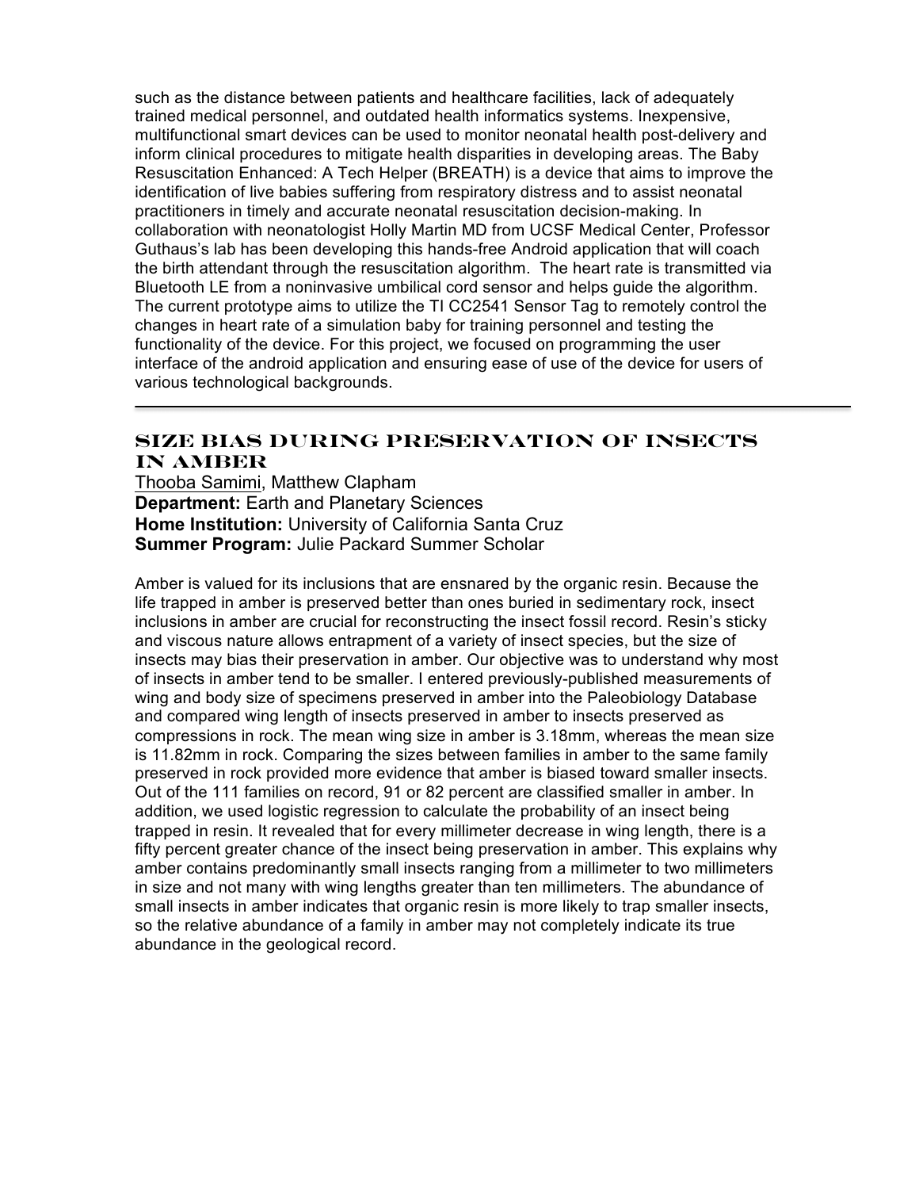such as the distance between patients and healthcare facilities, lack of adequately trained medical personnel, and outdated health informatics systems. Inexpensive, multifunctional smart devices can be used to monitor neonatal health post-delivery and inform clinical procedures to mitigate health disparities in developing areas. The Baby Resuscitation Enhanced: A Tech Helper (BREATH) is a device that aims to improve the identification of live babies suffering from respiratory distress and to assist neonatal practitioners in timely and accurate neonatal resuscitation decision-making. In collaboration with neonatologist Holly Martin MD from UCSF Medical Center, Professor Guthaus's lab has been developing this hands-free Android application that will coach the birth attendant through the resuscitation algorithm. The heart rate is transmitted via Bluetooth LE from a noninvasive umbilical cord sensor and helps guide the algorithm. The current prototype aims to utilize the TI CC2541 Sensor Tag to remotely control the changes in heart rate of a simulation baby for training personnel and testing the functionality of the device. For this project, we focused on programming the user interface of the android application and ensuring ease of use of the device for users of various technological backgrounds.

---

## SIZE BIAS DURING PRESERVATION OF INSECTS IN AMBER

Thooba Samimi, Matthew Clapham
**Department:** Earth and Planetary Sciences
**Home Institution:** University of California Santa Cruz
**Summer Program:** Julie Packard Summer Scholar

Amber is valued for its inclusions that are ensnared by the organic resin. Because the life trapped in amber is preserved better than ones buried in sedimentary rock, insect inclusions in amber are crucial for reconstructing the insect fossil record. Resin's sticky and viscous nature allows entrapment of a variety of insect species, but the size of insects may bias their preservation in amber. Our objective was to understand why most of insects in amber tend to be smaller. I entered previously-published measurements of wing and body size of specimens preserved in amber into the Paleobiology Database and compared wing length of insects preserved in amber to insects preserved as compressions in rock. The mean wing size in amber is 3.18mm, whereas the mean size is 11.82mm in rock. Comparing the sizes between families in amber to the same family preserved in rock provided more evidence that amber is biased toward smaller insects. Out of the 111 families on record, 91 or 82 percent are classified smaller in amber. In addition, we used logistic regression to calculate the probability of an insect being trapped in resin. It revealed that for every millimeter decrease in wing length, there is a fifty percent greater chance of the insect being preservation in amber. This explains why amber contains predominantly small insects ranging from a millimeter to two millimeters in size and not many with wing lengths greater than ten millimeters. The abundance of small insects in amber indicates that organic resin is more likely to trap smaller insects, so the relative abundance of a family in amber may not completely indicate its true abundance in the geological record.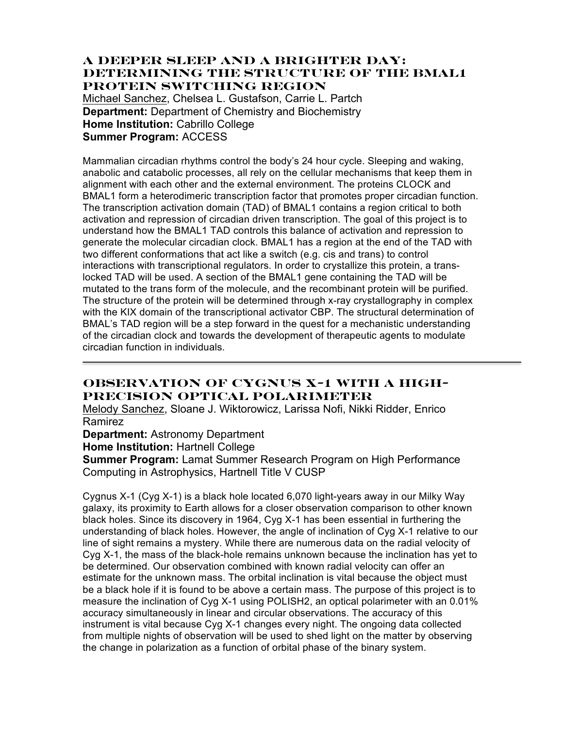## A Deeper Sleep and a Brighter Day: Determining the Structure of the BMAL1 Protein Switching Region

Michael Sanchez, Chelsea L. Gustafson, Carrie L. Partch
**Department:** Department of Chemistry and Biochemistry
**Home Institution:** Cabrillo College
**Summer Program:** ACCESS

Mammalian circadian rhythms control the body's 24 hour cycle. Sleeping and waking, anabolic and catabolic processes, all rely on the cellular mechanisms that keep them in alignment with each other and the external environment. The proteins CLOCK and BMAL1 form a heterodimeric transcription factor that promotes proper circadian function. The transcription activation domain (TAD) of BMAL1 contains a region critical to both activation and repression of circadian driven transcription. The goal of this project is to understand how the BMAL1 TAD controls this balance of activation and repression to generate the molecular circadian clock. BMAL1 has a region at the end of the TAD with two different conformations that act like a switch (e.g. cis and trans) to control interactions with transcriptional regulators. In order to crystallize this protein, a trans-locked TAD will be used. A section of the BMAL1 gene containing the TAD will be mutated to the trans form of the molecule, and the recombinant protein will be purified. The structure of the protein will be determined through x-ray crystallography in complex with the KIX domain of the transcriptional activator CBP. The structural determination of BMAL's TAD region will be a step forward in the quest for a mechanistic understanding of the circadian clock and towards the development of therapeutic agents to modulate circadian function in individuals.

---

## Observation of Cygnus X-1 with a High-Precision Optical Polarimeter

Melody Sanchez, Sloane J. Wiktorowicz, Larissa Nofi, Nikki Ridder, Enrico Ramirez
**Department:** Astronomy Department
**Home Institution:** Hartnell College
**Summer Program:** Lamat Summer Research Program on High Performance Computing in Astrophysics, Hartnell Title V CUSP

Cygnus X-1 (Cyg X-1) is a black hole located 6,070 light-years away in our Milky Way galaxy, its proximity to Earth allows for a closer observation comparison to other known black holes. Since its discovery in 1964, Cyg X-1 has been essential in furthering the understanding of black holes. However, the angle of inclination of Cyg X-1 relative to our line of sight remains a mystery. While there are numerous data on the radial velocity of Cyg X-1, the mass of the black-hole remains unknown because the inclination has yet to be determined. Our observation combined with known radial velocity can offer an estimate for the unknown mass. The orbital inclination is vital because the object must be a black hole if it is found to be above a certain mass. The purpose of this project is to measure the inclination of Cyg X-1 using POLISH2, an optical polarimeter with an 0.01% accuracy simultaneously in linear and circular observations. The accuracy of this instrument is vital because Cyg X-1 changes every night. The ongoing data collected from multiple nights of observation will be used to shed light on the matter by observing the change in polarization as a function of orbital phase of the binary system.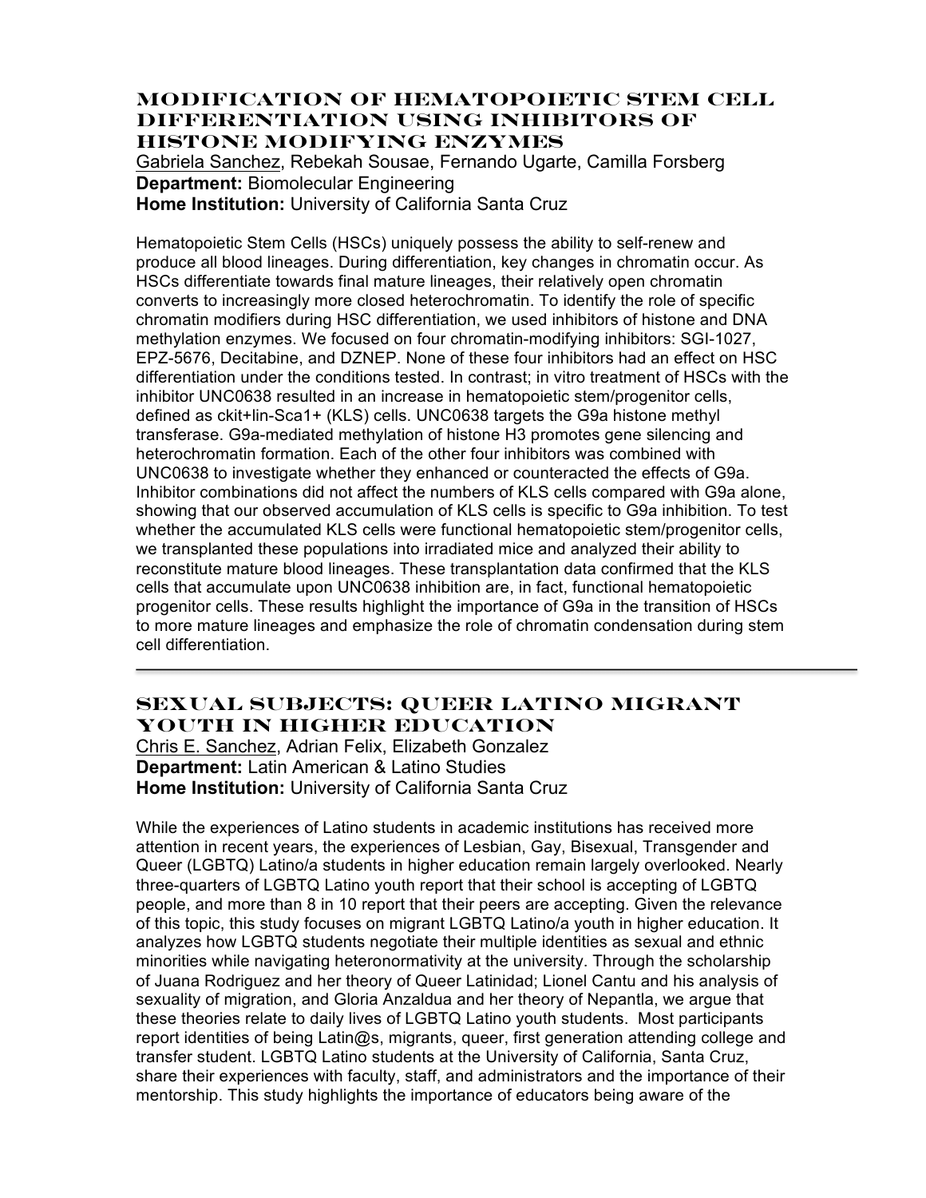## MODIFICATION OF HEMATOPOIETIC STEM CELL DIFFERENTIATION USING INHIBITORS OF HISTONE MODIFYING ENZYMES

Gabriela Sanchez, Rebekah Sousae, Fernando Ugarte, Camilla Forsberg
**Department:** Biomolecular Engineering
**Home Institution:** University of California Santa Cruz

Hematopoietic Stem Cells (HSCs) uniquely possess the ability to self-renew and produce all blood lineages. During differentiation, key changes in chromatin occur. As HSCs differentiate towards final mature lineages, their relatively open chromatin converts to increasingly more closed heterochromatin. To identify the role of specific chromatin modifiers during HSC differentiation, we used inhibitors of histone and DNA methylation enzymes. We focused on four chromatin-modifying inhibitors: SGI-1027, EPZ-5676, Decitabine, and DZNEP. None of these four inhibitors had an effect on HSC differentiation under the conditions tested. In contrast; in vitro treatment of HSCs with the inhibitor UNC0638 resulted in an increase in hematopoietic stem/progenitor cells, defined as ckit+lin-Sca1+ (KLS) cells. UNC0638 targets the G9a histone methyl transferase. G9a-mediated methylation of histone H3 promotes gene silencing and heterochromatin formation. Each of the other four inhibitors was combined with UNC0638 to investigate whether they enhanced or counteracted the effects of G9a. Inhibitor combinations did not affect the numbers of KLS cells compared with G9a alone, showing that our observed accumulation of KLS cells is specific to G9a inhibition. To test whether the accumulated KLS cells were functional hematopoietic stem/progenitor cells, we transplanted these populations into irradiated mice and analyzed their ability to reconstitute mature blood lineages. These transplantation data confirmed that the KLS cells that accumulate upon UNC0638 inhibition are, in fact, functional hematopoietic progenitor cells. These results highlight the importance of G9a in the transition of HSCs to more mature lineages and emphasize the role of chromatin condensation during stem cell differentiation.

---

## SEXUAL SUBJECTS: QUEER LATINO MIGRANT YOUTH IN HIGHER EDUCATION

Chris E. Sanchez, Adrian Felix, Elizabeth Gonzalez
**Department:** Latin American & Latino Studies
**Home Institution:** University of California Santa Cruz

While the experiences of Latino students in academic institutions has received more attention in recent years, the experiences of Lesbian, Gay, Bisexual, Transgender and Queer (LGBTQ) Latino/a students in higher education remain largely overlooked. Nearly three-quarters of LGBTQ Latino youth report that their school is accepting of LGBTQ people, and more than 8 in 10 report that their peers are accepting. Given the relevance of this topic, this study focuses on migrant LGBTQ Latino/a youth in higher education. It analyzes how LGBTQ students negotiate their multiple identities as sexual and ethnic minorities while navigating heteronormativity at the university. Through the scholarship of Juana Rodriguez and her theory of Queer Latinidad; Lionel Cantu and his analysis of sexuality of migration, and Gloria Anzaldua and her theory of Nepantla, we argue that these theories relate to daily lives of LGBTQ Latino youth students. Most participants report identities of being Latin@s, migrants, queer, first generation attending college and transfer student. LGBTQ Latino students at the University of California, Santa Cruz, share their experiences with faculty, staff, and administrators and the importance of their mentorship. This study highlights the importance of educators being aware of the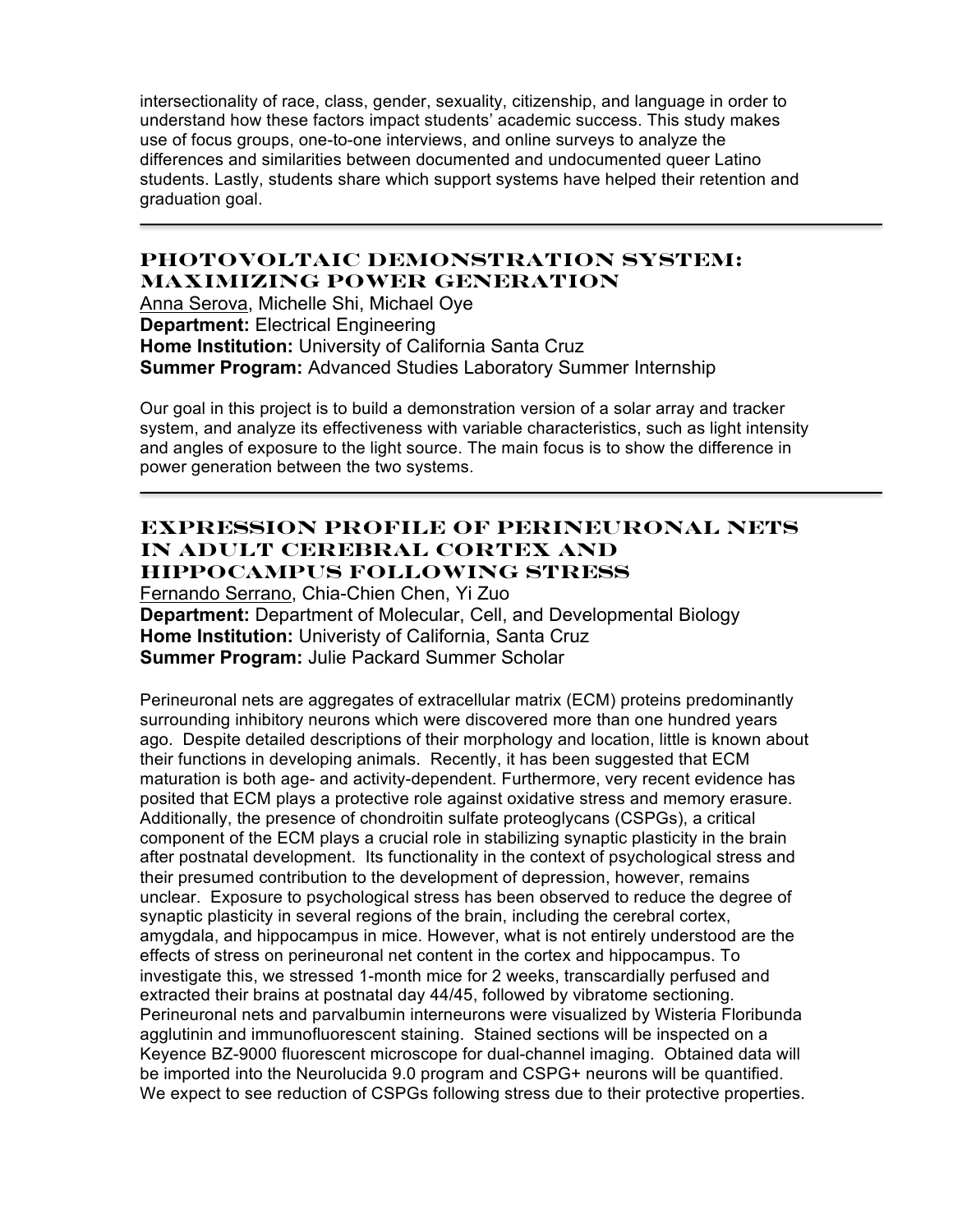intersectionality of race, class, gender, sexuality, citizenship, and language in order to understand how these factors impact students' academic success. This study makes use of focus groups, one-to-one interviews, and online surveys to analyze the differences and similarities between documented and undocumented queer Latino students. Lastly, students share which support systems have helped their retention and graduation goal.

---

## PHOTOVOLTAIC DEMONSTRATION SYSTEM: MAXIMIZING POWER GENERATION

Anna Serova, Michelle Shi, Michael Oye
**Department:** Electrical Engineering
**Home Institution:** University of California Santa Cruz
**Summer Program:** Advanced Studies Laboratory Summer Internship

Our goal in this project is to build a demonstration version of a solar array and tracker system, and analyze its effectiveness with variable characteristics, such as light intensity and angles of exposure to the light source. The main focus is to show the difference in power generation between the two systems.

---

## EXPRESSION PROFILE OF PERINEURONAL NETS IN ADULT CEREBRAL CORTEX AND HIPPOCAMPUS FOLLOWING STRESS

Fernando Serrano, Chia-Chien Chen, Yi Zuo
**Department:** Department of Molecular, Cell, and Developmental Biology
**Home Institution:** Univeristy of California, Santa Cruz
**Summer Program:** Julie Packard Summer Scholar

Perineuronal nets are aggregates of extracellular matrix (ECM) proteins predominantly surrounding inhibitory neurons which were discovered more than one hundred years ago. Despite detailed descriptions of their morphology and location, little is known about their functions in developing animals. Recently, it has been suggested that ECM maturation is both age- and activity-dependent. Furthermore, very recent evidence has posited that ECM plays a protective role against oxidative stress and memory erasure. Additionally, the presence of chondroitin sulfate proteoglycans (CSPGs), a critical component of the ECM plays a crucial role in stabilizing synaptic plasticity in the brain after postnatal development. Its functionality in the context of psychological stress and their presumed contribution to the development of depression, however, remains unclear. Exposure to psychological stress has been observed to reduce the degree of synaptic plasticity in several regions of the brain, including the cerebral cortex, amygdala, and hippocampus in mice. However, what is not entirely understood are the effects of stress on perineuronal net content in the cortex and hippocampus. To investigate this, we stressed 1-month mice for 2 weeks, transcardially perfused and extracted their brains at postnatal day 44/45, followed by vibratome sectioning. Perineuronal nets and parvalbumin interneurons were visualized by Wisteria Floribunda agglutinin and immunofluorescent staining. Stained sections will be inspected on a Keyence BZ-9000 fluorescent microscope for dual-channel imaging. Obtained data will be imported into the Neurolucida 9.0 program and CSPG+ neurons will be quantified. We expect to see reduction of CSPGs following stress due to their protective properties.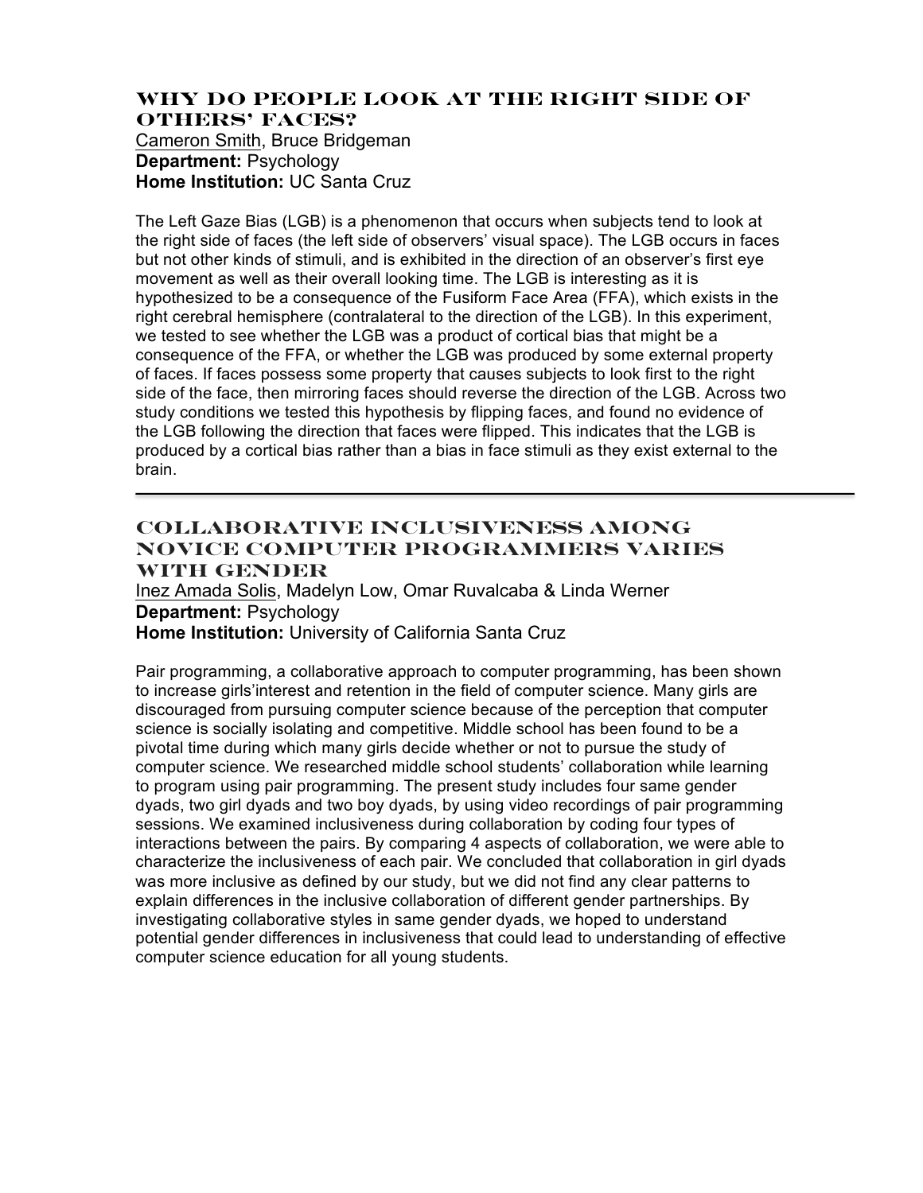## Why Do People Look at the Right Side of Others' Faces?

Cameron Smith, Bruce Bridgeman
**Department:** Psychology
**Home Institution:** UC Santa Cruz

The Left Gaze Bias (LGB) is a phenomenon that occurs when subjects tend to look at the right side of faces (the left side of observers' visual space). The LGB occurs in faces but not other kinds of stimuli, and is exhibited in the direction of an observer's first eye movement as well as their overall looking time. The LGB is interesting as it is hypothesized to be a consequence of the Fusiform Face Area (FFA), which exists in the right cerebral hemisphere (contralateral to the direction of the LGB). In this experiment, we tested to see whether the LGB was a product of cortical bias that might be a consequence of the FFA, or whether the LGB was produced by some external property of faces. If faces possess some property that causes subjects to look first to the right side of the face, then mirroring faces should reverse the direction of the LGB. Across two study conditions we tested this hypothesis by flipping faces, and found no evidence of the LGB following the direction that faces were flipped. This indicates that the LGB is produced by a cortical bias rather than a bias in face stimuli as they exist external to the brain.

---

## Collaborative Inclusiveness Among Novice Computer Programmers Varies with Gender

Inez Amada Solis, Madelyn Low, Omar Ruvalcaba & Linda Werner
**Department:** Psychology
**Home Institution:** University of California Santa Cruz

Pair programming, a collaborative approach to computer programming, has been shown to increase girls'interest and retention in the field of computer science. Many girls are discouraged from pursuing computer science because of the perception that computer science is socially isolating and competitive. Middle school has been found to be a pivotal time during which many girls decide whether or not to pursue the study of computer science. We researched middle school students' collaboration while learning to program using pair programming. The present study includes four same gender dyads, two girl dyads and two boy dyads, by using video recordings of pair programming sessions. We examined inclusiveness during collaboration by coding four types of interactions between the pairs. By comparing 4 aspects of collaboration, we were able to characterize the inclusiveness of each pair. We concluded that collaboration in girl dyads was more inclusive as defined by our study, but we did not find any clear patterns to explain differences in the inclusive collaboration of different gender partnerships. By investigating collaborative styles in same gender dyads, we hoped to understand potential gender differences in inclusiveness that could lead to understanding of effective computer science education for all young students.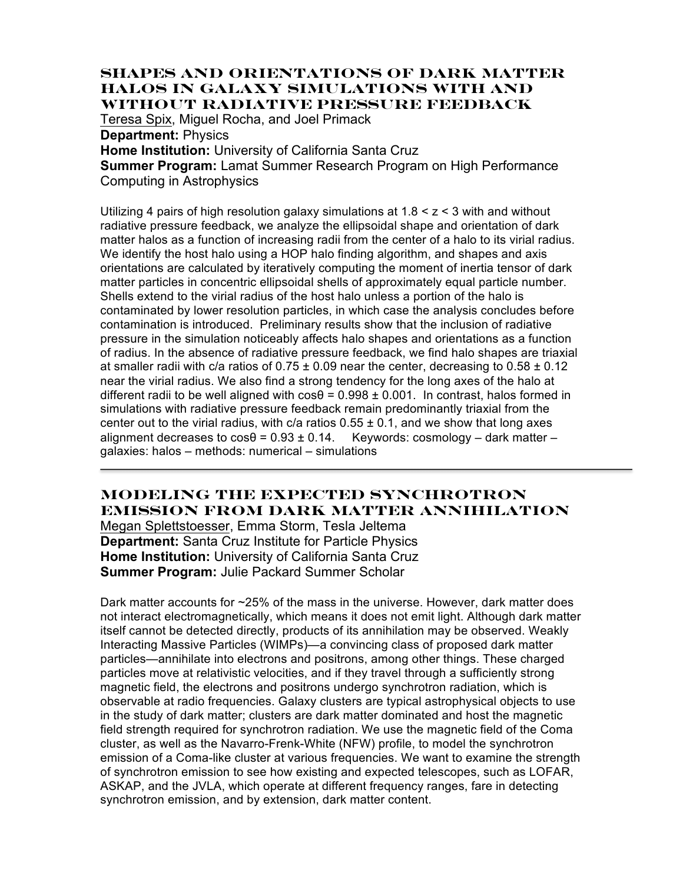## SHAPES AND ORIENTATIONS OF DARK MATTER HALOS IN GALAXY SIMULATIONS WITH AND WITHOUT RADIATIVE PRESSURE FEEDBACK

Teresa Spix, Miguel Rocha, and Joel Primack
**Department:** Physics
**Home Institution:** University of California Santa Cruz
**Summer Program:** Lamat Summer Research Program on High Performance Computing in Astrophysics

Utilizing 4 pairs of high resolution galaxy simulations at $1.8 < z < 3$ with and without radiative pressure feedback, we analyze the ellipsoidal shape and orientation of dark matter halos as a function of increasing radii from the center of a halo to its virial radius. We identify the host halo using a HOP halo finding algorithm, and shapes and axis orientations are calculated by iteratively computing the moment of inertia tensor of dark matter particles in concentric ellipsoidal shells of approximately equal particle number. Shells extend to the virial radius of the host halo unless a portion of the halo is contaminated by lower resolution particles, in which case the analysis concludes before contamination is introduced. Preliminary results show that the inclusion of radiative pressure in the simulation noticeably affects halo shapes and orientations as a function of radius. In the absence of radiative pressure feedback, we find halo shapes are triaxial at smaller radii with c/a ratios of $0.75 \pm 0.09$ near the center, decreasing to $0.58 \pm 0.12$ near the virial radius. We also find a strong tendency for the long axes of the halo at different radii to be well aligned with $\cos\theta = 0.998 \pm 0.001$. In contrast, halos formed in simulations with radiative pressure feedback remain predominantly triaxial from the center out to the virial radius, with c/a ratios $0.55 \pm 0.1$, and we show that long axes alignment decreases to $\cos\theta = 0.93 \pm 0.14$. Keywords: cosmology – dark matter – galaxies: halos – methods: numerical – simulations

---

## MODELING THE EXPECTED SYNCHROTRON EMISSION FROM DARK MATTER ANNIHILATION

Megan Splettstoesser, Emma Storm, Tesla Jeltema
**Department:** Santa Cruz Institute for Particle Physics
**Home Institution:** University of California Santa Cruz
**Summer Program:** Julie Packard Summer Scholar

Dark matter accounts for ~25% of the mass in the universe. However, dark matter does not interact electromagnetically, which means it does not emit light. Although dark matter itself cannot be detected directly, products of its annihilation may be observed. Weakly Interacting Massive Particles (WIMPs)—a convincing class of proposed dark matter particles—annihilate into electrons and positrons, among other things. These charged particles move at relativistic velocities, and if they travel through a sufficiently strong magnetic field, the electrons and positrons undergo synchrotron radiation, which is observable at radio frequencies. Galaxy clusters are typical astrophysical objects to use in the study of dark matter; clusters are dark matter dominated and host the magnetic field strength required for synchrotron radiation. We use the magnetic field of the Coma cluster, as well as the Navarro-Frenk-White (NFW) profile, to model the synchrotron emission of a Coma-like cluster at various frequencies. We want to examine the strength of synchrotron emission to see how existing and expected telescopes, such as LOFAR, ASKAP, and the JVLA, which operate at different frequency ranges, fare in detecting synchrotron emission, and by extension, dark matter content.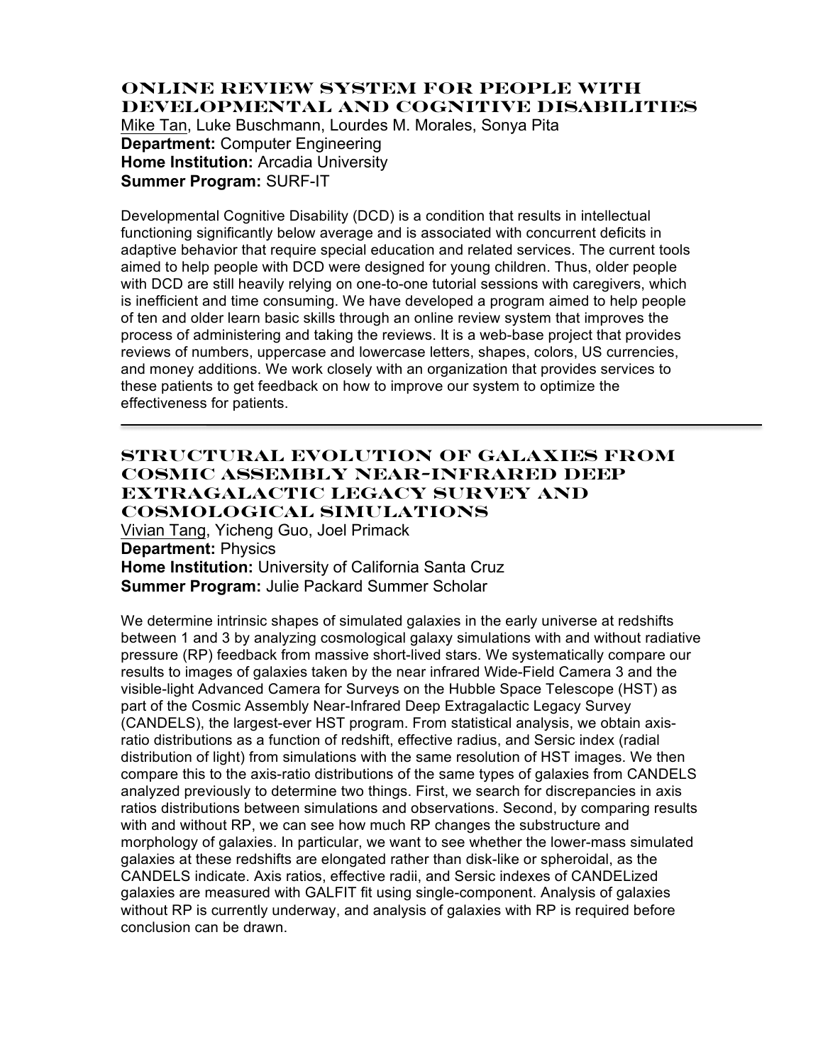## Online Review System for People with Developmental and Cognitive Disabilities

Mike Tan, Luke Buschmann, Lourdes M. Morales, Sonya Pita
**Department:** Computer Engineering
**Home Institution:** Arcadia University
**Summer Program:** SURF-IT

Developmental Cognitive Disability (DCD) is a condition that results in intellectual functioning significantly below average and is associated with concurrent deficits in adaptive behavior that require special education and related services. The current tools aimed to help people with DCD were designed for young children. Thus, older people with DCD are still heavily relying on one-to-one tutorial sessions with caregivers, which is inefficient and time consuming. We have developed a program aimed to help people of ten and older learn basic skills through an online review system that improves the process of administering and taking the reviews. It is a web-base project that provides reviews of numbers, uppercase and lowercase letters, shapes, colors, US currencies, and money additions. We work closely with an organization that provides services to these patients to get feedback on how to improve our system to optimize the effectiveness for patients.

---

## Structural Evolution of Galaxies from Cosmic Assembly Near-Infrared Deep Extragalactic Legacy Survey and Cosmological Simulations

Vivian Tang, Yicheng Guo, Joel Primack
**Department:** Physics
**Home Institution:** University of California Santa Cruz
**Summer Program:** Julie Packard Summer Scholar

We determine intrinsic shapes of simulated galaxies in the early universe at redshifts between 1 and 3 by analyzing cosmological galaxy simulations with and without radiative pressure (RP) feedback from massive short-lived stars. We systematically compare our results to images of galaxies taken by the near infrared Wide-Field Camera 3 and the visible-light Advanced Camera for Surveys on the Hubble Space Telescope (HST) as part of the Cosmic Assembly Near-Infrared Deep Extragalactic Legacy Survey (CANDELS), the largest-ever HST program. From statistical analysis, we obtain axis-ratio distributions as a function of redshift, effective radius, and Sersic index (radial distribution of light) from simulations with the same resolution of HST images. We then compare this to the axis-ratio distributions of the same types of galaxies from CANDELS analyzed previously to determine two things. First, we search for discrepancies in axis ratios distributions between simulations and observations. Second, by comparing results with and without RP, we can see how much RP changes the substructure and morphology of galaxies. In particular, we want to see whether the lower-mass simulated galaxies at these redshifts are elongated rather than disk-like or spheroidal, as the CANDELS indicate. Axis ratios, effective radii, and Sersic indexes of CANDELized galaxies are measured with GALFIT fit using single-component. Analysis of galaxies without RP is currently underway, and analysis of galaxies with RP is required before conclusion can be drawn.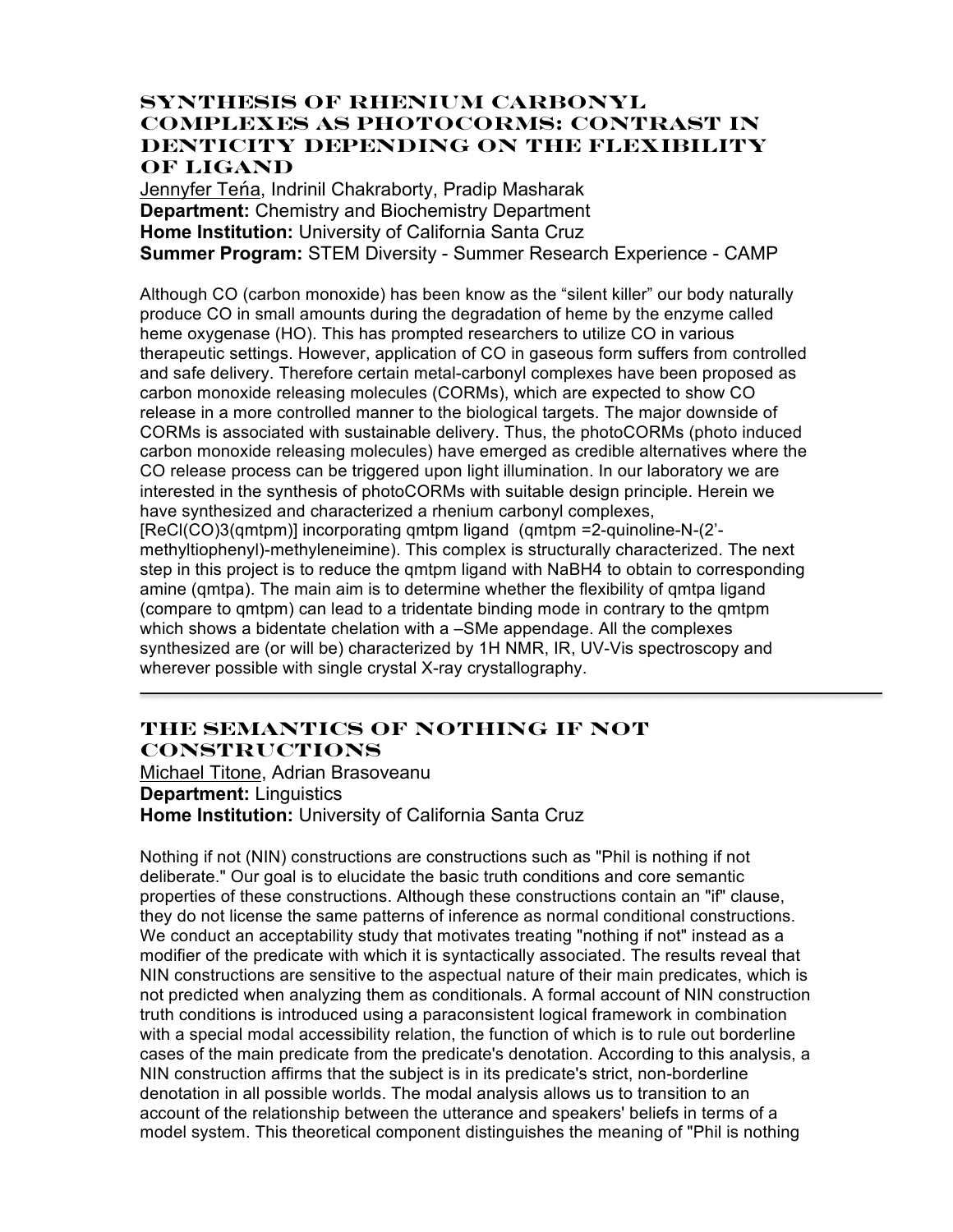## Synthesis of Rhenium Carbonyl Complexes as PhotoCORMs: Contrast in Denticity Depending on the Flexibility of Ligand

Jennyfer Teńa, Indrinil Chakraborty, Pradip Masharak
**Department:** Chemistry and Biochemistry Department
**Home Institution:** University of California Santa Cruz
**Summer Program:** STEM Diversity - Summer Research Experience - CAMP

Although CO (carbon monoxide) has been know as the "silent killer" our body naturally produce CO in small amounts during the degradation of heme by the enzyme called heme oxygenase (HO). This has prompted researchers to utilize CO in various therapeutic settings. However, application of CO in gaseous form suffers from controlled and safe delivery. Therefore certain metal-carbonyl complexes have been proposed as carbon monoxide releasing molecules (CORMs), which are expected to show CO release in a more controlled manner to the biological targets. The major downside of CORMs is associated with sustainable delivery. Thus, the photoCORMs (photo induced carbon monoxide releasing molecules) have emerged as credible alternatives where the CO release process can be triggered upon light illumination. In our laboratory we are interested in the synthesis of photoCORMs with suitable design principle. Herein we have synthesized and characterized a rhenium carbonyl complexes, $[ReCl(CO)_3(qmtpm)]$ incorporating qmtpm ligand (qmtpm =2-quinoline-N-(2'-methyltiophenyl)-methyleneimine). This complex is structurally characterized. The next step in this project is to reduce the qmtpm ligand with $NaBH_4$ to obtain to corresponding amine (qmtpa). The main aim is to determine whether the flexibility of qmtpa ligand (compare to qmtpm) can lead to a tridentate binding mode in contrary to the qmtpm which shows a bidentate chelation with a –SMe appendage. All the complexes synthesized are (or will be) characterized by 1H NMR, IR, UV-Vis spectroscopy and wherever possible with single crystal X-ray crystallography.

---

## The Semantics of Nothing If Not Constructions

Michael Titone, Adrian Brasoveanu
**Department:** Linguistics
**Home Institution:** University of California Santa Cruz

Nothing if not (NIN) constructions are constructions such as "Phil is nothing if not deliberate." Our goal is to elucidate the basic truth conditions and core semantic properties of these constructions. Although these constructions contain an "if" clause, they do not license the same patterns of inference as normal conditional constructions. We conduct an acceptability study that motivates treating "nothing if not" instead as a modifier of the predicate with which it is syntactically associated. The results reveal that NIN constructions are sensitive to the aspectual nature of their main predicates, which is not predicted when analyzing them as conditionals. A formal account of NIN construction truth conditions is introduced using a paraconsistent logical framework in combination with a special modal accessibility relation, the function of which is to rule out borderline cases of the main predicate from the predicate's denotation. According to this analysis, a NIN construction affirms that the subject is in its predicate's strict, non-borderline denotation in all possible worlds. The modal analysis allows us to transition to an account of the relationship between the utterance and speakers' beliefs in terms of a model system. This theoretical component distinguishes the meaning of "Phil is nothing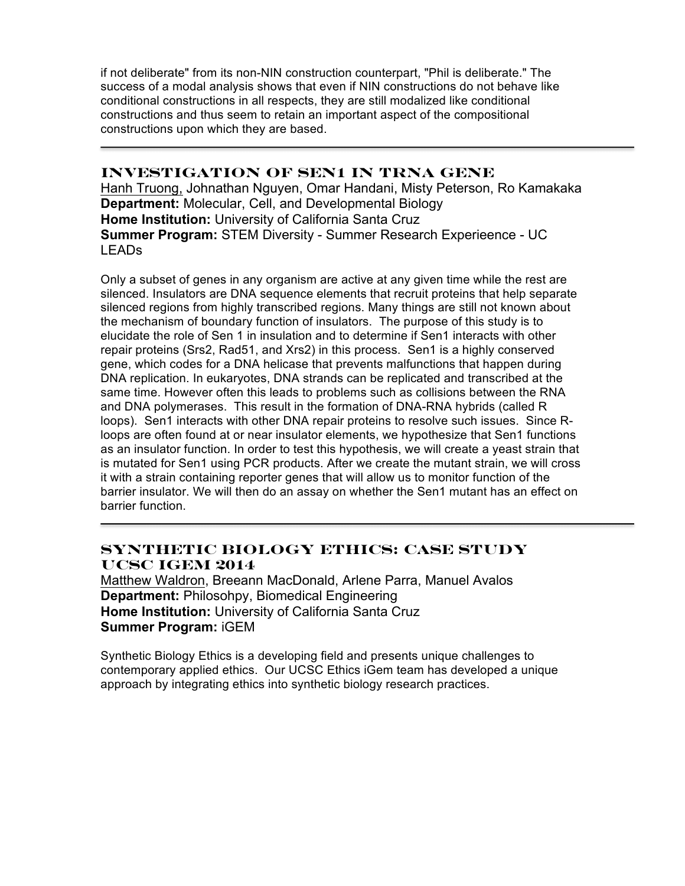if not deliberate" from its non-NIN construction counterpart, "Phil is deliberate." The success of a modal analysis shows that even if NIN constructions do not behave like conditional constructions in all respects, they are still modalized like conditional constructions and thus seem to retain an important aspect of the compositional constructions upon which they are based.

---

## Investigation of Sen1 in tRNA Gene

Hanh Truong, Johnathan Nguyen, Omar Handani, Misty Peterson, Ro Kamakaka
**Department:** Molecular, Cell, and Developmental Biology
**Home Institution:** University of California Santa Cruz
**Summer Program:** STEM Diversity - Summer Research Experieence - UC LEADs

Only a subset of genes in any organism are active at any given time while the rest are silenced. Insulators are DNA sequence elements that recruit proteins that help separate silenced regions from highly transcribed regions. Many things are still not known about the mechanism of boundary function of insulators. The purpose of this study is to elucidate the role of Sen 1 in insulation and to determine if Sen1 interacts with other repair proteins (Srs2, Rad51, and Xrs2) in this process. Sen1 is a highly conserved gene, which codes for a DNA helicase that prevents malfunctions that happen during DNA replication. In eukaryotes, DNA strands can be replicated and transcribed at the same time. However often this leads to problems such as collisions between the RNA and DNA polymerases. This result in the formation of DNA-RNA hybrids (called R loops). Sen1 interacts with other DNA repair proteins to resolve such issues. Since R-loops are often found at or near insulator elements, we hypothesize that Sen1 functions as an insulator function. In order to test this hypothesis, we will create a yeast strain that is mutated for Sen1 using PCR products. After we create the mutant strain, we will cross it with a strain containing reporter genes that will allow us to monitor function of the barrier insulator. We will then do an assay on whether the Sen1 mutant has an effect on barrier function.

---

## Synthetic Biology Ethics: Case Study UCSC iGEM 2014

Matthew Waldron, Breeann MacDonald, Arlene Parra, Manuel Avalos
**Department:** Philosohpy, Biomedical Engineering
**Home Institution:** University of California Santa Cruz
**Summer Program:** iGEM

Synthetic Biology Ethics is a developing field and presents unique challenges to contemporary applied ethics. Our UCSC Ethics iGem team has developed a unique approach by integrating ethics into synthetic biology research practices.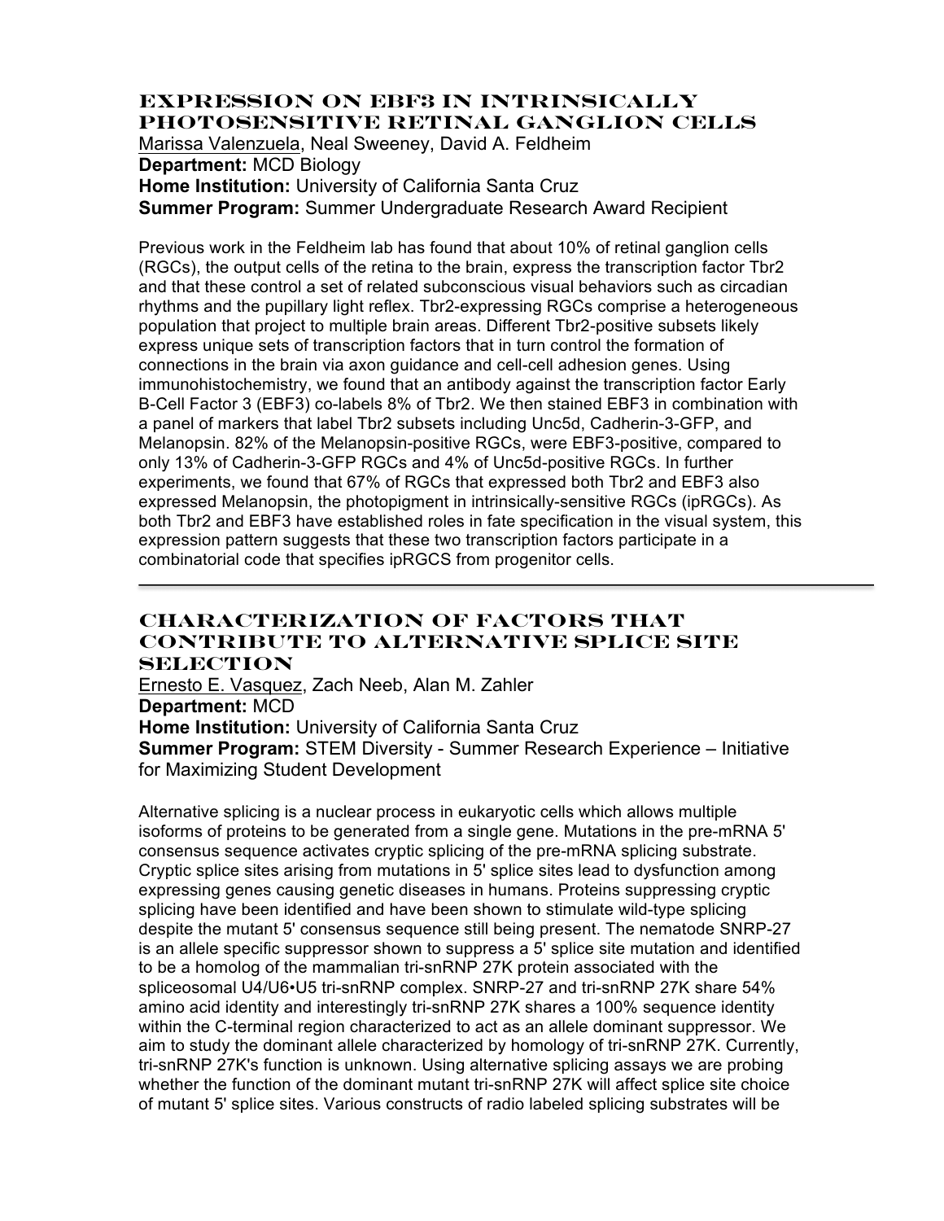## Expression on EBF3 in Intrinsically Photosensitive Retinal Ganglion Cells

Marissa Valenzuela, Neal Sweeney, David A. Feldheim
**Department:** MCD Biology
**Home Institution:** University of California Santa Cruz
**Summer Program:** Summer Undergraduate Research Award Recipient

Previous work in the Feldheim lab has found that about 10% of retinal ganglion cells (RGCs), the output cells of the retina to the brain, express the transcription factor Tbr2 and that these control a set of related subconscious visual behaviors such as circadian rhythms and the pupillary light reflex. Tbr2-expressing RGCs comprise a heterogeneous population that project to multiple brain areas. Different Tbr2-positive subsets likely express unique sets of transcription factors that in turn control the formation of connections in the brain via axon guidance and cell-cell adhesion genes. Using immunohistochemistry, we found that an antibody against the transcription factor Early B-Cell Factor 3 (EBF3) co-labels 8% of Tbr2. We then stained EBF3 in combination with a panel of markers that label Tbr2 subsets including Unc5d, Cadherin-3-GFP, and Melanopsin. 82% of the Melanopsin-positive RGCs, were EBF3-positive, compared to only 13% of Cadherin-3-GFP RGCs and 4% of Unc5d-positive RGCs. In further experiments, we found that 67% of RGCs that expressed both Tbr2 and EBF3 also expressed Melanopsin, the photopigment in intrinsically-sensitive RGCs (ipRGCs). As both Tbr2 and EBF3 have established roles in fate specification in the visual system, this expression pattern suggests that these two transcription factors participate in a combinatorial code that specifies ipRGCS from progenitor cells.

---

## Characterization of Factors That Contribute to Alternative Splice Site Selection

Ernesto E. Vasquez, Zach Neeb, Alan M. Zahler
**Department:** MCD
**Home Institution:** University of California Santa Cruz
**Summer Program:** STEM Diversity - Summer Research Experience – Initiative for Maximizing Student Development

Alternative splicing is a nuclear process in eukaryotic cells which allows multiple isoforms of proteins to be generated from a single gene. Mutations in the pre-mRNA 5' consensus sequence activates cryptic splicing of the pre-mRNA splicing substrate. Cryptic splice sites arising from mutations in 5' splice sites lead to dysfunction among expressing genes causing genetic diseases in humans. Proteins suppressing cryptic splicing have been identified and have been shown to stimulate wild-type splicing despite the mutant 5' consensus sequence still being present. The nematode SNRP-27 is an allele specific suppressor shown to suppress a 5' splice site mutation and identified to be a homolog of the mammalian tri-snRNP 27K protein associated with the spliceosomal U4/U6•U5 tri-snRNP complex. SNRP-27 and tri-snRNP 27K share 54% amino acid identity and interestingly tri-snRNP 27K shares a 100% sequence identity within the C-terminal region characterized to act as an allele dominant suppressor. We aim to study the dominant allele characterized by homology of tri-snRNP 27K. Currently, tri-snRNP 27K's function is unknown. Using alternative splicing assays we are probing whether the function of the dominant mutant tri-snRNP 27K will affect splice site choice of mutant 5' splice sites. Various constructs of radio labeled splicing substrates will be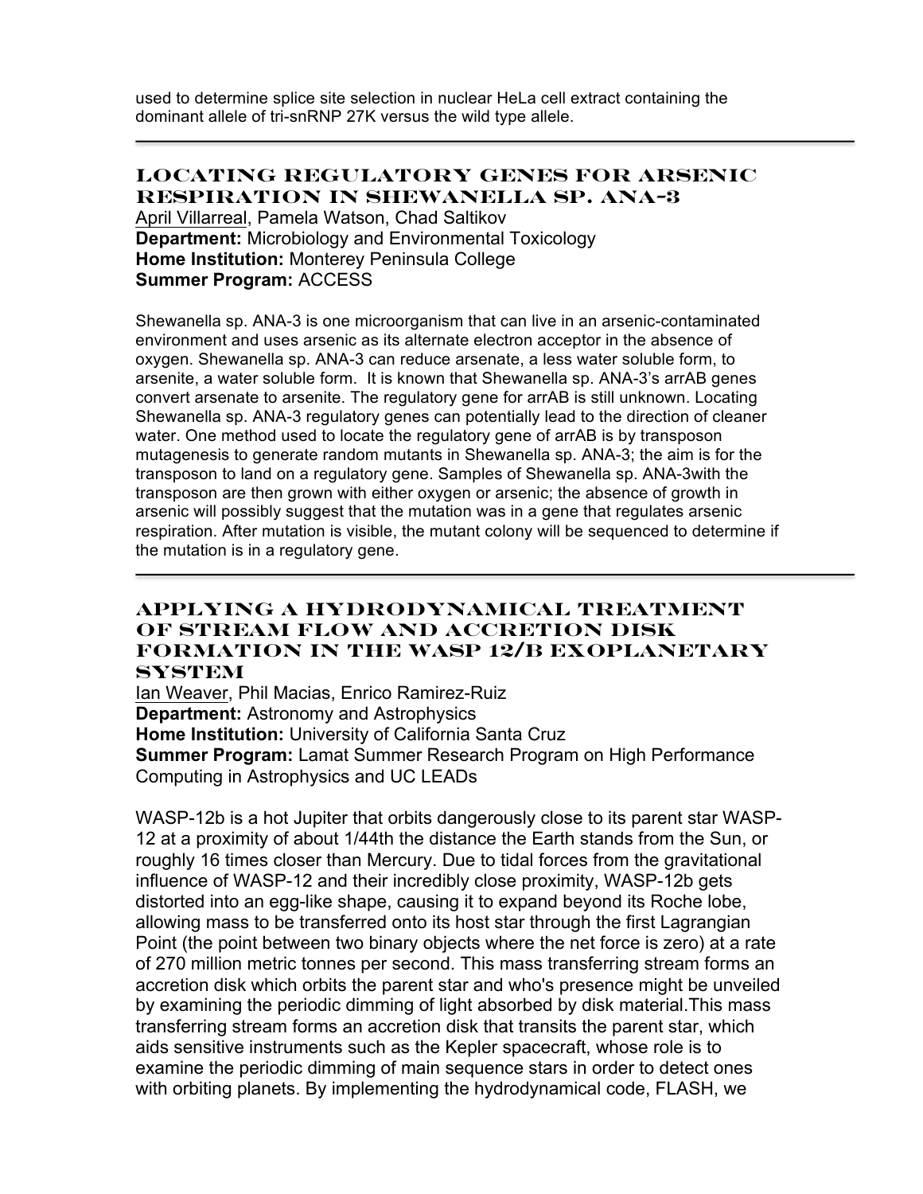used to determine splice site selection in nuclear HeLa cell extract containing the dominant allele of tri-snRNP 27K versus the wild type allele.

---

## LOCATING REGULATORY GENES FOR ARSENIC RESPIRATION IN SHEWANELLA SP. ANA-3

April Villarreal, Pamela Watson, Chad Saltikov
**Department:** Microbiology and Environmental Toxicology
**Home Institution:** Monterey Peninsula College
**Summer Program:** ACCESS

Shewanella sp. ANA-3 is one microorganism that can live in an arsenic-contaminated environment and uses arsenic as its alternate electron acceptor in the absence of oxygen. Shewanella sp. ANA-3 can reduce arsenate, a less water soluble form, to arsenite, a water soluble form. It is known that Shewanella sp. ANA-3's arrAB genes convert arsenate to arsenite. The regulatory gene for arrAB is still unknown. Locating Shewanella sp. ANA-3 regulatory genes can potentially lead to the direction of cleaner water. One method used to locate the regulatory gene of arrAB is by transposon mutagenesis to generate random mutants in Shewanella sp. ANA-3; the aim is for the transposon to land on a regulatory gene. Samples of Shewanella sp. ANA-3with the transposon are then grown with either oxygen or arsenic; the absence of growth in arsenic will possibly suggest that the mutation was in a gene that regulates arsenic respiration. After mutation is visible, the mutant colony will be sequenced to determine if the mutation is in a regulatory gene.

---

## APPLYING A HYDRODYNAMICAL TREATMENT OF STREAM FLOW AND ACCRETION DISK FORMATION IN THE WASP 12/B EXOPLANETARY SYSTEM

Ian Weaver, Phil Macias, Enrico Ramirez-Ruiz
**Department:** Astronomy and Astrophysics
**Home Institution:** University of California Santa Cruz
**Summer Program:** Lamat Summer Research Program on High Performance Computing in Astrophysics and UC LEADs

WASP-12b is a hot Jupiter that orbits dangerously close to its parent star WASP-12 at a proximity of about 1/44th the distance the Earth stands from the Sun, or roughly 16 times closer than Mercury. Due to tidal forces from the gravitational influence of WASP-12 and their incredibly close proximity, WASP-12b gets distorted into an egg-like shape, causing it to expand beyond its Roche lobe, allowing mass to be transferred onto its host star through the first Lagrangian Point (the point between two binary objects where the net force is zero) at a rate of 270 million metric tonnes per second. This mass transferring stream forms an accretion disk which orbits the parent star and who's presence might be unveiled by examining the periodic dimming of light absorbed by disk material.This mass transferring stream forms an accretion disk that transits the parent star, which aids sensitive instruments such as the Kepler spacecraft, whose role is to examine the periodic dimming of main sequence stars in order to detect ones with orbiting planets. By implementing the hydrodynamical code, FLASH, we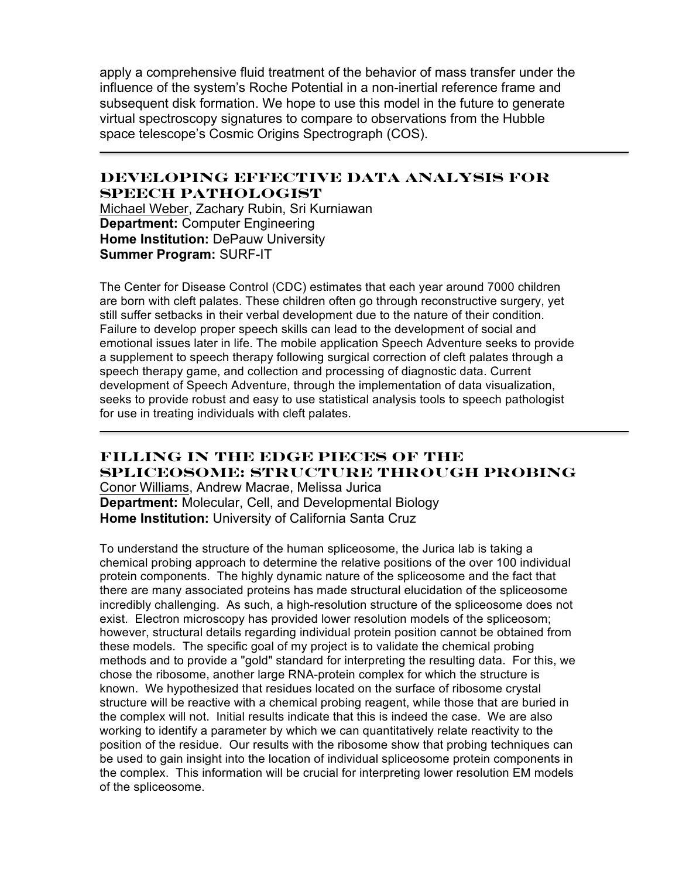apply a comprehensive fluid treatment of the behavior of mass transfer under the influence of the system's Roche Potential in a non-inertial reference frame and subsequent disk formation. We hope to use this model in the future to generate virtual spectroscopy signatures to compare to observations from the Hubble space telescope's Cosmic Origins Spectrograph (COS).

---

## DEVELOPING EFFECTIVE DATA ANALYSIS FOR SPEECH PATHOLOGIST

Michael Weber, Zachary Rubin, Sri Kurniawan
**Department:** Computer Engineering
**Home Institution:** DePauw University
**Summer Program:** SURF-IT

The Center for Disease Control (CDC) estimates that each year around 7000 children are born with cleft palates. These children often go through reconstructive surgery, yet still suffer setbacks in their verbal development due to the nature of their condition. Failure to develop proper speech skills can lead to the development of social and emotional issues later in life. The mobile application Speech Adventure seeks to provide a supplement to speech therapy following surgical correction of cleft palates through a speech therapy game, and collection and processing of diagnostic data. Current development of Speech Adventure, through the implementation of data visualization, seeks to provide robust and easy to use statistical analysis tools to speech pathologist for use in treating individuals with cleft palates.

---

## FILLING IN THE EDGE PIECES OF THE SPLICEOSOME: STRUCTURE THROUGH PROBING

Conor Williams, Andrew Macrae, Melissa Jurica
**Department:** Molecular, Cell, and Developmental Biology
**Home Institution:** University of California Santa Cruz

To understand the structure of the human spliceosome, the Jurica lab is taking a chemical probing approach to determine the relative positions of the over 100 individual protein components. The highly dynamic nature of the spliceosome and the fact that there are many associated proteins has made structural elucidation of the spliceosome incredibly challenging. As such, a high-resolution structure of the spliceosome does not exist. Electron microscopy has provided lower resolution models of the spliceosom; however, structural details regarding individual protein position cannot be obtained from these models. The specific goal of my project is to validate the chemical probing methods and to provide a "gold" standard for interpreting the resulting data. For this, we chose the ribosome, another large RNA-protein complex for which the structure is known. We hypothesized that residues located on the surface of ribosome crystal structure will be reactive with a chemical probing reagent, while those that are buried in the complex will not. Initial results indicate that this is indeed the case. We are also working to identify a parameter by which we can quantitatively relate reactivity to the position of the residue. Our results with the ribosome show that probing techniques can be used to gain insight into the location of individual spliceosome protein components in the complex. This information will be crucial for interpreting lower resolution EM models of the spliceosome.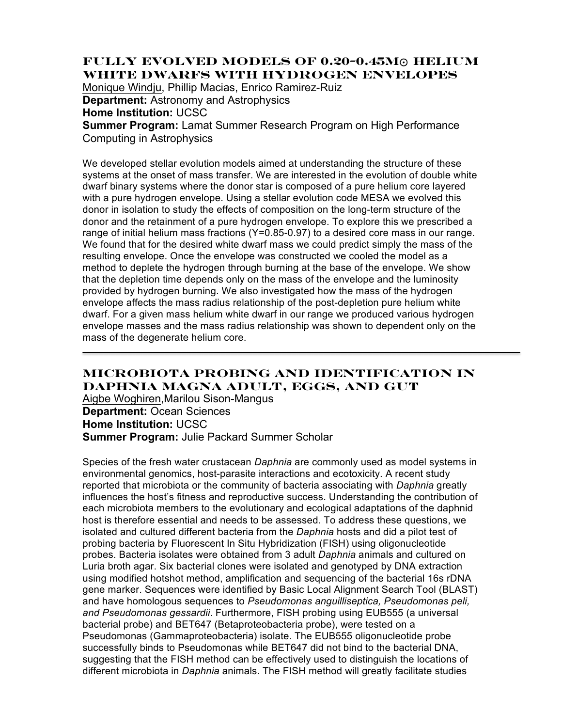## FULLY EVOLVED MODELS OF 0.20-0.45M⊙ HELIUM WHITE DWARFS WITH HYDROGEN ENVELOPES

Monique Windju, Phillip Macias, Enrico Ramirez-Ruiz
**Department:** Astronomy and Astrophysics
**Home Institution:** UCSC
**Summer Program:** Lamat Summer Research Program on High Performance Computing in Astrophysics

We developed stellar evolution models aimed at understanding the structure of these systems at the onset of mass transfer. We are interested in the evolution of double white dwarf binary systems where the donor star is composed of a pure helium core layered with a pure hydrogen envelope. Using a stellar evolution code MESA we evolved this donor in isolation to study the effects of composition on the long-term structure of the donor and the retainment of a pure hydrogen envelope. To explore this we prescribed a range of initial helium mass fractions (Y=0.85-0.97) to a desired core mass in our range. We found that for the desired white dwarf mass we could predict simply the mass of the resulting envelope. Once the envelope was constructed we cooled the model as a method to deplete the hydrogen through burning at the base of the envelope. We show that the depletion time depends only on the mass of the envelope and the luminosity provided by hydrogen burning. We also investigated how the mass of the hydrogen envelope affects the mass radius relationship of the post-depletion pure helium white dwarf. For a given mass helium white dwarf in our range we produced various hydrogen envelope masses and the mass radius relationship was shown to dependent only on the mass of the degenerate helium core.

---

## MICROBIOTA PROBING AND IDENTIFICATION IN DAPHNIA MAGNA ADULT, EGGS, AND GUT

Aigbe Woghiren,Marilou Sison-Mangus
**Department:** Ocean Sciences
**Home Institution:** UCSC
**Summer Program:** Julie Packard Summer Scholar

Species of the fresh water crustacean *Daphnia* are commonly used as model systems in environmental genomics, host-parasite interactions and ecotoxicity. A recent study reported that microbiota or the community of bacteria associating with *Daphnia* greatly influences the host's fitness and reproductive success. Understanding the contribution of each microbiota members to the evolutionary and ecological adaptations of the daphnid host is therefore essential and needs to be assessed. To address these questions, we isolated and cultured different bacteria from the *Daphnia* hosts and did a pilot test of probing bacteria by Fluorescent In Situ Hybridization (FISH) using oligonucleotide probes. Bacteria isolates were obtained from 3 adult *Daphnia* animals and cultured on Luria broth agar. Six bacterial clones were isolated and genotyped by DNA extraction using modified hotshot method, amplification and sequencing of the bacterial 16s rDNA gene marker. Sequences were identified by Basic Local Alignment Search Tool (BLAST) and have homologous sequences to *Pseudomonas anguilliseptica, Pseudomonas peli, and Pseudomonas gessardii.* Furthermore, FISH probing using EUB555 (a universal bacterial probe) and BET647 (Betaproteobacteria probe), were tested on a Pseudomonas (Gammaproteobacteria) isolate. The EUB555 oligonucleotide probe successfully binds to Pseudomonas while BET647 did not bind to the bacterial DNA, suggesting that the FISH method can be effectively used to distinguish the locations of different microbiota in *Daphnia* animals. The FISH method will greatly facilitate studies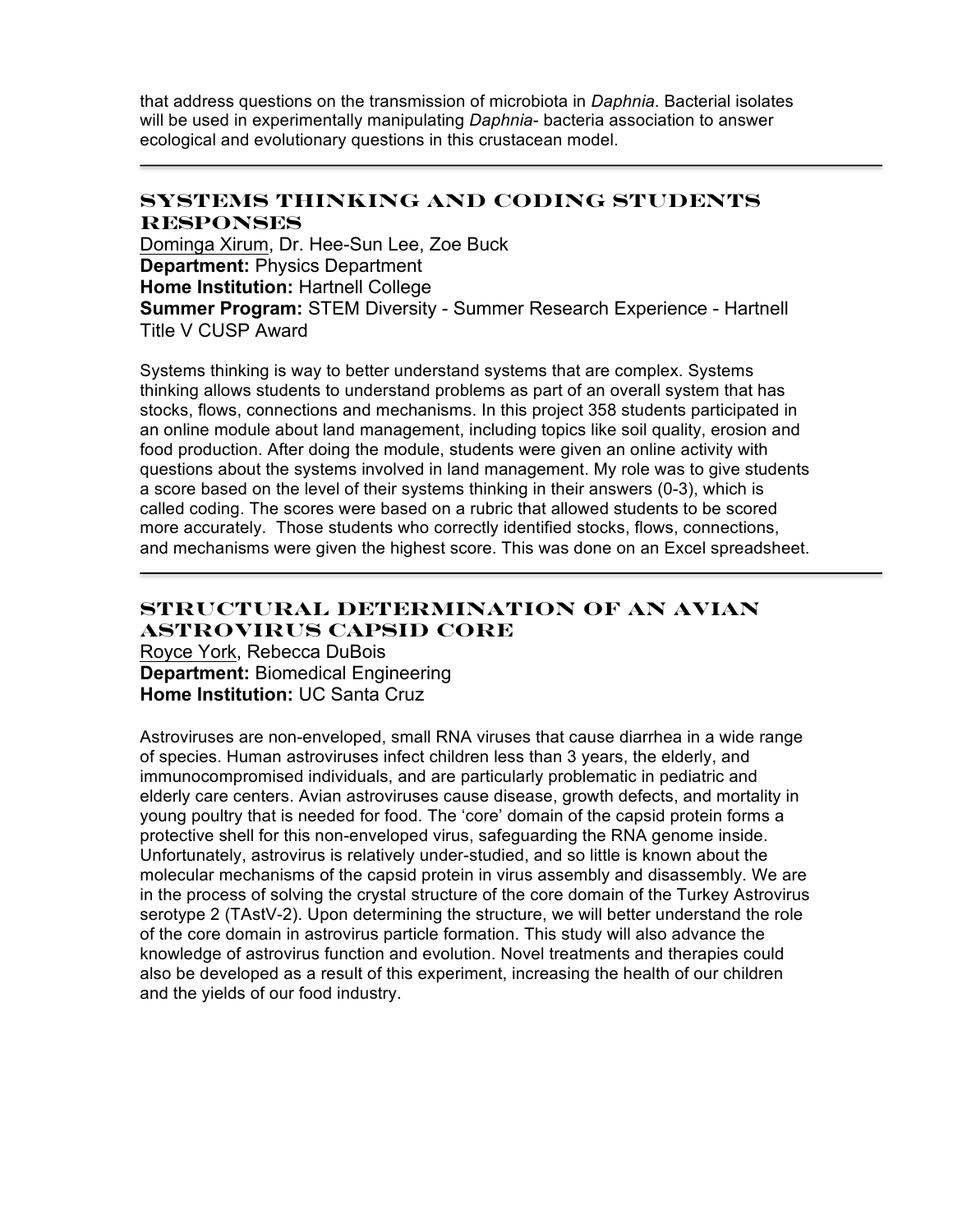that address questions on the transmission of microbiota in *Daphnia*. Bacterial isolates will be used in experimentally manipulating *Daphnia*- bacteria association to answer ecological and evolutionary questions in this crustacean model.

---

## SYSTEMS THINKING AND CODING STUDENTS RESPONSES

Dominga Xirum, Dr. Hee-Sun Lee, Zoe Buck
**Department:** Physics Department
**Home Institution:** Hartnell College
**Summer Program:** STEM Diversity - Summer Research Experience - Hartnell Title V CUSP Award

Systems thinking is way to better understand systems that are complex. Systems thinking allows students to understand problems as part of an overall system that has stocks, flows, connections and mechanisms. In this project 358 students participated in an online module about land management, including topics like soil quality, erosion and food production. After doing the module, students were given an online activity with questions about the systems involved in land management. My role was to give students a score based on the level of their systems thinking in their answers (0-3), which is called coding. The scores were based on a rubric that allowed students to be scored more accurately. Those students who correctly identified stocks, flows, connections, and mechanisms were given the highest score. This was done on an Excel spreadsheet.

---

## STRUCTURAL DETERMINATION OF AN AVIAN ASTROVIRUS CAPSID CORE

Royce York, Rebecca DuBois
**Department:** Biomedical Engineering
**Home Institution:** UC Santa Cruz

Astroviruses are non-enveloped, small RNA viruses that cause diarrhea in a wide range of species. Human astroviruses infect children less than 3 years, the elderly, and immunocompromised individuals, and are particularly problematic in pediatric and elderly care centers. Avian astroviruses cause disease, growth defects, and mortality in young poultry that is needed for food. The 'core' domain of the capsid protein forms a protective shell for this non-enveloped virus, safeguarding the RNA genome inside. Unfortunately, astrovirus is relatively under-studied, and so little is known about the molecular mechanisms of the capsid protein in virus assembly and disassembly. We are in the process of solving the crystal structure of the core domain of the Turkey Astrovirus serotype 2 (TAstV-2). Upon determining the structure, we will better understand the role of the core domain in astrovirus particle formation. This study will also advance the knowledge of astrovirus function and evolution. Novel treatments and therapies could also be developed as a result of this experiment, increasing the health of our children and the yields of our food industry.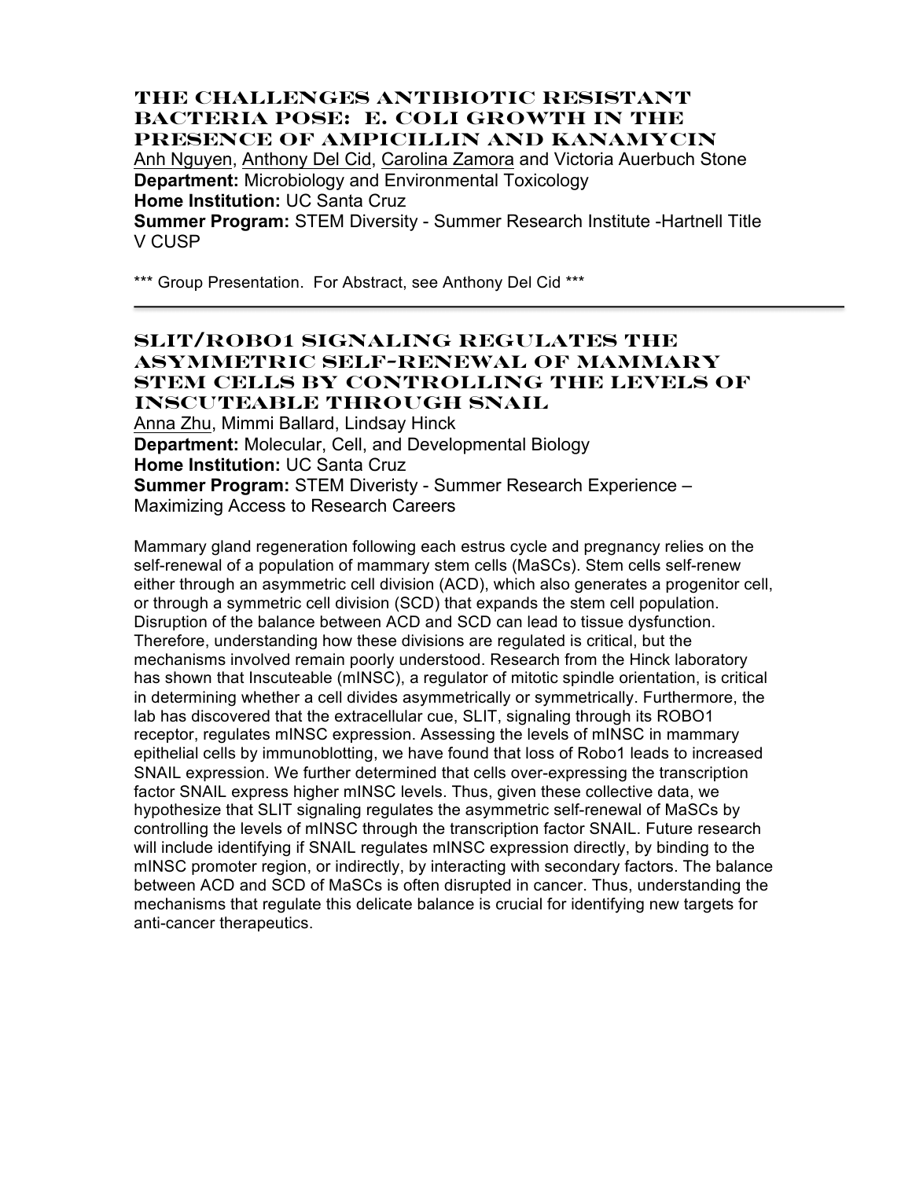## The Challenges Antibiotic Resistant Bacteria Pose: E. coli Growth in the Presence of Ampicillin and Kanamycin

Anh Nguyen, Anthony Del Cid, Carolina Zamora and Victoria Auerbuch Stone
**Department:** Microbiology and Environmental Toxicology
**Home Institution:** UC Santa Cruz
**Summer Program:** STEM Diversity - Summer Research Institute -Hartnell Title V CUSP

*** Group Presentation. For Abstract, see Anthony Del Cid ***

---

## SLIT/ROBO1 Signaling Regulates the Asymmetric Self-Renewal of Mammary Stem Cells by Controlling the Levels of Inscuteable Through SNAIL

Anna Zhu, Mimmi Ballard, Lindsay Hinck
**Department:** Molecular, Cell, and Developmental Biology
**Home Institution:** UC Santa Cruz
**Summer Program:** STEM Diveristy - Summer Research Experience – Maximizing Access to Research Careers

Mammary gland regeneration following each estrus cycle and pregnancy relies on the self-renewal of a population of mammary stem cells (MaSCs). Stem cells self-renew either through an asymmetric cell division (ACD), which also generates a progenitor cell, or through a symmetric cell division (SCD) that expands the stem cell population. Disruption of the balance between ACD and SCD can lead to tissue dysfunction. Therefore, understanding how these divisions are regulated is critical, but the mechanisms involved remain poorly understood. Research from the Hinck laboratory has shown that Inscuteable (mINSC), a regulator of mitotic spindle orientation, is critical in determining whether a cell divides asymmetrically or symmetrically. Furthermore, the lab has discovered that the extracellular cue, SLIT, signaling through its ROBO1 receptor, regulates mINSC expression. Assessing the levels of mINSC in mammary epithelial cells by immunoblotting, we have found that loss of Robo1 leads to increased SNAIL expression. We further determined that cells over-expressing the transcription factor SNAIL express higher mINSC levels. Thus, given these collective data, we hypothesize that SLIT signaling regulates the asymmetric self-renewal of MaSCs by controlling the levels of mINSC through the transcription factor SNAIL. Future research will include identifying if SNAIL regulates mINSC expression directly, by binding to the mINSC promoter region, or indirectly, by interacting with secondary factors. The balance between ACD and SCD of MaSCs is often disrupted in cancer. Thus, understanding the mechanisms that regulate this delicate balance is crucial for identifying new targets for anti-cancer therapeutics.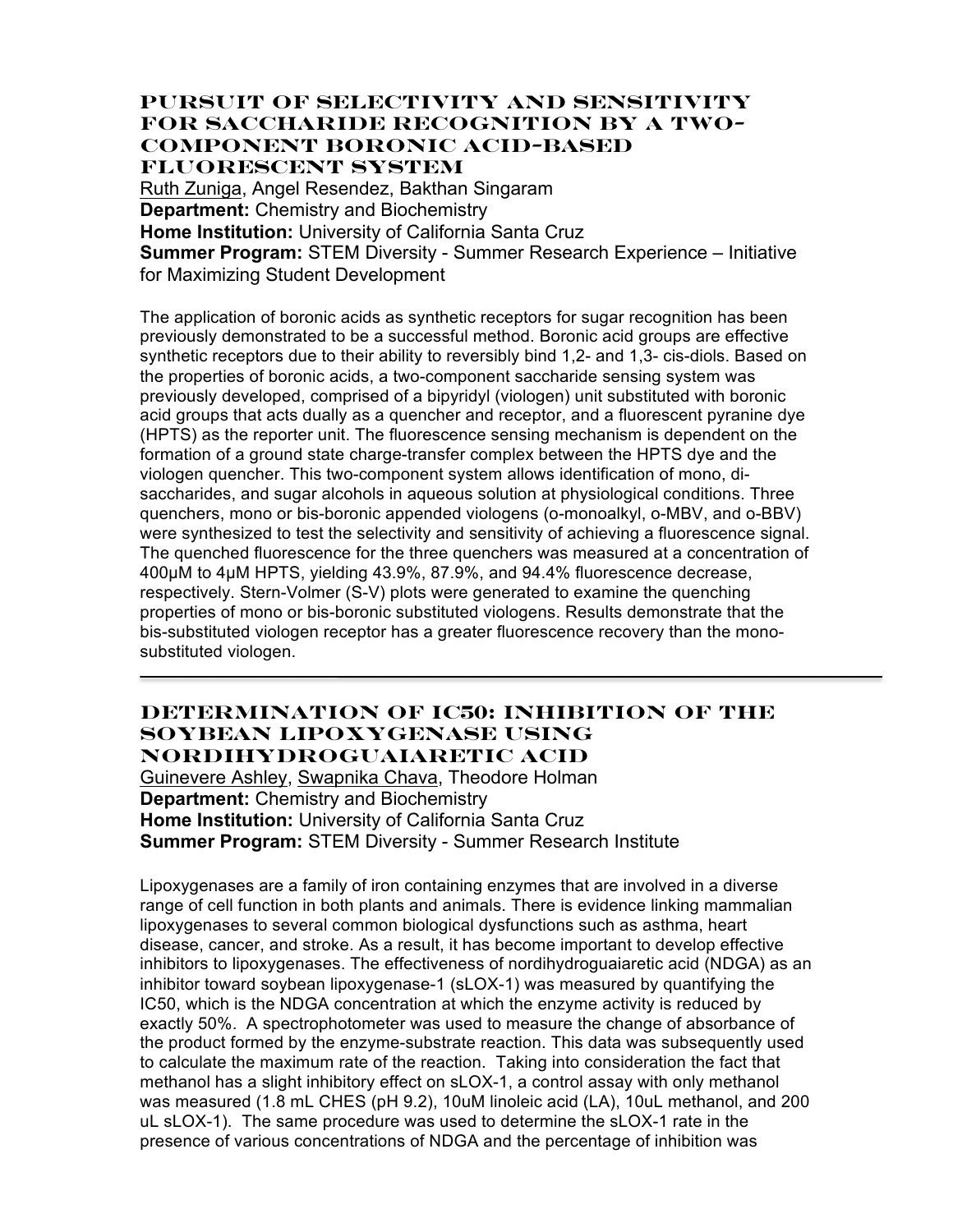## PURSUIT OF SELECTIVITY AND SENSITIVITY FOR SACCHARIDE RECOGNITION BY A TWO-COMPONENT BORONIC ACID-BASED FLUORESCENT SYSTEM

Ruth Zuniga, Angel Resendez, Bakthan Singaram
**Department:** Chemistry and Biochemistry
**Home Institution:** University of California Santa Cruz
**Summer Program:** STEM Diversity - Summer Research Experience – Initiative for Maximizing Student Development

The application of boronic acids as synthetic receptors for sugar recognition has been previously demonstrated to be a successful method. Boronic acid groups are effective synthetic receptors due to their ability to reversibly bind 1,2- and 1,3- cis-diols. Based on the properties of boronic acids, a two-component saccharide sensing system was previously developed, comprised of a bipyridyl (viologen) unit substituted with boronic acid groups that acts dually as a quencher and receptor, and a fluorescent pyranine dye (HPTS) as the reporter unit. The fluorescence sensing mechanism is dependent on the formation of a ground state charge-transfer complex between the HPTS dye and the viologen quencher. This two-component system allows identification of mono, di-saccharides, and sugar alcohols in aqueous solution at physiological conditions. Three quenchers, mono or bis-boronic appended viologens (o-monoalkyl, o-MBV, and o-BBV) were synthesized to test the selectivity and sensitivity of achieving a fluorescence signal. The quenched fluorescence for the three quenchers was measured at a concentration of 400μM to 4μM HPTS, yielding 43.9%, 87.9%, and 94.4% fluorescence decrease, respectively. Stern-Volmer (S-V) plots were generated to examine the quenching properties of mono or bis-boronic substituted viologens. Results demonstrate that the bis-substituted viologen receptor has a greater fluorescence recovery than the mono-substituted viologen.

---

## DETERMINATION OF IC50: INHIBITION OF THE SOYBEAN LIPOXYGENASE USING NORDIHYDROGUAIARETIC ACID

Guinevere Ashley, Swapnika Chava, Theodore Holman
**Department:** Chemistry and Biochemistry
**Home Institution:** University of California Santa Cruz
**Summer Program:** STEM Diversity - Summer Research Institute

Lipoxygenases are a family of iron containing enzymes that are involved in a diverse range of cell function in both plants and animals. There is evidence linking mammalian lipoxygenases to several common biological dysfunctions such as asthma, heart disease, cancer, and stroke. As a result, it has become important to develop effective inhibitors to lipoxygenases. The effectiveness of nordihydroguaiaretic acid (NDGA) as an inhibitor toward soybean lipoxygenase-1 (sLOX-1) was measured by quantifying the IC50, which is the NDGA concentration at which the enzyme activity is reduced by exactly 50%. A spectrophotometer was used to measure the change of absorbance of the product formed by the enzyme-substrate reaction. This data was subsequently used to calculate the maximum rate of the reaction. Taking into consideration the fact that methanol has a slight inhibitory effect on sLOX-1, a control assay with only methanol was measured (1.8 mL CHES (pH 9.2), 10uM linoleic acid (LA), 10uL methanol, and 200 uL sLOX-1). The same procedure was used to determine the sLOX-1 rate in the presence of various concentrations of NDGA and the percentage of inhibition was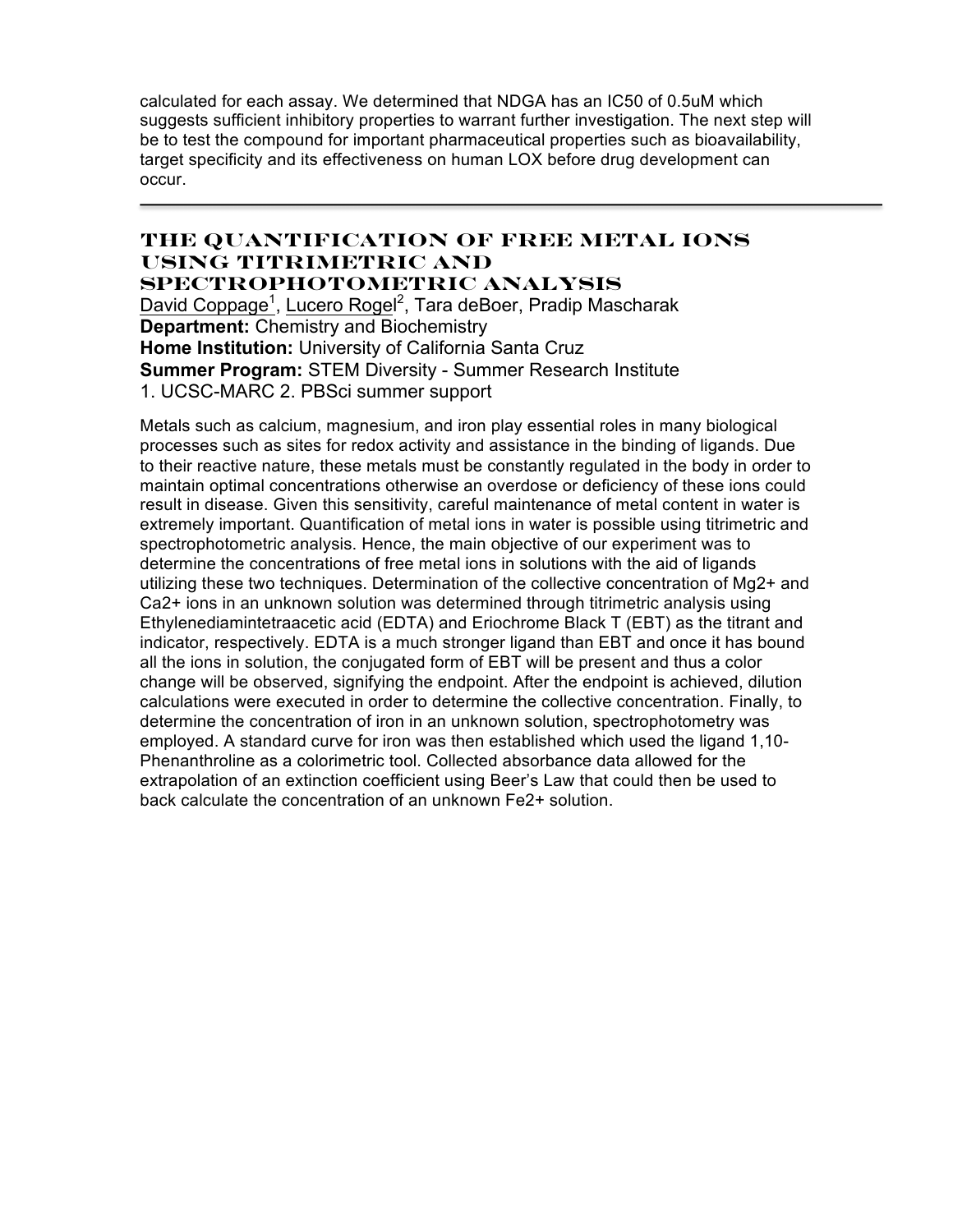calculated for each assay. We determined that NDGA has an IC50 of 0.5uM which suggests sufficient inhibitory properties to warrant further investigation. The next step will be to test the compound for important pharmaceutical properties such as bioavailability, target specificity and its effectiveness on human LOX before drug development can occur.

---

## THE QUANTIFICATION OF FREE METAL IONS USING TITRIMETRIC AND SPECTROPHOTOMETRIC ANALYSIS

David Coppage[1], Lucero Rogel[2], Tara deBoer, Pradip Mascharak
**Department:** Chemistry and Biochemistry
**Home Institution:** University of California Santa Cruz
**Summer Program:** STEM Diversity - Summer Research Institute
1. UCSC-MARC 2. PBSci summer support

Metals such as calcium, magnesium, and iron play essential roles in many biological processes such as sites for redox activity and assistance in the binding of ligands. Due to their reactive nature, these metals must be constantly regulated in the body in order to maintain optimal concentrations otherwise an overdose or deficiency of these ions could result in disease. Given this sensitivity, careful maintenance of metal content in water is extremely important. Quantification of metal ions in water is possible using titrimetric and spectrophotometric analysis. Hence, the main objective of our experiment was to determine the concentrations of free metal ions in solutions with the aid of ligands utilizing these two techniques. Determination of the collective concentration of $Mg^{2+}$ and $Ca^{2+}$ ions in an unknown solution was determined through titrimetric analysis using Ethylenediamintetraacetic acid (EDTA) and Eriochrome Black T (EBT) as the titrant and indicator, respectively. EDTA is a much stronger ligand than EBT and once it has bound all the ions in solution, the conjugated form of EBT will be present and thus a color change will be observed, signifying the endpoint. After the endpoint is achieved, dilution calculations were executed in order to determine the collective concentration. Finally, to determine the concentration of iron in an unknown solution, spectrophotometry was employed. A standard curve for iron was then established which used the ligand 1,10-Phenanthroline as a colorimetric tool. Collected absorbance data allowed for the extrapolation of an extinction coefficient using Beer's Law that could then be used to back calculate the concentration of an unknown $Fe^{2+}$ solution.